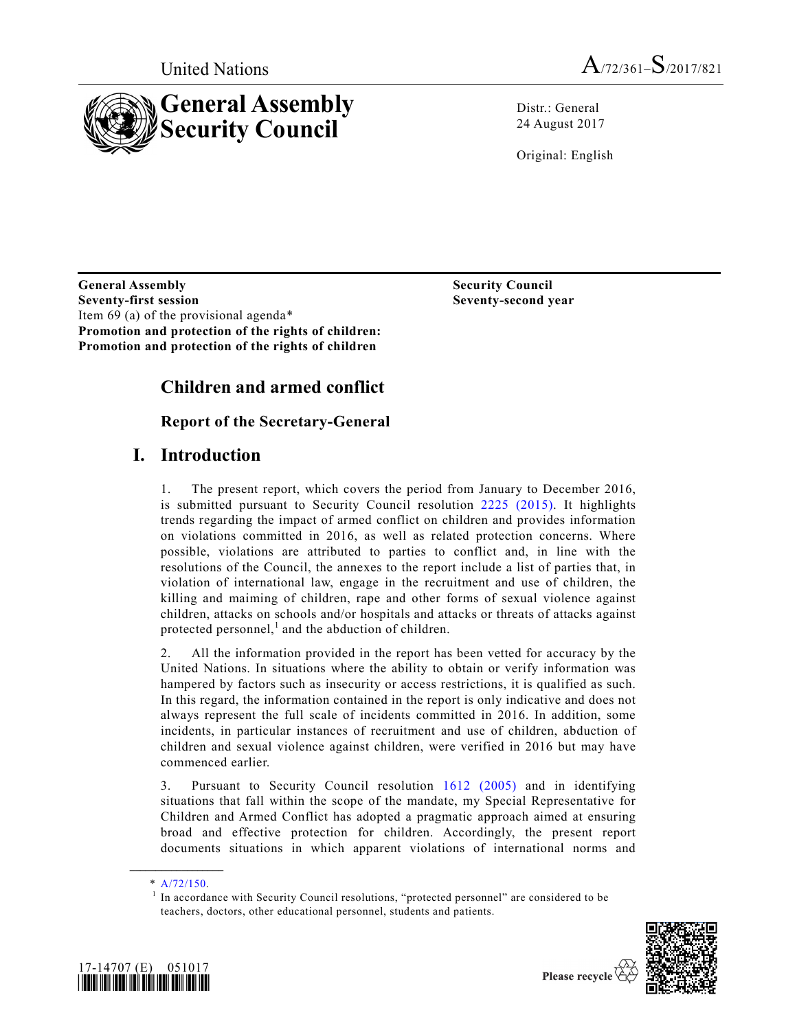United Nations

A/72/361–S/2017/821

# General Assembly Security Council

Distr.: General
24 August 2017

Original: English

**General Assembly**
**Seventy-first session**
Item 69 (a) of the provisional agenda*
**Promotion and protection of the rights of children: Promotion and protection of the rights of children**

**Security Council**
**Seventy-second year**

## Children and armed conflict

### Report of the Secretary-General

## I. Introduction

1. The present report, which covers the period from January to December 2016, is submitted pursuant to Security Council resolution 2225 (2015). It highlights trends regarding the impact of armed conflict on children and provides information on violations committed in 2016, as well as related protection concerns. Where possible, violations are attributed to parties to conflict and, in line with the resolutions of the Council, the annexes to the report include a list of parties that, in violation of international law, engage in the recruitment and use of children, the killing and maiming of children, rape and other forms of sexual violence against children, attacks on schools and/or hospitals and attacks or threats of attacks against protected personnel,[1] and the abduction of children.

2. All the information provided in the report has been vetted for accuracy by the United Nations. In situations where the ability to obtain or verify information was hampered by factors such as insecurity or access restrictions, it is qualified as such. In this regard, the information contained in the report is only indicative and does not always represent the full scale of incidents committed in 2016. In addition, some incidents, in particular instances of recruitment and use of children, abduction of children and sexual violence against children, were verified in 2016 but may have commenced earlier.

3. Pursuant to Security Council resolution 1612 (2005) and in identifying situations that fall within the scope of the mandate, my Special Representative for Children and Armed Conflict has adopted a pragmatic approach aimed at ensuring broad and effective protection for children. Accordingly, the present report documents situations in which apparent violations of international norms and

---

\* A/72/150.

[1] In accordance with Security Council resolutions, "protected personnel" are considered to be teachers, doctors, other educational personnel, students and patients.

17-14707 (E) 051017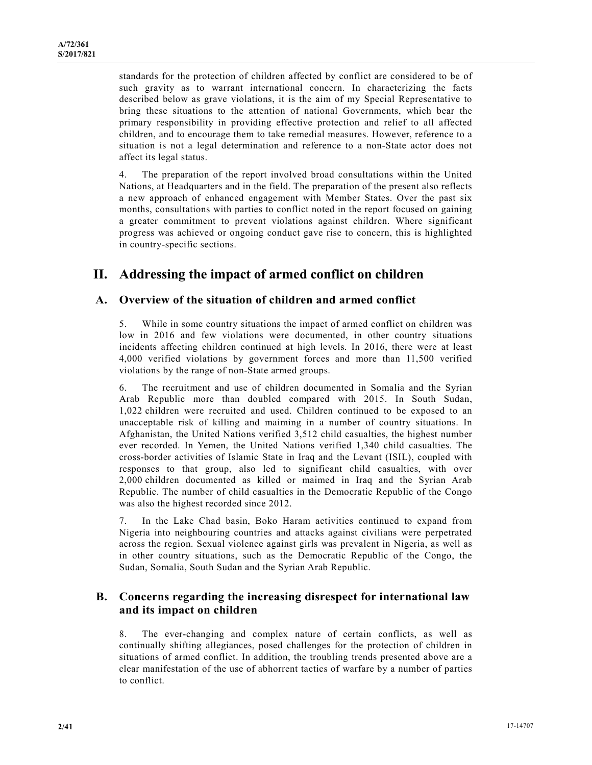standards for the protection of children affected by conflict are considered to be of such gravity as to warrant international concern. In characterizing the facts described below as grave violations, it is the aim of my Special Representative to bring these situations to the attention of national Governments, which bear the primary responsibility in providing effective protection and relief to all affected children, and to encourage them to take remedial measures. However, reference to a situation is not a legal determination and reference to a non-State actor does not affect its legal status.

4. The preparation of the report involved broad consultations within the United Nations, at Headquarters and in the field. The preparation of the present also reflects a new approach of enhanced engagement with Member States. Over the past six months, consultations with parties to conflict noted in the report focused on gaining a greater commitment to prevent violations against children. Where significant progress was achieved or ongoing conduct gave rise to concern, this is highlighted in country-specific sections.

# II. Addressing the impact of armed conflict on children

## A. Overview of the situation of children and armed conflict

5. While in some country situations the impact of armed conflict on children was low in 2016 and few violations were documented, in other country situations incidents affecting children continued at high levels. In 2016, there were at least 4,000 verified violations by government forces and more than 11,500 verified violations by the range of non-State armed groups.

6. The recruitment and use of children documented in Somalia and the Syrian Arab Republic more than doubled compared with 2015. In South Sudan, 1,022 children were recruited and used. Children continued to be exposed to an unacceptable risk of killing and maiming in a number of country situations. In Afghanistan, the United Nations verified 3,512 child casualties, the highest number ever recorded. In Yemen, the United Nations verified 1,340 child casualties. The cross-border activities of Islamic State in Iraq and the Levant (ISIL), coupled with responses to that group, also led to significant child casualties, with over 2,000 children documented as killed or maimed in Iraq and the Syrian Arab Republic. The number of child casualties in the Democratic Republic of the Congo was also the highest recorded since 2012.

7. In the Lake Chad basin, Boko Haram activities continued to expand from Nigeria into neighbouring countries and attacks against civilians were perpetrated across the region. Sexual violence against girls was prevalent in Nigeria, as well as in other country situations, such as the Democratic Republic of the Congo, the Sudan, Somalia, South Sudan and the Syrian Arab Republic.

## B. Concerns regarding the increasing disrespect for international law and its impact on children

8. The ever-changing and complex nature of certain conflicts, as well as continually shifting allegiances, posed challenges for the protection of children in situations of armed conflict. In addition, the troubling trends presented above are a clear manifestation of the use of abhorrent tactics of warfare by a number of parties to conflict.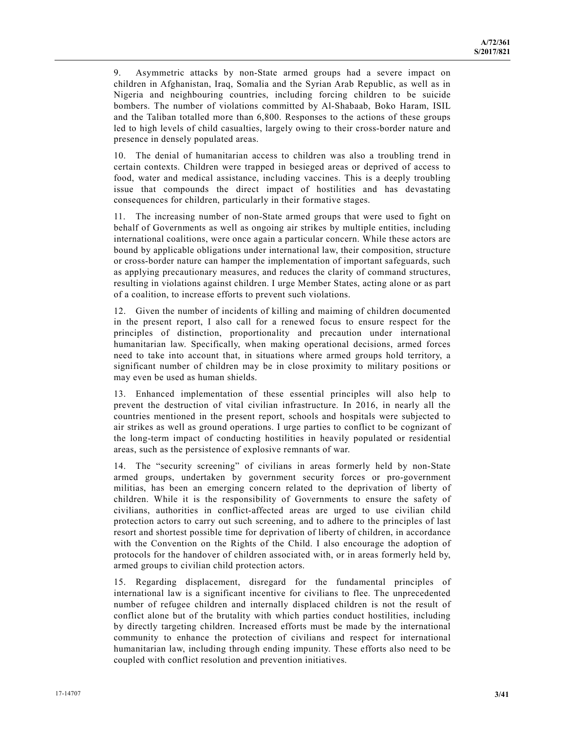9. Asymmetric attacks by non-State armed groups had a severe impact on children in Afghanistan, Iraq, Somalia and the Syrian Arab Republic, as well as in Nigeria and neighbouring countries, including forcing children to be suicide bombers. The number of violations committed by Al-Shabaab, Boko Haram, ISIL and the Taliban totalled more than 6,800. Responses to the actions of these groups led to high levels of child casualties, largely owing to their cross-border nature and presence in densely populated areas.

10. The denial of humanitarian access to children was also a troubling trend in certain contexts. Children were trapped in besieged areas or deprived of access to food, water and medical assistance, including vaccines. This is a deeply troubling issue that compounds the direct impact of hostilities and has devastating consequences for children, particularly in their formative stages.

11. The increasing number of non-State armed groups that were used to fight on behalf of Governments as well as ongoing air strikes by multiple entities, including international coalitions, were once again a particular concern. While these actors are bound by applicable obligations under international law, their composition, structure or cross-border nature can hamper the implementation of important safeguards, such as applying precautionary measures, and reduces the clarity of command structures, resulting in violations against children. I urge Member States, acting alone or as part of a coalition, to increase efforts to prevent such violations.

12. Given the number of incidents of killing and maiming of children documented in the present report, I also call for a renewed focus to ensure respect for the principles of distinction, proportionality and precaution under international humanitarian law. Specifically, when making operational decisions, armed forces need to take into account that, in situations where armed groups hold territory, a significant number of children may be in close proximity to military positions or may even be used as human shields.

13. Enhanced implementation of these essential principles will also help to prevent the destruction of vital civilian infrastructure. In 2016, in nearly all the countries mentioned in the present report, schools and hospitals were subjected to air strikes as well as ground operations. I urge parties to conflict to be cognizant of the long-term impact of conducting hostilities in heavily populated or residential areas, such as the persistence of explosive remnants of war.

14. The "security screening" of civilians in areas formerly held by non-State armed groups, undertaken by government security forces or pro-government militias, has been an emerging concern related to the deprivation of liberty of children. While it is the responsibility of Governments to ensure the safety of civilians, authorities in conflict-affected areas are urged to use civilian child protection actors to carry out such screening, and to adhere to the principles of last resort and shortest possible time for deprivation of liberty of children, in accordance with the Convention on the Rights of the Child. I also encourage the adoption of protocols for the handover of children associated with, or in areas formerly held by, armed groups to civilian child protection actors.

15. Regarding displacement, disregard for the fundamental principles of international law is a significant incentive for civilians to flee. The unprecedented number of refugee children and internally displaced children is not the result of conflict alone but of the brutality with which parties conduct hostilities, including by directly targeting children. Increased efforts must be made by the international community to enhance the protection of civilians and respect for international humanitarian law, including through ending impunity. These efforts also need to be coupled with conflict resolution and prevention initiatives.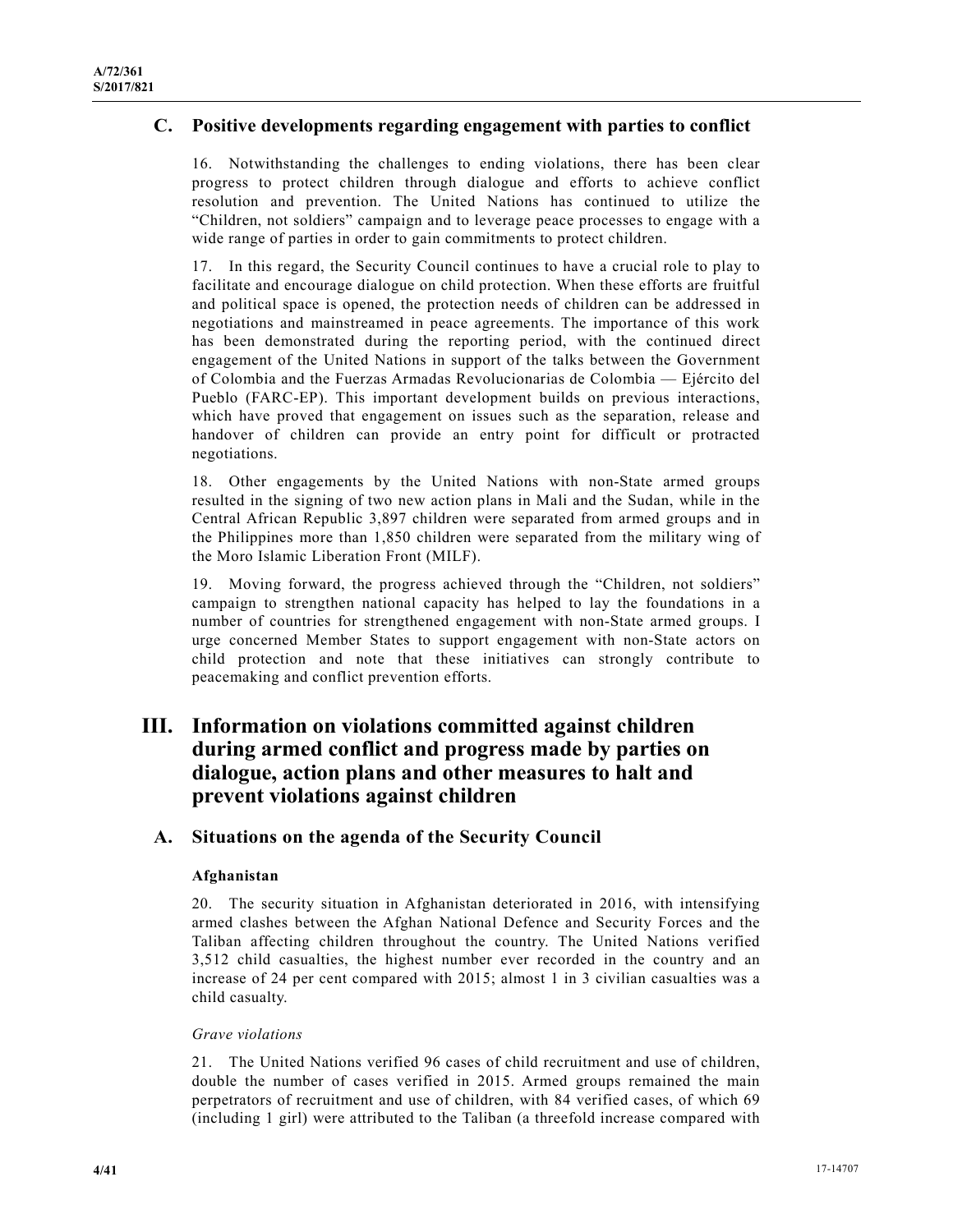## C. Positive developments regarding engagement with parties to conflict

16. Notwithstanding the challenges to ending violations, there has been clear progress to protect children through dialogue and efforts to achieve conflict resolution and prevention. The United Nations has continued to utilize the "Children, not soldiers" campaign and to leverage peace processes to engage with a wide range of parties in order to gain commitments to protect children.

17. In this regard, the Security Council continues to have a crucial role to play to facilitate and encourage dialogue on child protection. When these efforts are fruitful and political space is opened, the protection needs of children can be addressed in negotiations and mainstreamed in peace agreements. The importance of this work has been demonstrated during the reporting period, with the continued direct engagement of the United Nations in support of the talks between the Government of Colombia and the Fuerzas Armadas Revolucionarias de Colombia — Ejército del Pueblo (FARC-EP). This important development builds on previous interactions, which have proved that engagement on issues such as the separation, release and handover of children can provide an entry point for difficult or protracted negotiations.

18. Other engagements by the United Nations with non-State armed groups resulted in the signing of two new action plans in Mali and the Sudan, while in the Central African Republic 3,897 children were separated from armed groups and in the Philippines more than 1,850 children were separated from the military wing of the Moro Islamic Liberation Front (MILF).

19. Moving forward, the progress achieved through the "Children, not soldiers" campaign to strengthen national capacity has helped to lay the foundations in a number of countries for strengthened engagement with non-State armed groups. I urge concerned Member States to support engagement with non-State actors on child protection and note that these initiatives can strongly contribute to peacemaking and conflict prevention efforts.

# III. Information on violations committed against children during armed conflict and progress made by parties on dialogue, action plans and other measures to halt and prevent violations against children

## A. Situations on the agenda of the Security Council

### Afghanistan

20. The security situation in Afghanistan deteriorated in 2016, with intensifying armed clashes between the Afghan National Defence and Security Forces and the Taliban affecting children throughout the country. The United Nations verified 3,512 child casualties, the highest number ever recorded in the country and an increase of 24 per cent compared with 2015; almost 1 in 3 civilian casualties was a child casualty.

*Grave violations*

21. The United Nations verified 96 cases of child recruitment and use of children, double the number of cases verified in 2015. Armed groups remained the main perpetrators of recruitment and use of children, with 84 verified cases, of which 69 (including 1 girl) were attributed to the Taliban (a threefold increase compared with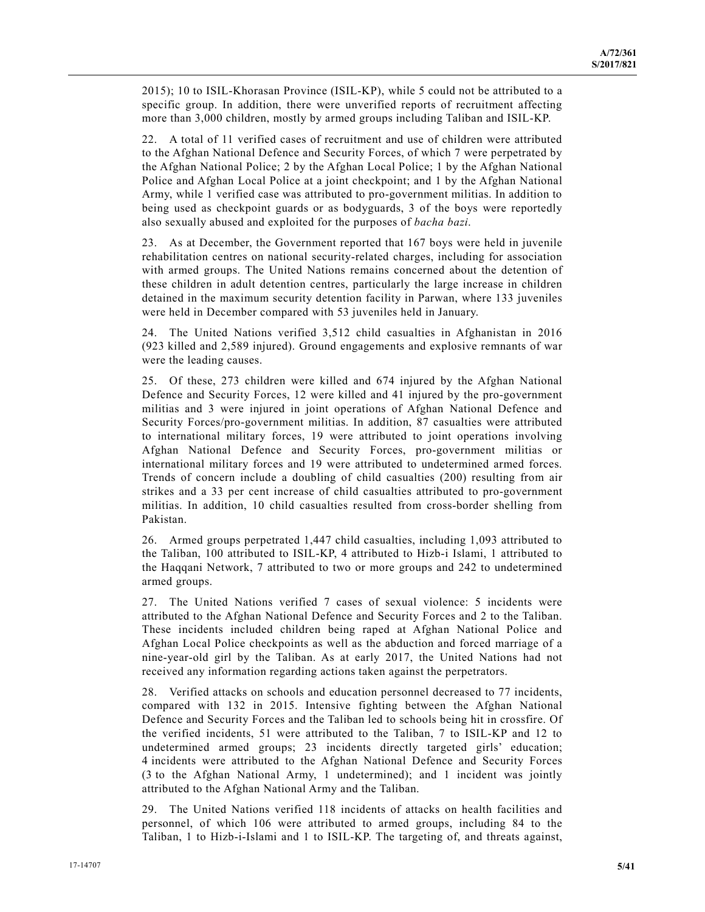2015); 10 to ISIL-Khorasan Province (ISIL-KP), while 5 could not be attributed to a specific group. In addition, there were unverified reports of recruitment affecting more than 3,000 children, mostly by armed groups including Taliban and ISIL-KP.

22. A total of 11 verified cases of recruitment and use of children were attributed to the Afghan National Defence and Security Forces, of which 7 were perpetrated by the Afghan National Police; 2 by the Afghan Local Police; 1 by the Afghan National Police and Afghan Local Police at a joint checkpoint; and 1 by the Afghan National Army, while 1 verified case was attributed to pro-government militias. In addition to being used as checkpoint guards or as bodyguards, 3 of the boys were reportedly also sexually abused and exploited for the purposes of *bacha bazi*.

23. As at December, the Government reported that 167 boys were held in juvenile rehabilitation centres on national security-related charges, including for association with armed groups. The United Nations remains concerned about the detention of these children in adult detention centres, particularly the large increase in children detained in the maximum security detention facility in Parwan, where 133 juveniles were held in December compared with 53 juveniles held in January.

24. The United Nations verified 3,512 child casualties in Afghanistan in 2016 (923 killed and 2,589 injured). Ground engagements and explosive remnants of war were the leading causes.

25. Of these, 273 children were killed and 674 injured by the Afghan National Defence and Security Forces, 12 were killed and 41 injured by the pro-government militias and 3 were injured in joint operations of Afghan National Defence and Security Forces/pro-government militias. In addition, 87 casualties were attributed to international military forces, 19 were attributed to joint operations involving Afghan National Defence and Security Forces, pro-government militias or international military forces and 19 were attributed to undetermined armed forces. Trends of concern include a doubling of child casualties (200) resulting from air strikes and a 33 per cent increase of child casualties attributed to pro-government militias. In addition, 10 child casualties resulted from cross-border shelling from Pakistan.

26. Armed groups perpetrated 1,447 child casualties, including 1,093 attributed to the Taliban, 100 attributed to ISIL-KP, 4 attributed to Hizb-i Islami, 1 attributed to the Haqqani Network, 7 attributed to two or more groups and 242 to undetermined armed groups.

27. The United Nations verified 7 cases of sexual violence: 5 incidents were attributed to the Afghan National Defence and Security Forces and 2 to the Taliban. These incidents included children being raped at Afghan National Police and Afghan Local Police checkpoints as well as the abduction and forced marriage of a nine-year-old girl by the Taliban. As at early 2017, the United Nations had not received any information regarding actions taken against the perpetrators.

28. Verified attacks on schools and education personnel decreased to 77 incidents, compared with 132 in 2015. Intensive fighting between the Afghan National Defence and Security Forces and the Taliban led to schools being hit in crossfire. Of the verified incidents, 51 were attributed to the Taliban, 7 to ISIL-KP and 12 to undetermined armed groups; 23 incidents directly targeted girls' education; 4 incidents were attributed to the Afghan National Defence and Security Forces (3 to the Afghan National Army, 1 undetermined); and 1 incident was jointly attributed to the Afghan National Army and the Taliban.

29. The United Nations verified 118 incidents of attacks on health facilities and personnel, of which 106 were attributed to armed groups, including 84 to the Taliban, 1 to Hizb-i-Islami and 1 to ISIL-KP. The targeting of, and threats against,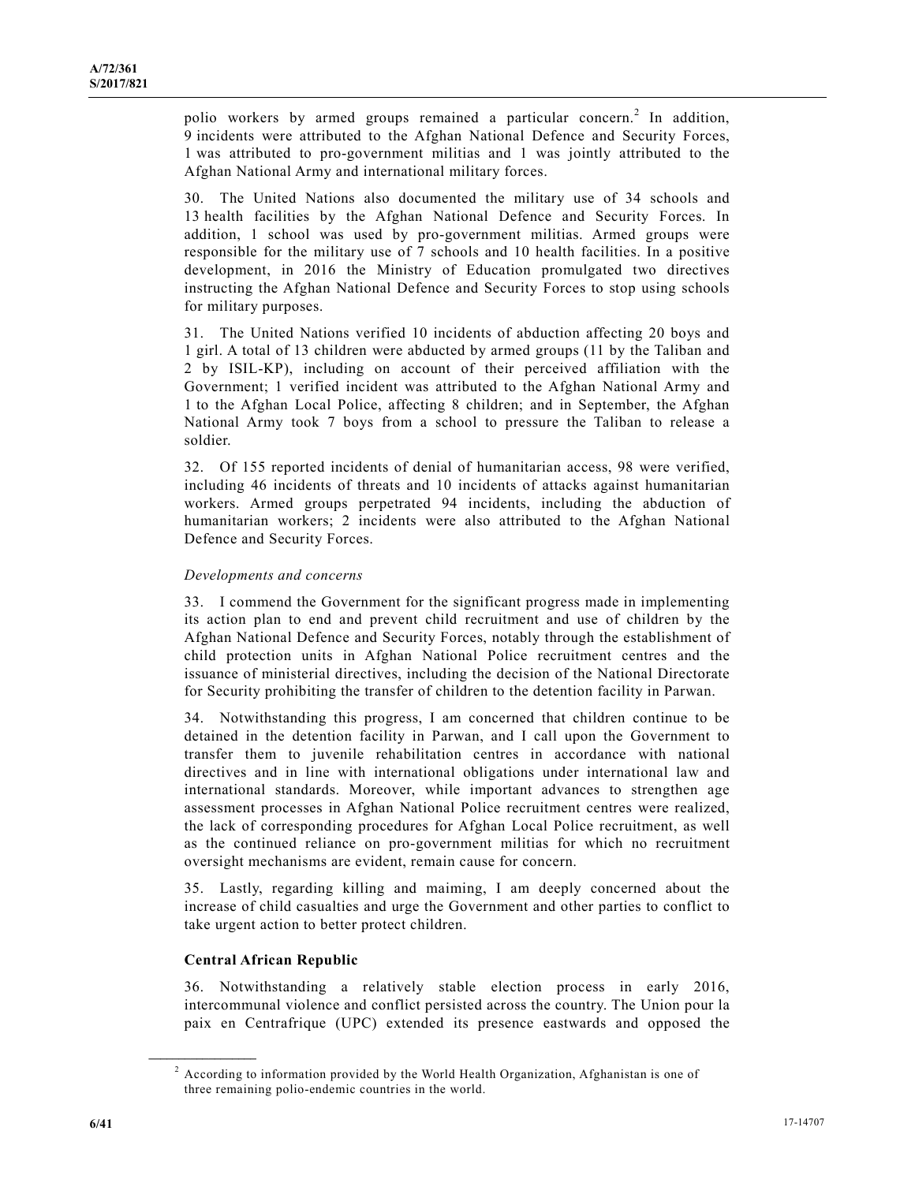polio workers by armed groups remained a particular concern.[2] In addition, 9 incidents were attributed to the Afghan National Defence and Security Forces, 1 was attributed to pro-government militias and 1 was jointly attributed to the Afghan National Army and international military forces.

30. The United Nations also documented the military use of 34 schools and 13 health facilities by the Afghan National Defence and Security Forces. In addition, 1 school was used by pro-government militias. Armed groups were responsible for the military use of 7 schools and 10 health facilities. In a positive development, in 2016 the Ministry of Education promulgated two directives instructing the Afghan National Defence and Security Forces to stop using schools for military purposes.

31. The United Nations verified 10 incidents of abduction affecting 20 boys and 1 girl. A total of 13 children were abducted by armed groups (11 by the Taliban and 2 by ISIL-KP), including on account of their perceived affiliation with the Government; 1 verified incident was attributed to the Afghan National Army and 1 to the Afghan Local Police, affecting 8 children; and in September, the Afghan National Army took 7 boys from a school to pressure the Taliban to release a soldier.

32. Of 155 reported incidents of denial of humanitarian access, 98 were verified, including 46 incidents of threats and 10 incidents of attacks against humanitarian workers. Armed groups perpetrated 94 incidents, including the abduction of humanitarian workers; 2 incidents were also attributed to the Afghan National Defence and Security Forces.

*Developments and concerns*

33. I commend the Government for the significant progress made in implementing its action plan to end and prevent child recruitment and use of children by the Afghan National Defence and Security Forces, notably through the establishment of child protection units in Afghan National Police recruitment centres and the issuance of ministerial directives, including the decision of the National Directorate for Security prohibiting the transfer of children to the detention facility in Parwan.

34. Notwithstanding this progress, I am concerned that children continue to be detained in the detention facility in Parwan, and I call upon the Government to transfer them to juvenile rehabilitation centres in accordance with national directives and in line with international obligations under international law and international standards. Moreover, while important advances to strengthen age assessment processes in Afghan National Police recruitment centres were realized, the lack of corresponding procedures for Afghan Local Police recruitment, as well as the continued reliance on pro-government militias for which no recruitment oversight mechanisms are evident, remain cause for concern.

35. Lastly, regarding killing and maiming, I am deeply concerned about the increase of child casualties and urge the Government and other parties to conflict to take urgent action to better protect children.

### Central African Republic

36. Notwithstanding a relatively stable election process in early 2016, intercommunal violence and conflict persisted across the country. The Union pour la paix en Centrafrique (UPC) extended its presence eastwards and opposed the

[2] According to information provided by the World Health Organization, Afghanistan is one of three remaining polio-endemic countries in the world.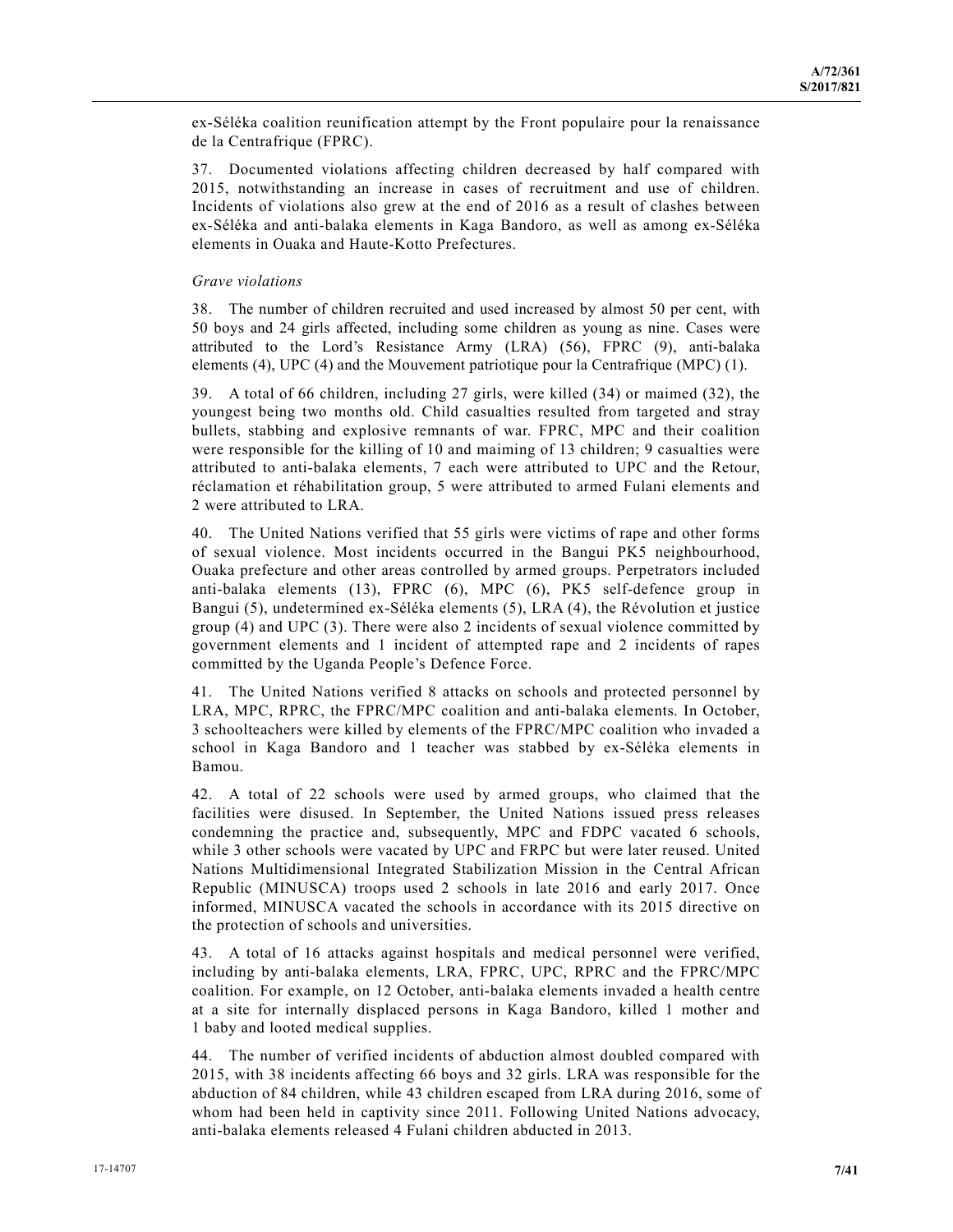ex-Séléka coalition reunification attempt by the Front populaire pour la renaissance de la Centrafrique (FPRC).

37. Documented violations affecting children decreased by half compared with 2015, notwithstanding an increase in cases of recruitment and use of children. Incidents of violations also grew at the end of 2016 as a result of clashes between ex-Séléka and anti-balaka elements in Kaga Bandoro, as well as among ex-Séléka elements in Ouaka and Haute-Kotto Prefectures.

*Grave violations*

38. The number of children recruited and used increased by almost 50 per cent, with 50 boys and 24 girls affected, including some children as young as nine. Cases were attributed to the Lord's Resistance Army (LRA) (56), FPRC (9), anti-balaka elements (4), UPC (4) and the Mouvement patriotique pour la Centrafrique (MPC) (1).

39. A total of 66 children, including 27 girls, were killed (34) or maimed (32), the youngest being two months old. Child casualties resulted from targeted and stray bullets, stabbing and explosive remnants of war. FPRC, MPC and their coalition were responsible for the killing of 10 and maiming of 13 children; 9 casualties were attributed to anti-balaka elements, 7 each were attributed to UPC and the Retour, réclamation et réhabilitation group, 5 were attributed to armed Fulani elements and 2 were attributed to LRA.

40. The United Nations verified that 55 girls were victims of rape and other forms of sexual violence. Most incidents occurred in the Bangui PK5 neighbourhood, Ouaka prefecture and other areas controlled by armed groups. Perpetrators included anti-balaka elements (13), FPRC (6), MPC (6), PK5 self-defence group in Bangui (5), undetermined ex-Séléka elements (5), LRA (4), the Révolution et justice group (4) and UPC (3). There were also 2 incidents of sexual violence committed by government elements and 1 incident of attempted rape and 2 incidents of rapes committed by the Uganda People's Defence Force.

41. The United Nations verified 8 attacks on schools and protected personnel by LRA, MPC, RPRC, the FPRC/MPC coalition and anti-balaka elements. In October, 3 schoolteachers were killed by elements of the FPRC/MPC coalition who invaded a school in Kaga Bandoro and 1 teacher was stabbed by ex-Séléka elements in Bamou.

42. A total of 22 schools were used by armed groups, who claimed that the facilities were disused. In September, the United Nations issued press releases condemning the practice and, subsequently, MPC and FDPC vacated 6 schools, while 3 other schools were vacated by UPC and FRPC but were later reused. United Nations Multidimensional Integrated Stabilization Mission in the Central African Republic (MINUSCA) troops used 2 schools in late 2016 and early 2017. Once informed, MINUSCA vacated the schools in accordance with its 2015 directive on the protection of schools and universities.

43. A total of 16 attacks against hospitals and medical personnel were verified, including by anti-balaka elements, LRA, FPRC, UPC, RPRC and the FPRC/MPC coalition. For example, on 12 October, anti-balaka elements invaded a health centre at a site for internally displaced persons in Kaga Bandoro, killed 1 mother and 1 baby and looted medical supplies.

44. The number of verified incidents of abduction almost doubled compared with 2015, with 38 incidents affecting 66 boys and 32 girls. LRA was responsible for the abduction of 84 children, while 43 children escaped from LRA during 2016, some of whom had been held in captivity since 2011. Following United Nations advocacy, anti-balaka elements released 4 Fulani children abducted in 2013.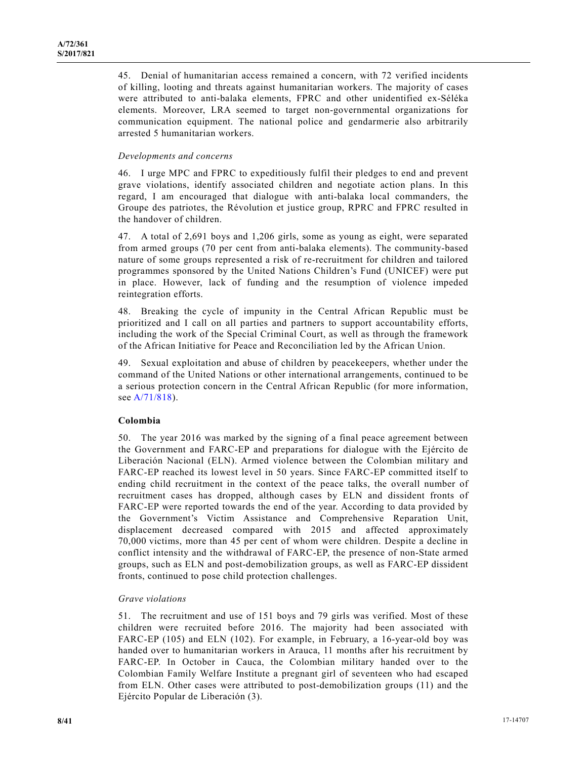45. Denial of humanitarian access remained a concern, with 72 verified incidents of killing, looting and threats against humanitarian workers. The majority of cases were attributed to anti-balaka elements, FPRC and other unidentified ex-Séléka elements. Moreover, LRA seemed to target non-governmental organizations for communication equipment. The national police and gendarmerie also arbitrarily arrested 5 humanitarian workers.

*Developments and concerns*

46. I urge MPC and FPRC to expeditiously fulfil their pledges to end and prevent grave violations, identify associated children and negotiate action plans. In this regard, I am encouraged that dialogue with anti-balaka local commanders, the Groupe des patriotes, the Révolution et justice group, RPRC and FPRC resulted in the handover of children.

47. A total of 2,691 boys and 1,206 girls, some as young as eight, were separated from armed groups (70 per cent from anti-balaka elements). The community-based nature of some groups represented a risk of re-recruitment for children and tailored programmes sponsored by the United Nations Children's Fund (UNICEF) were put in place. However, lack of funding and the resumption of violence impeded reintegration efforts.

48. Breaking the cycle of impunity in the Central African Republic must be prioritized and I call on all parties and partners to support accountability efforts, including the work of the Special Criminal Court, as well as through the framework of the African Initiative for Peace and Reconciliation led by the African Union.

49. Sexual exploitation and abuse of children by peacekeepers, whether under the command of the United Nations or other international arrangements, continued to be a serious protection concern in the Central African Republic (for more information, see A/71/818).

## Colombia

50. The year 2016 was marked by the signing of a final peace agreement between the Government and FARC-EP and preparations for dialogue with the Ejército de Liberación Nacional (ELN). Armed violence between the Colombian military and FARC-EP reached its lowest level in 50 years. Since FARC-EP committed itself to ending child recruitment in the context of the peace talks, the overall number of recruitment cases has dropped, although cases by ELN and dissident fronts of FARC-EP were reported towards the end of the year. According to data provided by the Government's Victim Assistance and Comprehensive Reparation Unit, displacement decreased compared with 2015 and affected approximately 70,000 victims, more than 45 per cent of whom were children. Despite a decline in conflict intensity and the withdrawal of FARC-EP, the presence of non-State armed groups, such as ELN and post-demobilization groups, as well as FARC-EP dissident fronts, continued to pose child protection challenges.

*Grave violations*

51. The recruitment and use of 151 boys and 79 girls was verified. Most of these children were recruited before 2016. The majority had been associated with FARC-EP (105) and ELN (102). For example, in February, a 16-year-old boy was handed over to humanitarian workers in Arauca, 11 months after his recruitment by FARC-EP. In October in Cauca, the Colombian military handed over to the Colombian Family Welfare Institute a pregnant girl of seventeen who had escaped from ELN. Other cases were attributed to post-demobilization groups (11) and the Ejército Popular de Liberación (3).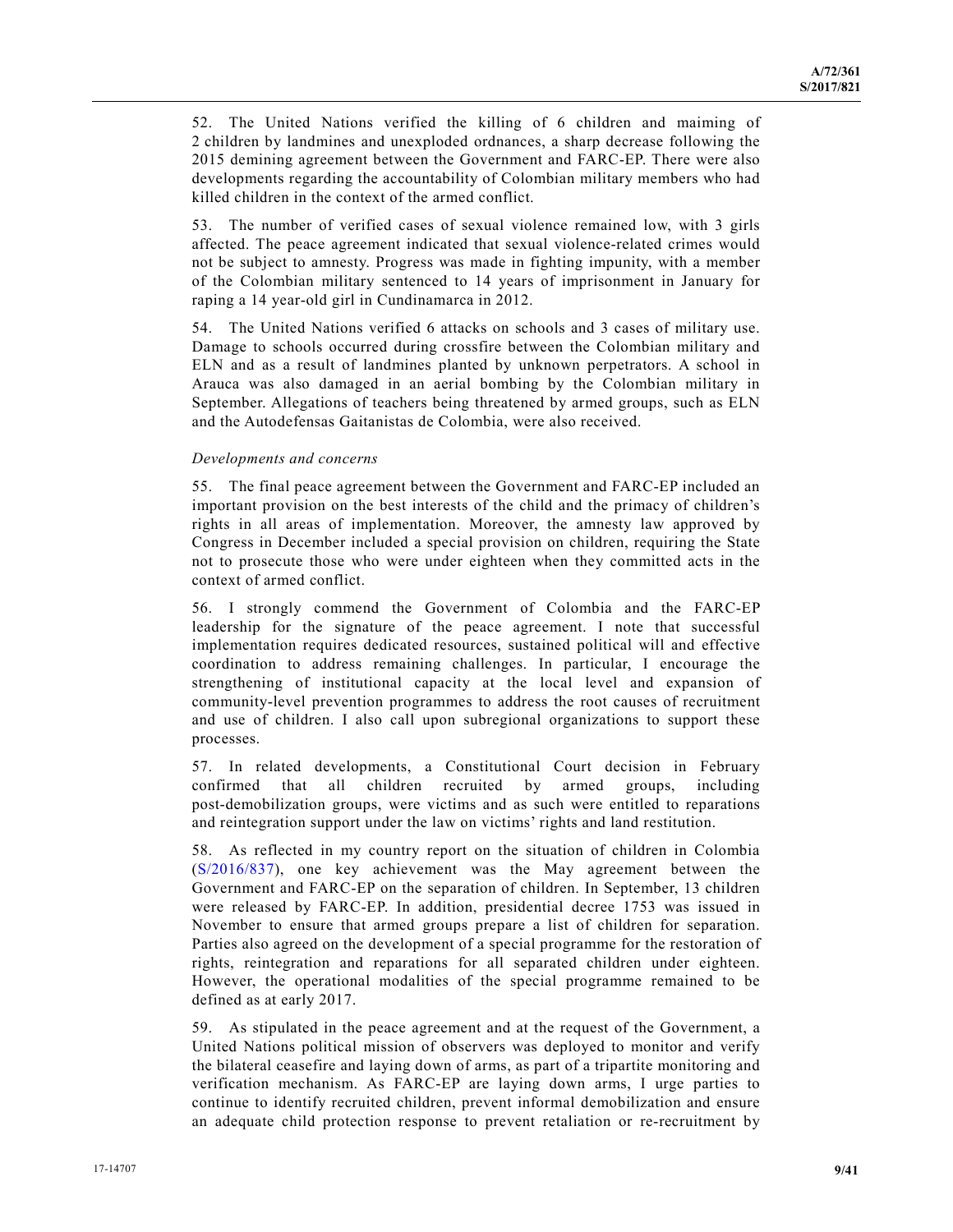52. The United Nations verified the killing of 6 children and maiming of 2 children by landmines and unexploded ordnances, a sharp decrease following the 2015 demining agreement between the Government and FARC-EP. There were also developments regarding the accountability of Colombian military members who had killed children in the context of the armed conflict.

53. The number of verified cases of sexual violence remained low, with 3 girls affected. The peace agreement indicated that sexual violence-related crimes would not be subject to amnesty. Progress was made in fighting impunity, with a member of the Colombian military sentenced to 14 years of imprisonment in January for raping a 14 year-old girl in Cundinamarca in 2012.

54. The United Nations verified 6 attacks on schools and 3 cases of military use. Damage to schools occurred during crossfire between the Colombian military and ELN and as a result of landmines planted by unknown perpetrators. A school in Arauca was also damaged in an aerial bombing by the Colombian military in September. Allegations of teachers being threatened by armed groups, such as ELN and the Autodefensas Gaitanistas de Colombia, were also received.

*Developments and concerns*

55. The final peace agreement between the Government and FARC-EP included an important provision on the best interests of the child and the primacy of children's rights in all areas of implementation. Moreover, the amnesty law approved by Congress in December included a special provision on children, requiring the State not to prosecute those who were under eighteen when they committed acts in the context of armed conflict.

56. I strongly commend the Government of Colombia and the FARC-EP leadership for the signature of the peace agreement. I note that successful implementation requires dedicated resources, sustained political will and effective coordination to address remaining challenges. In particular, I encourage the strengthening of institutional capacity at the local level and expansion of community-level prevention programmes to address the root causes of recruitment and use of children. I also call upon subregional organizations to support these processes.

57. In related developments, a Constitutional Court decision in February confirmed that all children recruited by armed groups, including post-demobilization groups, were victims and as such were entitled to reparations and reintegration support under the law on victims' rights and land restitution.

58. As reflected in my country report on the situation of children in Colombia (S/2016/837), one key achievement was the May agreement between the Government and FARC-EP on the separation of children. In September, 13 children were released by FARC-EP. In addition, presidential decree 1753 was issued in November to ensure that armed groups prepare a list of children for separation. Parties also agreed on the development of a special programme for the restoration of rights, reintegration and reparations for all separated children under eighteen. However, the operational modalities of the special programme remained to be defined as at early 2017.

59. As stipulated in the peace agreement and at the request of the Government, a United Nations political mission of observers was deployed to monitor and verify the bilateral ceasefire and laying down of arms, as part of a tripartite monitoring and verification mechanism. As FARC-EP are laying down arms, I urge parties to continue to identify recruited children, prevent informal demobilization and ensure an adequate child protection response to prevent retaliation or re-recruitment by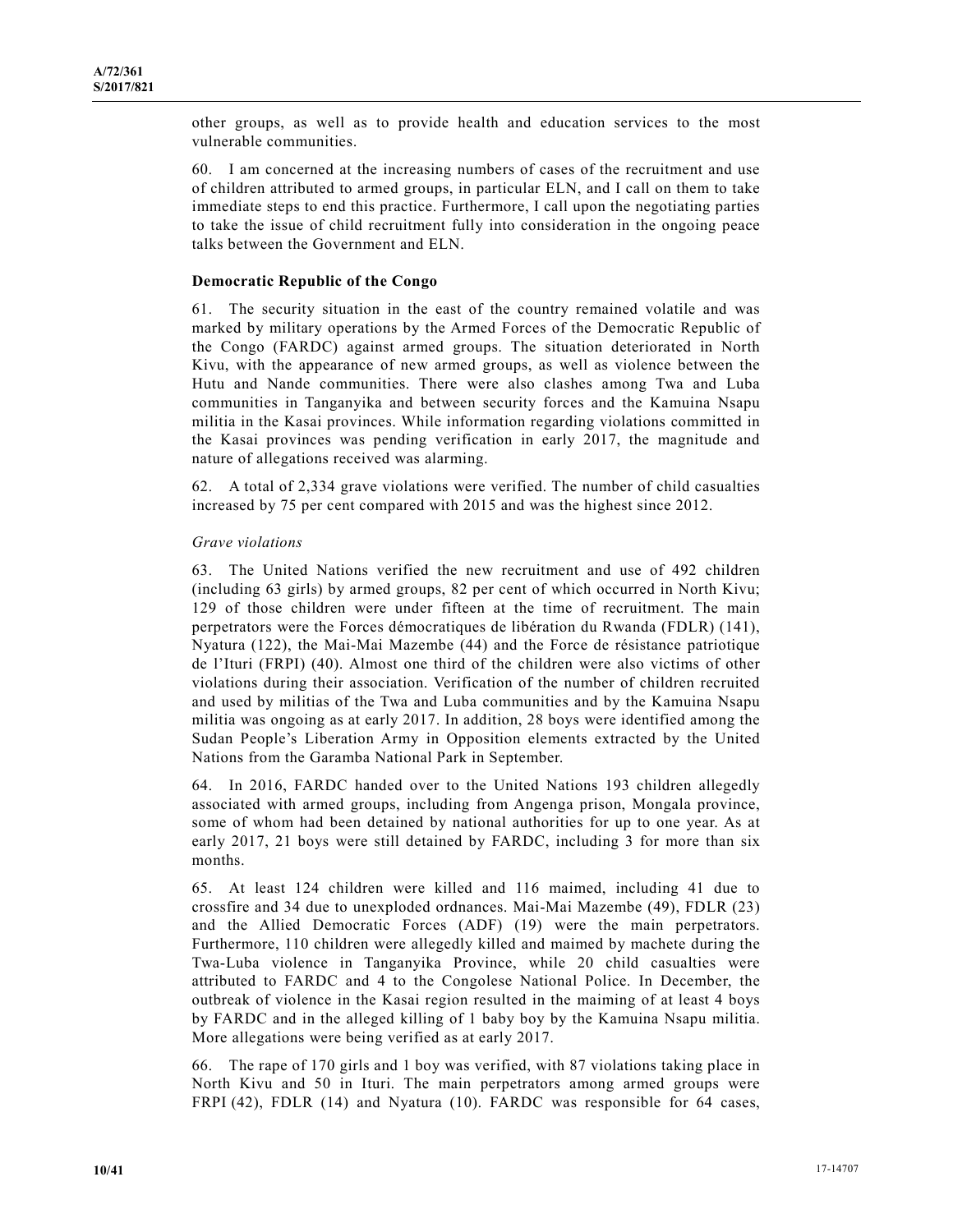other groups, as well as to provide health and education services to the most vulnerable communities.

60. I am concerned at the increasing numbers of cases of the recruitment and use of children attributed to armed groups, in particular ELN, and I call on them to take immediate steps to end this practice. Furthermore, I call upon the negotiating parties to take the issue of child recruitment fully into consideration in the ongoing peace talks between the Government and ELN.

### Democratic Republic of the Congo

61. The security situation in the east of the country remained volatile and was marked by military operations by the Armed Forces of the Democratic Republic of the Congo (FARDC) against armed groups. The situation deteriorated in North Kivu, with the appearance of new armed groups, as well as violence between the Hutu and Nande communities. There were also clashes among Twa and Luba communities in Tanganyika and between security forces and the Kamuina Nsapu militia in the Kasai provinces. While information regarding violations committed in the Kasai provinces was pending verification in early 2017, the magnitude and nature of allegations received was alarming.

62. A total of 2,334 grave violations were verified. The number of child casualties increased by 75 per cent compared with 2015 and was the highest since 2012.

*Grave violations*

63. The United Nations verified the new recruitment and use of 492 children (including 63 girls) by armed groups, 82 per cent of which occurred in North Kivu; 129 of those children were under fifteen at the time of recruitment. The main perpetrators were the Forces démocratiques de libération du Rwanda (FDLR) (141), Nyatura (122), the Mai-Mai Mazembe (44) and the Force de résistance patriotique de l'Ituri (FRPI) (40). Almost one third of the children were also victims of other violations during their association. Verification of the number of children recruited and used by militias of the Twa and Luba communities and by the Kamuina Nsapu militia was ongoing as at early 2017. In addition, 28 boys were identified among the Sudan People's Liberation Army in Opposition elements extracted by the United Nations from the Garamba National Park in September.

64. In 2016, FARDC handed over to the United Nations 193 children allegedly associated with armed groups, including from Angenga prison, Mongala province, some of whom had been detained by national authorities for up to one year. As at early 2017, 21 boys were still detained by FARDC, including 3 for more than six months.

65. At least 124 children were killed and 116 maimed, including 41 due to crossfire and 34 due to unexploded ordnances. Mai-Mai Mazembe (49), FDLR (23) and the Allied Democratic Forces (ADF) (19) were the main perpetrators. Furthermore, 110 children were allegedly killed and maimed by machete during the Twa-Luba violence in Tanganyika Province, while 20 child casualties were attributed to FARDC and 4 to the Congolese National Police. In December, the outbreak of violence in the Kasai region resulted in the maiming of at least 4 boys by FARDC and in the alleged killing of 1 baby boy by the Kamuina Nsapu militia. More allegations were being verified as at early 2017.

66. The rape of 170 girls and 1 boy was verified, with 87 violations taking place in North Kivu and 50 in Ituri. The main perpetrators among armed groups were FRPI (42), FDLR (14) and Nyatura (10). FARDC was responsible for 64 cases,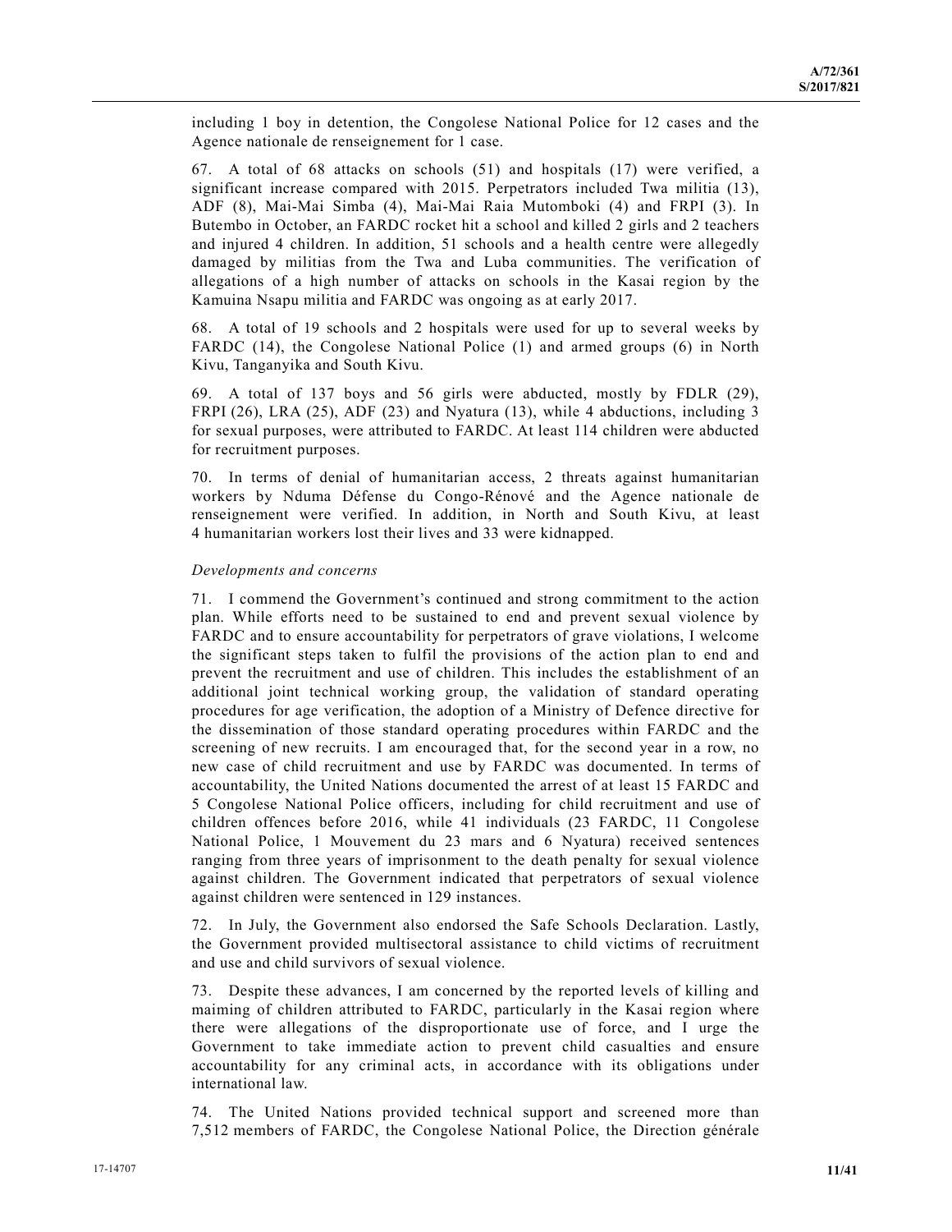including 1 boy in detention, the Congolese National Police for 12 cases and the Agence nationale de renseignement for 1 case.

67. A total of 68 attacks on schools (51) and hospitals (17) were verified, a significant increase compared with 2015. Perpetrators included Twa militia (13), ADF (8), Mai-Mai Simba (4), Mai-Mai Raia Mutomboki (4) and FRPI (3). In Butembo in October, an FARDC rocket hit a school and killed 2 girls and 2 teachers and injured 4 children. In addition, 51 schools and a health centre were allegedly damaged by militias from the Twa and Luba communities. The verification of allegations of a high number of attacks on schools in the Kasai region by the Kamuina Nsapu militia and FARDC was ongoing as at early 2017.

68. A total of 19 schools and 2 hospitals were used for up to several weeks by FARDC (14), the Congolese National Police (1) and armed groups (6) in North Kivu, Tanganyika and South Kivu.

69. A total of 137 boys and 56 girls were abducted, mostly by FDLR (29), FRPI (26), LRA (25), ADF (23) and Nyatura (13), while 4 abductions, including 3 for sexual purposes, were attributed to FARDC. At least 114 children were abducted for recruitment purposes.

70. In terms of denial of humanitarian access, 2 threats against humanitarian workers by Nduma Défense du Congo-Rénové and the Agence nationale de renseignement were verified. In addition, in North and South Kivu, at least 4 humanitarian workers lost their lives and 33 were kidnapped.

*Developments and concerns*

71. I commend the Government's continued and strong commitment to the action plan. While efforts need to be sustained to end and prevent sexual violence by FARDC and to ensure accountability for perpetrators of grave violations, I welcome the significant steps taken to fulfil the provisions of the action plan to end and prevent the recruitment and use of children. This includes the establishment of an additional joint technical working group, the validation of standard operating procedures for age verification, the adoption of a Ministry of Defence directive for the dissemination of those standard operating procedures within FARDC and the screening of new recruits. I am encouraged that, for the second year in a row, no new case of child recruitment and use by FARDC was documented. In terms of accountability, the United Nations documented the arrest of at least 15 FARDC and 5 Congolese National Police officers, including for child recruitment and use of children offences before 2016, while 41 individuals (23 FARDC, 11 Congolese National Police, 1 Mouvement du 23 mars and 6 Nyatura) received sentences ranging from three years of imprisonment to the death penalty for sexual violence against children. The Government indicated that perpetrators of sexual violence against children were sentenced in 129 instances.

72. In July, the Government also endorsed the Safe Schools Declaration. Lastly, the Government provided multisectoral assistance to child victims of recruitment and use and child survivors of sexual violence.

73. Despite these advances, I am concerned by the reported levels of killing and maiming of children attributed to FARDC, particularly in the Kasai region where there were allegations of the disproportionate use of force, and I urge the Government to take immediate action to prevent child casualties and ensure accountability for any criminal acts, in accordance with its obligations under international law.

74. The United Nations provided technical support and screened more than 7,512 members of FARDC, the Congolese National Police, the Direction générale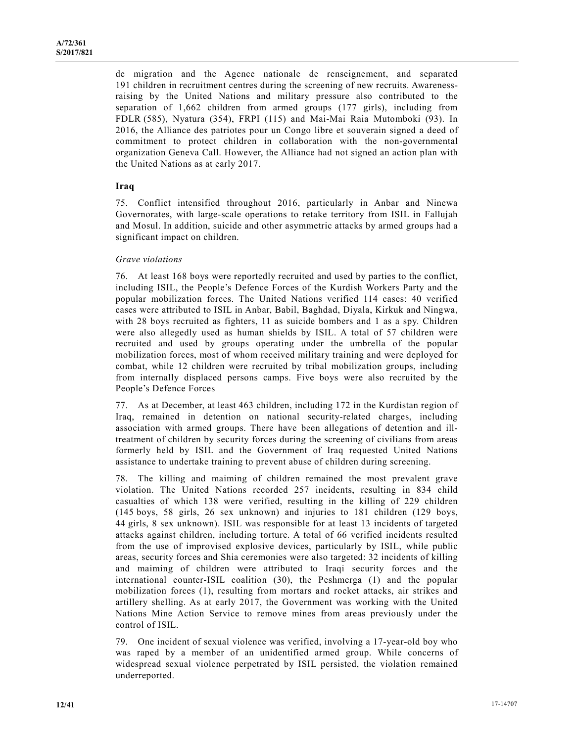de migration and the Agence nationale de renseignement, and separated 191 children in recruitment centres during the screening of new recruits. Awareness-raising by the United Nations and military pressure also contributed to the separation of 1,662 children from armed groups (177 girls), including from FDLR (585), Nyatura (354), FRPI (115) and Mai-Mai Raia Mutomboki (93). In 2016, the Alliance des patriotes pour un Congo libre et souverain signed a deed of commitment to protect children in collaboration with the non-governmental organization Geneva Call. However, the Alliance had not signed an action plan with the United Nations as at early 2017.

### Iraq

75. Conflict intensified throughout 2016, particularly in Anbar and Ninewa Governorates, with large-scale operations to retake territory from ISIL in Fallujah and Mosul. In addition, suicide and other asymmetric attacks by armed groups had a significant impact on children.

*Grave violations*

76. At least 168 boys were reportedly recruited and used by parties to the conflict, including ISIL, the People's Defence Forces of the Kurdish Workers Party and the popular mobilization forces. The United Nations verified 114 cases: 40 verified cases were attributed to ISIL in Anbar, Babil, Baghdad, Diyala, Kirkuk and Ningwa, with 28 boys recruited as fighters, 11 as suicide bombers and 1 as a spy. Children were also allegedly used as human shields by ISIL. A total of 57 children were recruited and used by groups operating under the umbrella of the popular mobilization forces, most of whom received military training and were deployed for combat, while 12 children were recruited by tribal mobilization groups, including from internally displaced persons camps. Five boys were also recruited by the People's Defence Forces

77. As at December, at least 463 children, including 172 in the Kurdistan region of Iraq, remained in detention on national security-related charges, including association with armed groups. There have been allegations of detention and ill-treatment of children by security forces during the screening of civilians from areas formerly held by ISIL and the Government of Iraq requested United Nations assistance to undertake training to prevent abuse of children during screening.

78. The killing and maiming of children remained the most prevalent grave violation. The United Nations recorded 257 incidents, resulting in 834 child casualties of which 138 were verified, resulting in the killing of 229 children (145 boys, 58 girls, 26 sex unknown) and injuries to 181 children (129 boys, 44 girls, 8 sex unknown). ISIL was responsible for at least 13 incidents of targeted attacks against children, including torture. A total of 66 verified incidents resulted from the use of improvised explosive devices, particularly by ISIL, while public areas, security forces and Shia ceremonies were also targeted: 32 incidents of killing and maiming of children were attributed to Iraqi security forces and the international counter-ISIL coalition (30), the Peshmerga (1) and the popular mobilization forces (1), resulting from mortars and rocket attacks, air strikes and artillery shelling. As at early 2017, the Government was working with the United Nations Mine Action Service to remove mines from areas previously under the control of ISIL.

79. One incident of sexual violence was verified, involving a 17-year-old boy who was raped by a member of an unidentified armed group. While concerns of widespread sexual violence perpetrated by ISIL persisted, the violation remained underreported.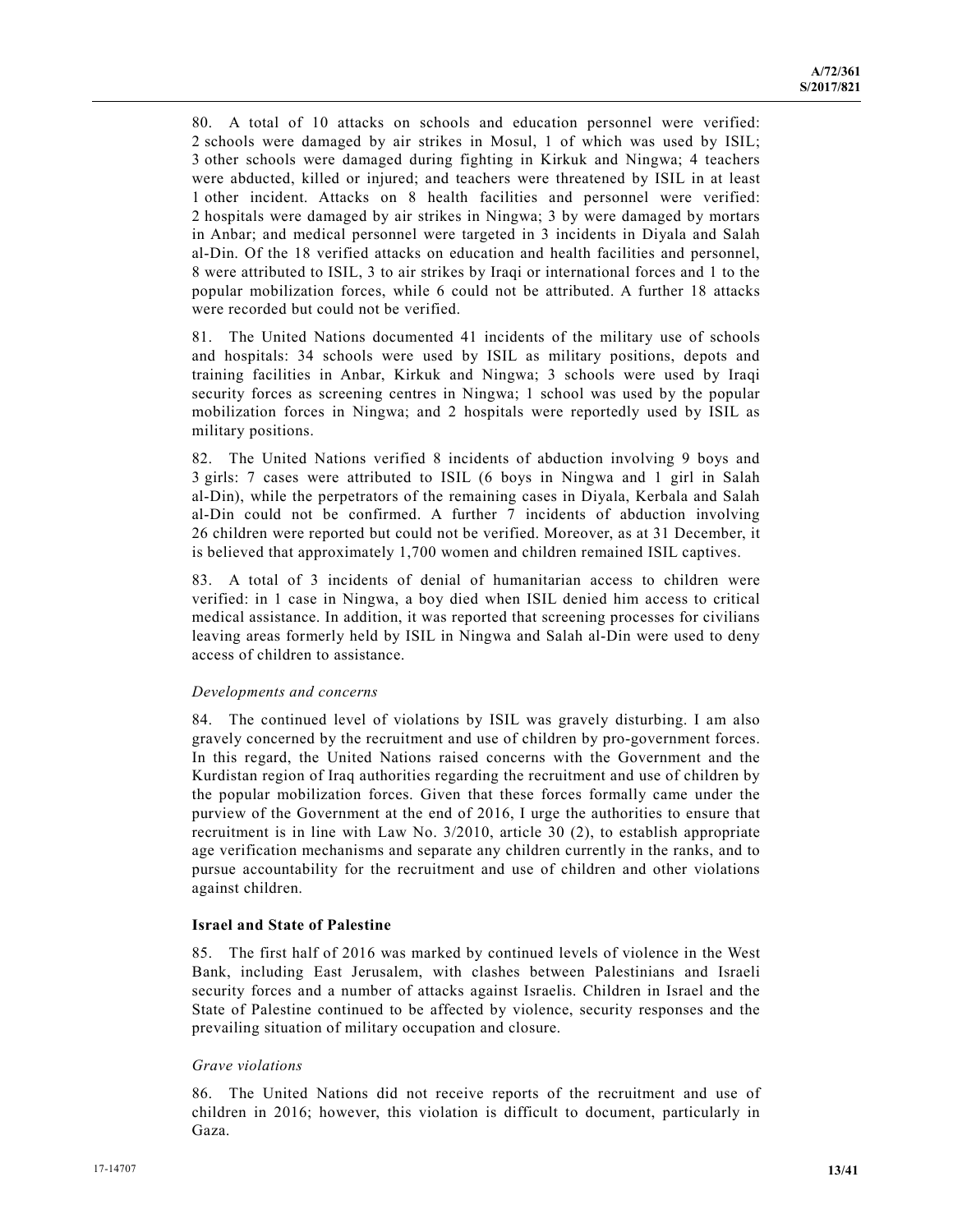80. A total of 10 attacks on schools and education personnel were verified: 2 schools were damaged by air strikes in Mosul, 1 of which was used by ISIL; 3 other schools were damaged during fighting in Kirkuk and Ningwa; 4 teachers were abducted, killed or injured; and teachers were threatened by ISIL in at least 1 other incident. Attacks on 8 health facilities and personnel were verified: 2 hospitals were damaged by air strikes in Ningwa; 3 by were damaged by mortars in Anbar; and medical personnel were targeted in 3 incidents in Diyala and Salah al-Din. Of the 18 verified attacks on education and health facilities and personnel, 8 were attributed to ISIL, 3 to air strikes by Iraqi or international forces and 1 to the popular mobilization forces, while 6 could not be attributed. A further 18 attacks were recorded but could not be verified.

81. The United Nations documented 41 incidents of the military use of schools and hospitals: 34 schools were used by ISIL as military positions, depots and training facilities in Anbar, Kirkuk and Ningwa; 3 schools were used by Iraqi security forces as screening centres in Ningwa; 1 school was used by the popular mobilization forces in Ningwa; and 2 hospitals were reportedly used by ISIL as military positions.

82. The United Nations verified 8 incidents of abduction involving 9 boys and 3 girls: 7 cases were attributed to ISIL (6 boys in Ningwa and 1 girl in Salah al-Din), while the perpetrators of the remaining cases in Diyala, Kerbala and Salah al-Din could not be confirmed. A further 7 incidents of abduction involving 26 children were reported but could not be verified. Moreover, as at 31 December, it is believed that approximately 1,700 women and children remained ISIL captives.

83. A total of 3 incidents of denial of humanitarian access to children were verified: in 1 case in Ningwa, a boy died when ISIL denied him access to critical medical assistance. In addition, it was reported that screening processes for civilians leaving areas formerly held by ISIL in Ningwa and Salah al-Din were used to deny access of children to assistance.

*Developments and concerns*

84. The continued level of violations by ISIL was gravely disturbing. I am also gravely concerned by the recruitment and use of children by pro-government forces. In this regard, the United Nations raised concerns with the Government and the Kurdistan region of Iraq authorities regarding the recruitment and use of children by the popular mobilization forces. Given that these forces formally came under the purview of the Government at the end of 2016, I urge the authorities to ensure that recruitment is in line with Law No. 3/2010, article 30 (2), to establish appropriate age verification mechanisms and separate any children currently in the ranks, and to pursue accountability for the recruitment and use of children and other violations against children.

### Israel and State of Palestine

85. The first half of 2016 was marked by continued levels of violence in the West Bank, including East Jerusalem, with clashes between Palestinians and Israeli security forces and a number of attacks against Israelis. Children in Israel and the State of Palestine continued to be affected by violence, security responses and the prevailing situation of military occupation and closure.

*Grave violations*

86. The United Nations did not receive reports of the recruitment and use of children in 2016; however, this violation is difficult to document, particularly in Gaza.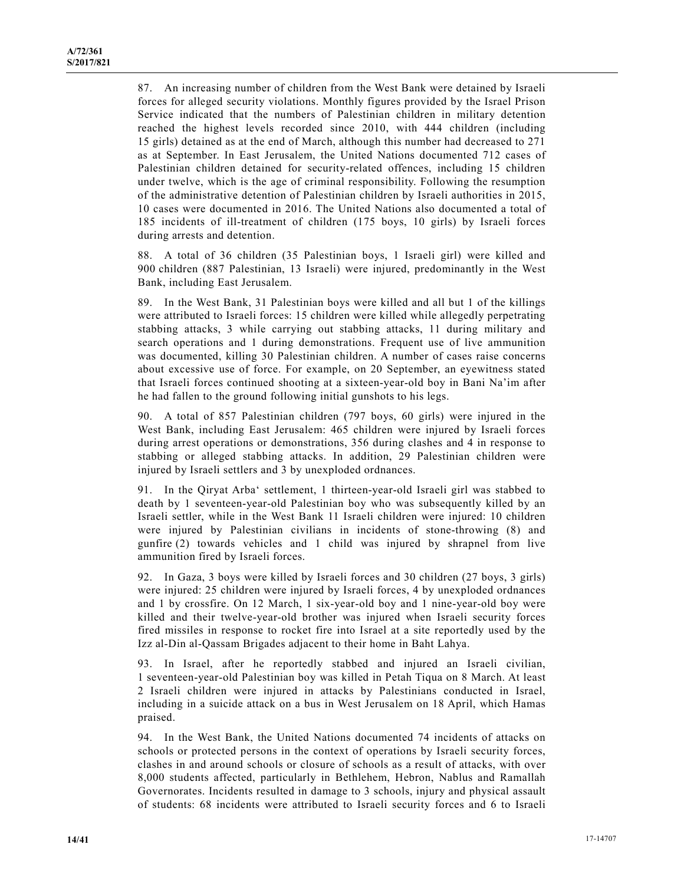87. An increasing number of children from the West Bank were detained by Israeli forces for alleged security violations. Monthly figures provided by the Israel Prison Service indicated that the numbers of Palestinian children in military detention reached the highest levels recorded since 2010, with 444 children (including 15 girls) detained as at the end of March, although this number had decreased to 271 as at September. In East Jerusalem, the United Nations documented 712 cases of Palestinian children detained for security-related offences, including 15 children under twelve, which is the age of criminal responsibility. Following the resumption of the administrative detention of Palestinian children by Israeli authorities in 2015, 10 cases were documented in 2016. The United Nations also documented a total of 185 incidents of ill-treatment of children (175 boys, 10 girls) by Israeli forces during arrests and detention.

88. A total of 36 children (35 Palestinian boys, 1 Israeli girl) were killed and 900 children (887 Palestinian, 13 Israeli) were injured, predominantly in the West Bank, including East Jerusalem.

89. In the West Bank, 31 Palestinian boys were killed and all but 1 of the killings were attributed to Israeli forces: 15 children were killed while allegedly perpetrating stabbing attacks, 3 while carrying out stabbing attacks, 11 during military and search operations and 1 during demonstrations. Frequent use of live ammunition was documented, killing 30 Palestinian children. A number of cases raise concerns about excessive use of force. For example, on 20 September, an eyewitness stated that Israeli forces continued shooting at a sixteen-year-old boy in Bani Na'im after he had fallen to the ground following initial gunshots to his legs.

90. A total of 857 Palestinian children (797 boys, 60 girls) were injured in the West Bank, including East Jerusalem: 465 children were injured by Israeli forces during arrest operations or demonstrations, 356 during clashes and 4 in response to stabbing or alleged stabbing attacks. In addition, 29 Palestinian children were injured by Israeli settlers and 3 by unexploded ordnances.

91. In the Qiryat Arba' settlement, 1 thirteen-year-old Israeli girl was stabbed to death by 1 seventeen-year-old Palestinian boy who was subsequently killed by an Israeli settler, while in the West Bank 11 Israeli children were injured: 10 children were injured by Palestinian civilians in incidents of stone-throwing (8) and gunfire (2) towards vehicles and 1 child was injured by shrapnel from live ammunition fired by Israeli forces.

92. In Gaza, 3 boys were killed by Israeli forces and 30 children (27 boys, 3 girls) were injured: 25 children were injured by Israeli forces, 4 by unexploded ordnances and 1 by crossfire. On 12 March, 1 six-year-old boy and 1 nine-year-old boy were killed and their twelve-year-old brother was injured when Israeli security forces fired missiles in response to rocket fire into Israel at a site reportedly used by the Izz al-Din al-Qassam Brigades adjacent to their home in Baht Lahya.

93. In Israel, after he reportedly stabbed and injured an Israeli civilian, 1 seventeen-year-old Palestinian boy was killed in Petah Tiqua on 8 March. At least 2 Israeli children were injured in attacks by Palestinians conducted in Israel, including in a suicide attack on a bus in West Jerusalem on 18 April, which Hamas praised.

94. In the West Bank, the United Nations documented 74 incidents of attacks on schools or protected persons in the context of operations by Israeli security forces, clashes in and around schools or closure of schools as a result of attacks, with over 8,000 students affected, particularly in Bethlehem, Hebron, Nablus and Ramallah Governorates. Incidents resulted in damage to 3 schools, injury and physical assault of students: 68 incidents were attributed to Israeli security forces and 6 to Israeli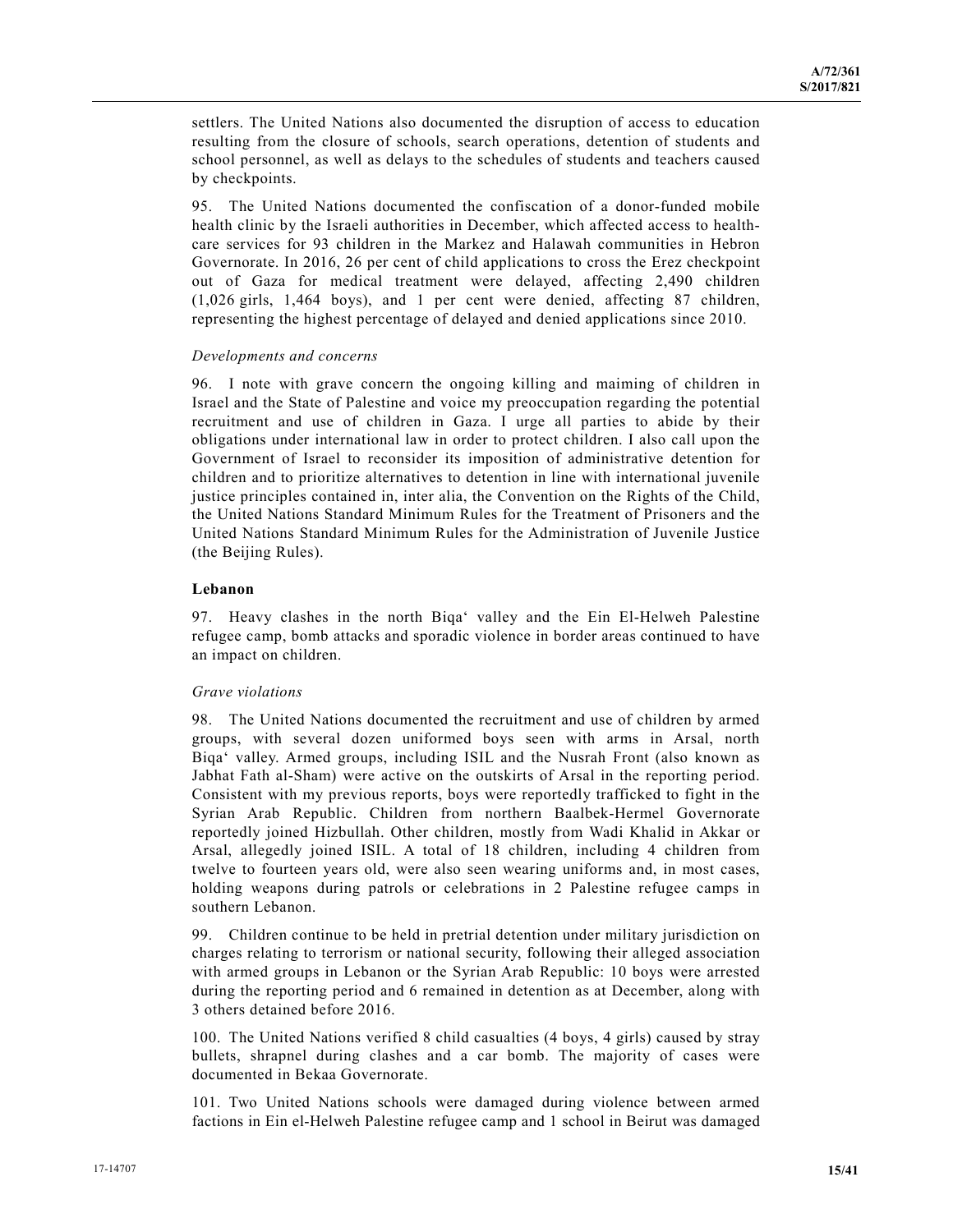settlers. The United Nations also documented the disruption of access to education resulting from the closure of schools, search operations, detention of students and school personnel, as well as delays to the schedules of students and teachers caused by checkpoints.

95. The United Nations documented the confiscation of a donor-funded mobile health clinic by the Israeli authorities in December, which affected access to health-care services for 93 children in the Markez and Halawah communities in Hebron Governorate. In 2016, 26 per cent of child applications to cross the Erez checkpoint out of Gaza for medical treatment were delayed, affecting 2,490 children (1,026 girls, 1,464 boys), and 1 per cent were denied, affecting 87 children, representing the highest percentage of delayed and denied applications since 2010.

*Developments and concerns*

96. I note with grave concern the ongoing killing and maiming of children in Israel and the State of Palestine and voice my preoccupation regarding the potential recruitment and use of children in Gaza. I urge all parties to abide by their obligations under international law in order to protect children. I also call upon the Government of Israel to reconsider its imposition of administrative detention for children and to prioritize alternatives to detention in line with international juvenile justice principles contained in, inter alia, the Convention on the Rights of the Child, the United Nations Standard Minimum Rules for the Treatment of Prisoners and the United Nations Standard Minimum Rules for the Administration of Juvenile Justice (the Beijing Rules).

**Lebanon**

97. Heavy clashes in the north Biqa‘ valley and the Ein El-Helweh Palestine refugee camp, bomb attacks and sporadic violence in border areas continued to have an impact on children.

*Grave violations*

98. The United Nations documented the recruitment and use of children by armed groups, with several dozen uniformed boys seen with arms in Arsal, north Biqa‘ valley. Armed groups, including ISIL and the Nusrah Front (also known as Jabhat Fath al-Sham) were active on the outskirts of Arsal in the reporting period. Consistent with my previous reports, boys were reportedly trafficked to fight in the Syrian Arab Republic. Children from northern Baalbek-Hermel Governorate reportedly joined Hizbullah. Other children, mostly from Wadi Khalid in Akkar or Arsal, allegedly joined ISIL. A total of 18 children, including 4 children from twelve to fourteen years old, were also seen wearing uniforms and, in most cases, holding weapons during patrols or celebrations in 2 Palestine refugee camps in southern Lebanon.

99. Children continue to be held in pretrial detention under military jurisdiction on charges relating to terrorism or national security, following their alleged association with armed groups in Lebanon or the Syrian Arab Republic: 10 boys were arrested during the reporting period and 6 remained in detention as at December, along with 3 others detained before 2016.

100. The United Nations verified 8 child casualties (4 boys, 4 girls) caused by stray bullets, shrapnel during clashes and a car bomb. The majority of cases were documented in Bekaa Governorate.

101. Two United Nations schools were damaged during violence between armed factions in Ein el-Helweh Palestine refugee camp and 1 school in Beirut was damaged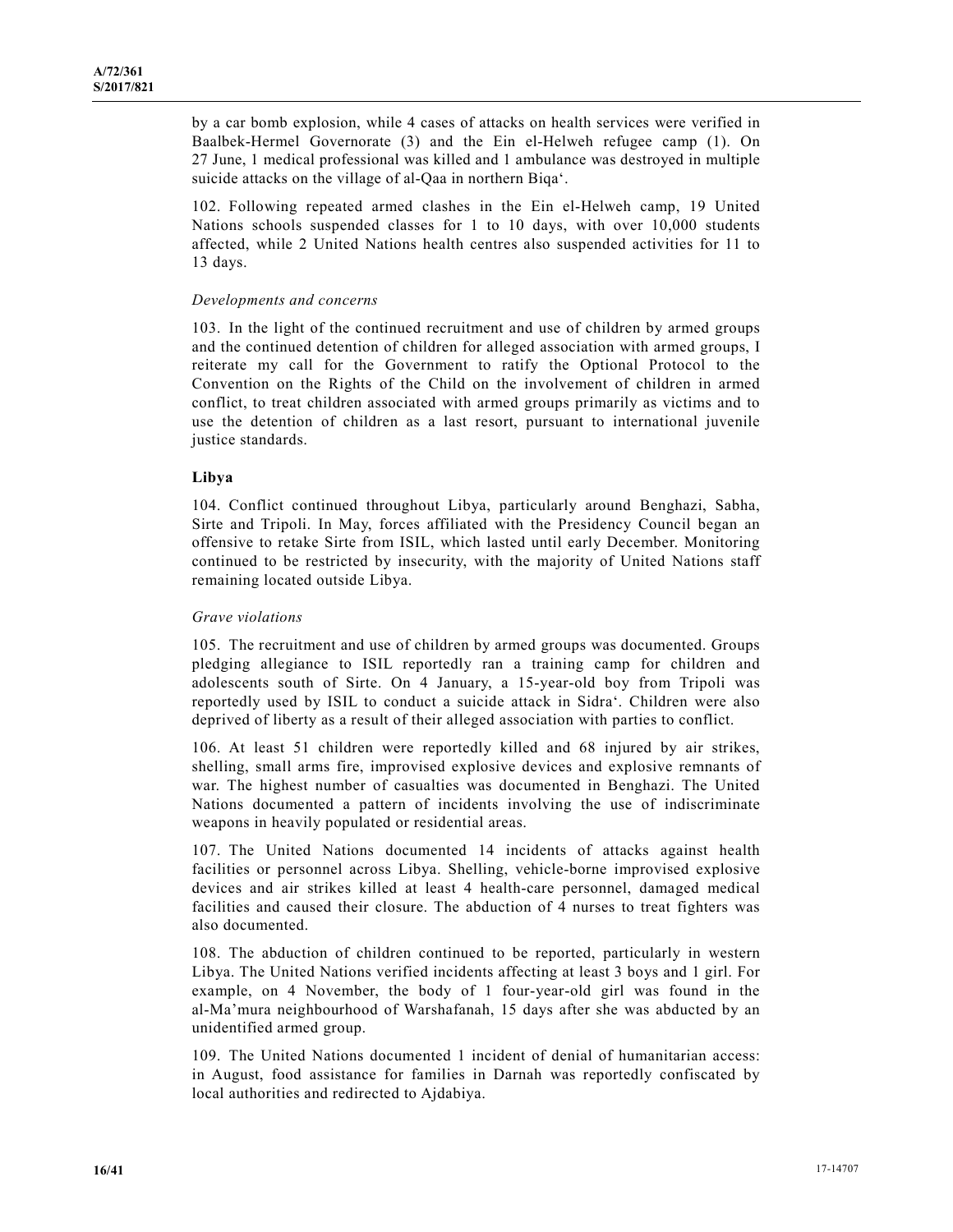by a car bomb explosion, while 4 cases of attacks on health services were verified in Baalbek-Hermel Governorate (3) and the Ein el-Helweh refugee camp (1). On 27 June, 1 medical professional was killed and 1 ambulance was destroyed in multiple suicide attacks on the village of al-Qaa in northern Biqa‘.

102. Following repeated armed clashes in the Ein el-Helweh camp, 19 United Nations schools suspended classes for 1 to 10 days, with over 10,000 students affected, while 2 United Nations health centres also suspended activities for 11 to 13 days.

*Developments and concerns*

103. In the light of the continued recruitment and use of children by armed groups and the continued detention of children for alleged association with armed groups, I reiterate my call for the Government to ratify the Optional Protocol to the Convention on the Rights of the Child on the involvement of children in armed conflict, to treat children associated with armed groups primarily as victims and to use the detention of children as a last resort, pursuant to international juvenile justice standards.

## Libya

104. Conflict continued throughout Libya, particularly around Benghazi, Sabha, Sirte and Tripoli. In May, forces affiliated with the Presidency Council began an offensive to retake Sirte from ISIL, which lasted until early December. Monitoring continued to be restricted by insecurity, with the majority of United Nations staff remaining located outside Libya.

*Grave violations*

105. The recruitment and use of children by armed groups was documented. Groups pledging allegiance to ISIL reportedly ran a training camp for children and adolescents south of Sirte. On 4 January, a 15-year-old boy from Tripoli was reportedly used by ISIL to conduct a suicide attack in Sidra‘. Children were also deprived of liberty as a result of their alleged association with parties to conflict.

106. At least 51 children were reportedly killed and 68 injured by air strikes, shelling, small arms fire, improvised explosive devices and explosive remnants of war. The highest number of casualties was documented in Benghazi. The United Nations documented a pattern of incidents involving the use of indiscriminate weapons in heavily populated or residential areas.

107. The United Nations documented 14 incidents of attacks against health facilities or personnel across Libya. Shelling, vehicle-borne improvised explosive devices and air strikes killed at least 4 health-care personnel, damaged medical facilities and caused their closure. The abduction of 4 nurses to treat fighters was also documented.

108. The abduction of children continued to be reported, particularly in western Libya. The United Nations verified incidents affecting at least 3 boys and 1 girl. For example, on 4 November, the body of 1 four-year-old girl was found in the al-Ma’mura neighbourhood of Warshafanah, 15 days after she was abducted by an unidentified armed group.

109. The United Nations documented 1 incident of denial of humanitarian access: in August, food assistance for families in Darnah was reportedly confiscated by local authorities and redirected to Ajdabiya.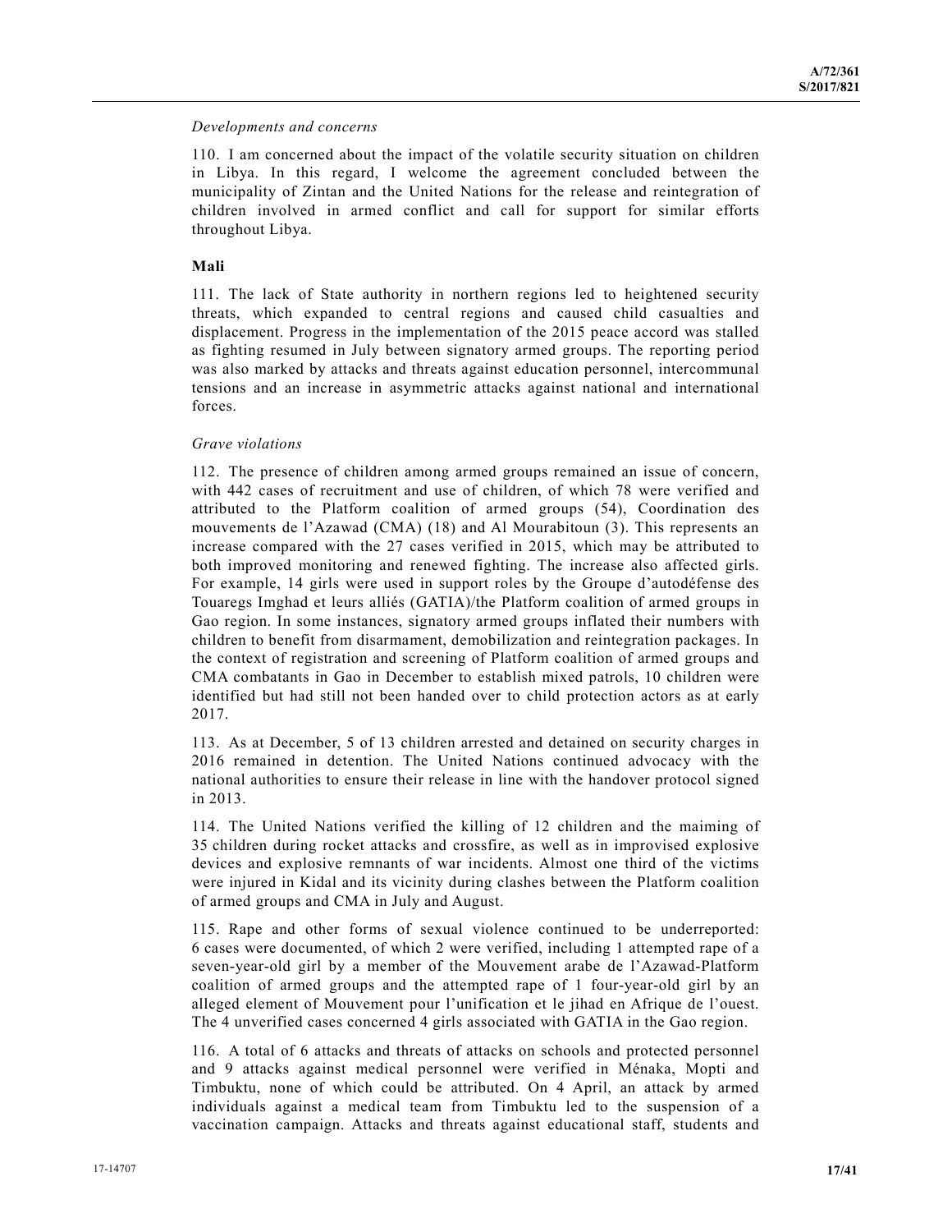*Developments and concerns*

110. I am concerned about the impact of the volatile security situation on children in Libya. In this regard, I welcome the agreement concluded between the municipality of Zintan and the United Nations for the release and reintegration of children involved in armed conflict and call for support for similar efforts throughout Libya.

**Mali**

111. The lack of State authority in northern regions led to heightened security threats, which expanded to central regions and caused child casualties and displacement. Progress in the implementation of the 2015 peace accord was stalled as fighting resumed in July between signatory armed groups. The reporting period was also marked by attacks and threats against education personnel, intercommunal tensions and an increase in asymmetric attacks against national and international forces.

*Grave violations*

112. The presence of children among armed groups remained an issue of concern, with 442 cases of recruitment and use of children, of which 78 were verified and attributed to the Platform coalition of armed groups (54), Coordination des mouvements de l'Azawad (CMA) (18) and Al Mourabitoun (3). This represents an increase compared with the 27 cases verified in 2015, which may be attributed to both improved monitoring and renewed fighting. The increase also affected girls. For example, 14 girls were used in support roles by the Groupe d'autodéfense des Touaregs Imghad et leurs alliés (GATIA)/the Platform coalition of armed groups in Gao region. In some instances, signatory armed groups inflated their numbers with children to benefit from disarmament, demobilization and reintegration packages. In the context of registration and screening of Platform coalition of armed groups and CMA combatants in Gao in December to establish mixed patrols, 10 children were identified but had still not been handed over to child protection actors as at early 2017.

113. As at December, 5 of 13 children arrested and detained on security charges in 2016 remained in detention. The United Nations continued advocacy with the national authorities to ensure their release in line with the handover protocol signed in 2013.

114. The United Nations verified the killing of 12 children and the maiming of 35 children during rocket attacks and crossfire, as well as in improvised explosive devices and explosive remnants of war incidents. Almost one third of the victims were injured in Kidal and its vicinity during clashes between the Platform coalition of armed groups and CMA in July and August.

115. Rape and other forms of sexual violence continued to be underreported: 6 cases were documented, of which 2 were verified, including 1 attempted rape of a seven-year-old girl by a member of the Mouvement arabe de l'Azawad-Platform coalition of armed groups and the attempted rape of 1 four-year-old girl by an alleged element of Mouvement pour l'unification et le jihad en Afrique de l'ouest. The 4 unverified cases concerned 4 girls associated with GATIA in the Gao region.

116. A total of 6 attacks and threats of attacks on schools and protected personnel and 9 attacks against medical personnel were verified in Ménaka, Mopti and Timbuktu, none of which could be attributed. On 4 April, an attack by armed individuals against a medical team from Timbuktu led to the suspension of a vaccination campaign. Attacks and threats against educational staff, students and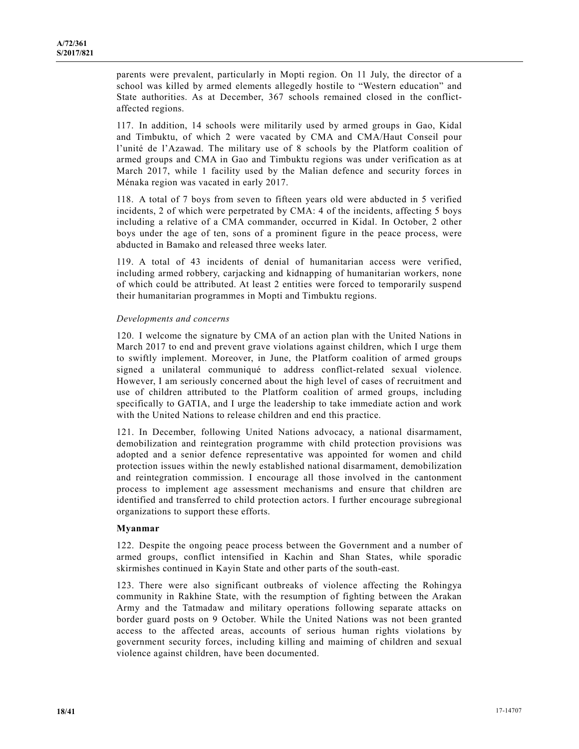parents were prevalent, particularly in Mopti region. On 11 July, the director of a school was killed by armed elements allegedly hostile to "Western education" and State authorities. As at December, 367 schools remained closed in the conflict-affected regions.

117. In addition, 14 schools were militarily used by armed groups in Gao, Kidal and Timbuktu, of which 2 were vacated by CMA and CMA/Haut Conseil pour l'unité de l'Azawad. The military use of 8 schools by the Platform coalition of armed groups and CMA in Gao and Timbuktu regions was under verification as at March 2017, while 1 facility used by the Malian defence and security forces in Ménaka region was vacated in early 2017.

118. A total of 7 boys from seven to fifteen years old were abducted in 5 verified incidents, 2 of which were perpetrated by CMA: 4 of the incidents, affecting 5 boys including a relative of a CMA commander, occurred in Kidal. In October, 2 other boys under the age of ten, sons of a prominent figure in the peace process, were abducted in Bamako and released three weeks later.

119. A total of 43 incidents of denial of humanitarian access were verified, including armed robbery, carjacking and kidnapping of humanitarian workers, none of which could be attributed. At least 2 entities were forced to temporarily suspend their humanitarian programmes in Mopti and Timbuktu regions.

*Developments and concerns*

120. I welcome the signature by CMA of an action plan with the United Nations in March 2017 to end and prevent grave violations against children, which I urge them to swiftly implement. Moreover, in June, the Platform coalition of armed groups signed a unilateral communiqué to address conflict-related sexual violence. However, I am seriously concerned about the high level of cases of recruitment and use of children attributed to the Platform coalition of armed groups, including specifically to GATIA, and I urge the leadership to take immediate action and work with the United Nations to release children and end this practice.

121. In December, following United Nations advocacy, a national disarmament, demobilization and reintegration programme with child protection provisions was adopted and a senior defence representative was appointed for women and child protection issues within the newly established national disarmament, demobilization and reintegration commission. I encourage all those involved in the cantonment process to implement age assessment mechanisms and ensure that children are identified and transferred to child protection actors. I further encourage subregional organizations to support these efforts.

**Myanmar**

122. Despite the ongoing peace process between the Government and a number of armed groups, conflict intensified in Kachin and Shan States, while sporadic skirmishes continued in Kayin State and other parts of the south-east.

123. There were also significant outbreaks of violence affecting the Rohingya community in Rakhine State, with the resumption of fighting between the Arakan Army and the Tatmadaw and military operations following separate attacks on border guard posts on 9 October. While the United Nations was not been granted access to the affected areas, accounts of serious human rights violations by government security forces, including killing and maiming of children and sexual violence against children, have been documented.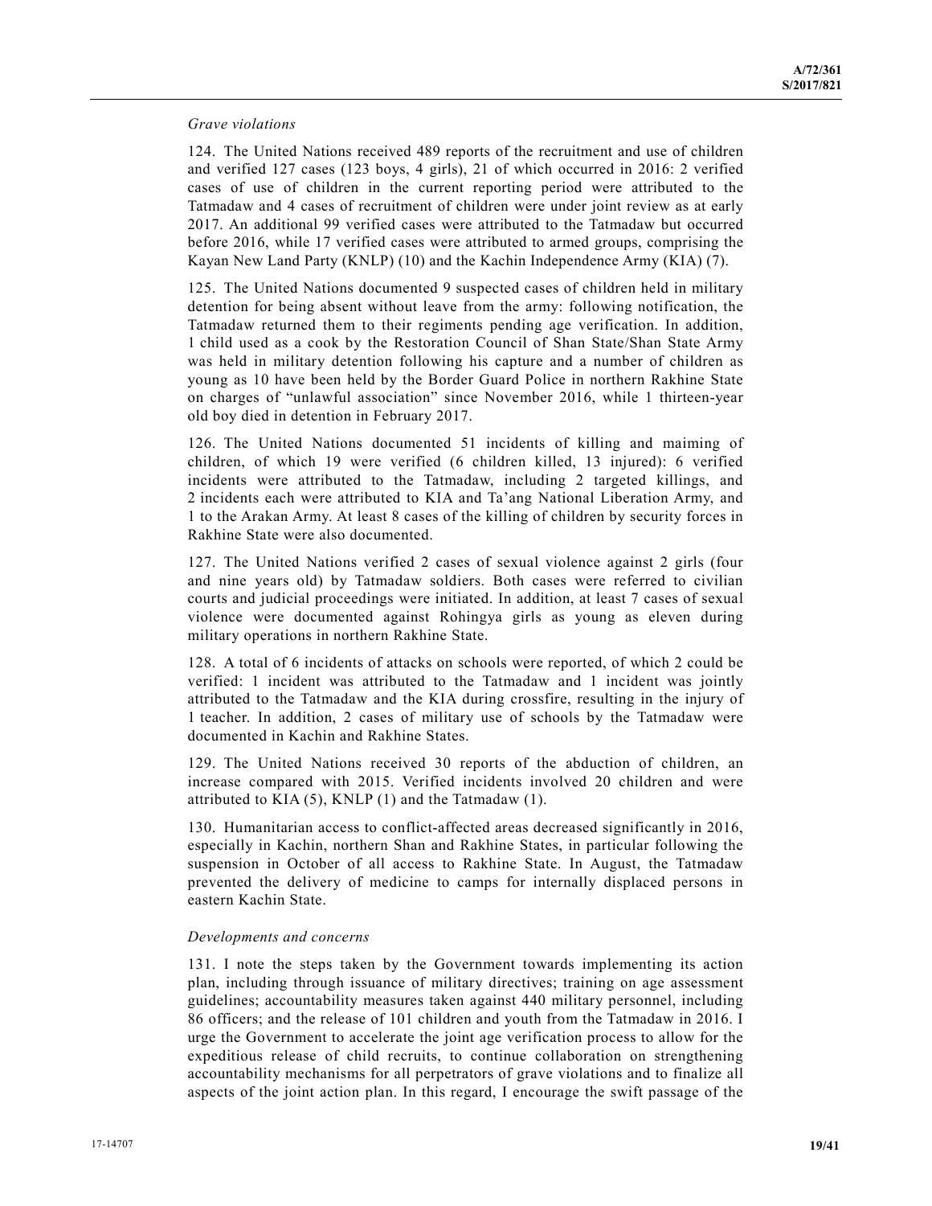*Grave violations*

124. The United Nations received 489 reports of the recruitment and use of children and verified 127 cases (123 boys, 4 girls), 21 of which occurred in 2016: 2 verified cases of use of children in the current reporting period were attributed to the Tatmadaw and 4 cases of recruitment of children were under joint review as at early 2017. An additional 99 verified cases were attributed to the Tatmadaw but occurred before 2016, while 17 verified cases were attributed to armed groups, comprising the Kayan New Land Party (KNLP) (10) and the Kachin Independence Army (KIA) (7).

125. The United Nations documented 9 suspected cases of children held in military detention for being absent without leave from the army: following notification, the Tatmadaw returned them to their regiments pending age verification. In addition, 1 child used as a cook by the Restoration Council of Shan State/Shan State Army was held in military detention following his capture and a number of children as young as 10 have been held by the Border Guard Police in northern Rakhine State on charges of "unlawful association" since November 2016, while 1 thirteen-year old boy died in detention in February 2017.

126. The United Nations documented 51 incidents of killing and maiming of children, of which 19 were verified (6 children killed, 13 injured): 6 verified incidents were attributed to the Tatmadaw, including 2 targeted killings, and 2 incidents each were attributed to KIA and Ta'ang National Liberation Army, and 1 to the Arakan Army. At least 8 cases of the killing of children by security forces in Rakhine State were also documented.

127. The United Nations verified 2 cases of sexual violence against 2 girls (four and nine years old) by Tatmadaw soldiers. Both cases were referred to civilian courts and judicial proceedings were initiated. In addition, at least 7 cases of sexual violence were documented against Rohingya girls as young as eleven during military operations in northern Rakhine State.

128. A total of 6 incidents of attacks on schools were reported, of which 2 could be verified: 1 incident was attributed to the Tatmadaw and 1 incident was jointly attributed to the Tatmadaw and the KIA during crossfire, resulting in the injury of 1 teacher. In addition, 2 cases of military use of schools by the Tatmadaw were documented in Kachin and Rakhine States.

129. The United Nations received 30 reports of the abduction of children, an increase compared with 2015. Verified incidents involved 20 children and were attributed to KIA (5), KNLP (1) and the Tatmadaw (1).

130. Humanitarian access to conflict-affected areas decreased significantly in 2016, especially in Kachin, northern Shan and Rakhine States, in particular following the suspension in October of all access to Rakhine State. In August, the Tatmadaw prevented the delivery of medicine to camps for internally displaced persons in eastern Kachin State.

*Developments and concerns*

131. I note the steps taken by the Government towards implementing its action plan, including through issuance of military directives; training on age assessment guidelines; accountability measures taken against 440 military personnel, including 86 officers; and the release of 101 children and youth from the Tatmadaw in 2016. I urge the Government to accelerate the joint age verification process to allow for the expeditious release of child recruits, to continue collaboration on strengthening accountability mechanisms for all perpetrators of grave violations and to finalize all aspects of the joint action plan. In this regard, I encourage the swift passage of the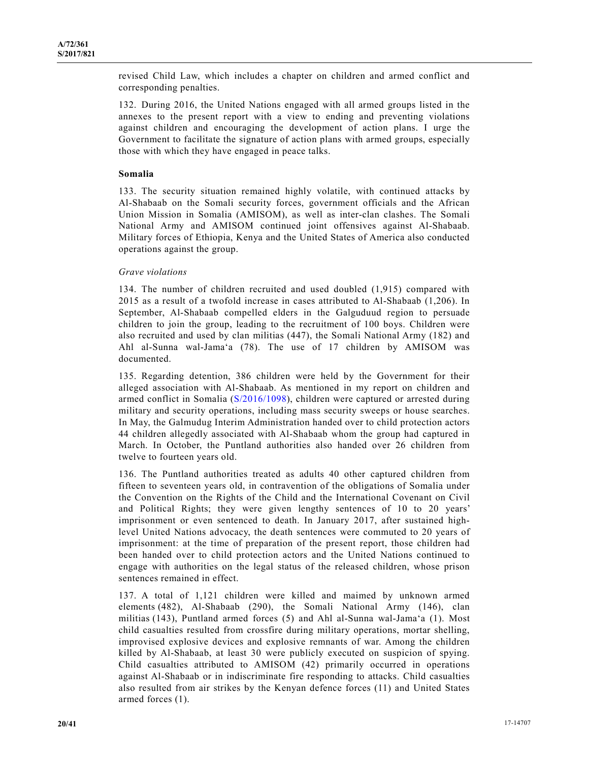revised Child Law, which includes a chapter on children and armed conflict and corresponding penalties.

132. During 2016, the United Nations engaged with all armed groups listed in the annexes to the present report with a view to ending and preventing violations against children and encouraging the development of action plans. I urge the Government to facilitate the signature of action plans with armed groups, especially those with which they have engaged in peace talks.

### Somalia

133. The security situation remained highly volatile, with continued attacks by Al-Shabaab on the Somali security forces, government officials and the African Union Mission in Somalia (AMISOM), as well as inter-clan clashes. The Somali National Army and AMISOM continued joint offensives against Al-Shabaab. Military forces of Ethiopia, Kenya and the United States of America also conducted operations against the group.

*Grave violations*

134. The number of children recruited and used doubled (1,915) compared with 2015 as a result of a twofold increase in cases attributed to Al-Shabaab (1,206). In September, Al-Shabaab compelled elders in the Galguduud region to persuade children to join the group, leading to the recruitment of 100 boys. Children were also recruited and used by clan militias (447), the Somali National Army (182) and Ahl al-Sunna wal-Jama'a (78). The use of 17 children by AMISOM was documented.

135. Regarding detention, 386 children were held by the Government for their alleged association with Al-Shabaab. As mentioned in my report on children and armed conflict in Somalia (S/2016/1098), children were captured or arrested during military and security operations, including mass security sweeps or house searches. In May, the Galmudug Interim Administration handed over to child protection actors 44 children allegedly associated with Al-Shabaab whom the group had captured in March. In October, the Puntland authorities also handed over 26 children from twelve to fourteen years old.

136. The Puntland authorities treated as adults 40 other captured children from fifteen to seventeen years old, in contravention of the obligations of Somalia under the Convention on the Rights of the Child and the International Covenant on Civil and Political Rights; they were given lengthy sentences of 10 to 20 years' imprisonment or even sentenced to death. In January 2017, after sustained high-level United Nations advocacy, the death sentences were commuted to 20 years of imprisonment: at the time of preparation of the present report, those children had been handed over to child protection actors and the United Nations continued to engage with authorities on the legal status of the released children, whose prison sentences remained in effect.

137. A total of 1,121 children were killed and maimed by unknown armed elements (482), Al-Shabaab (290), the Somali National Army (146), clan militias (143), Puntland armed forces (5) and Ahl al-Sunna wal-Jama'a (1). Most child casualties resulted from crossfire during military operations, mortar shelling, improvised explosive devices and explosive remnants of war. Among the children killed by Al-Shabaab, at least 30 were publicly executed on suspicion of spying. Child casualties attributed to AMISOM (42) primarily occurred in operations against Al-Shabaab or in indiscriminate fire responding to attacks. Child casualties also resulted from air strikes by the Kenyan defence forces (11) and United States armed forces (1).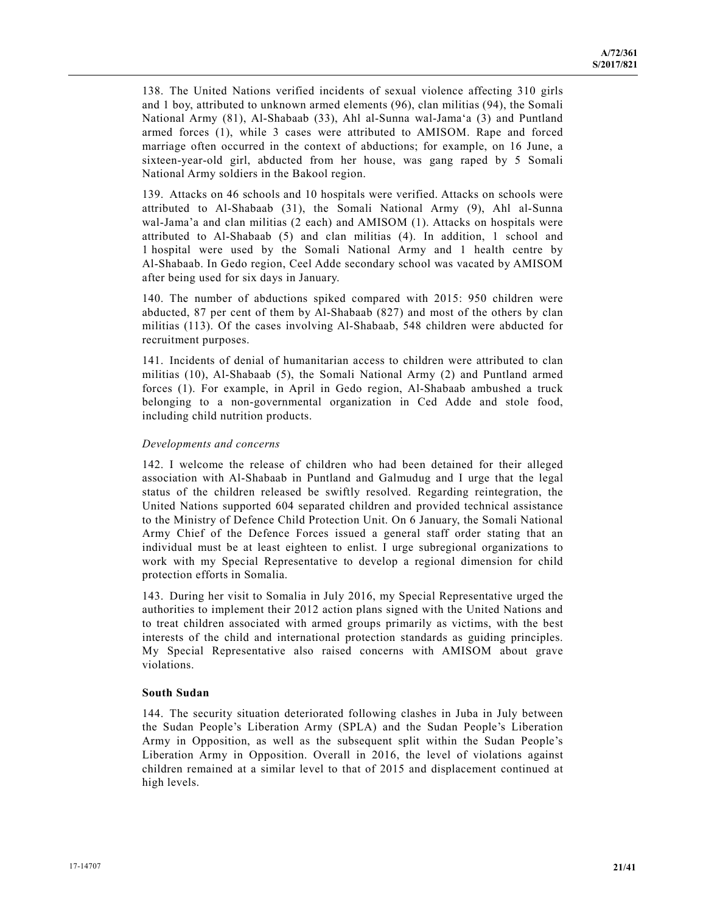138. The United Nations verified incidents of sexual violence affecting 310 girls and 1 boy, attributed to unknown armed elements (96), clan militias (94), the Somali National Army (81), Al-Shabaab (33), Ahl al-Sunna wal-Jama'a (3) and Puntland armed forces (1), while 3 cases were attributed to AMISOM. Rape and forced marriage often occurred in the context of abductions; for example, on 16 June, a sixteen-year-old girl, abducted from her house, was gang raped by 5 Somali National Army soldiers in the Bakool region.

139. Attacks on 46 schools and 10 hospitals were verified. Attacks on schools were attributed to Al-Shabaab (31), the Somali National Army (9), Ahl al-Sunna wal-Jama'a and clan militias (2 each) and AMISOM (1). Attacks on hospitals were attributed to Al-Shabaab (5) and clan militias (4). In addition, 1 school and 1 hospital were used by the Somali National Army and 1 health centre by Al-Shabaab. In Gedo region, Ceel Adde secondary school was vacated by AMISOM after being used for six days in January.

140. The number of abductions spiked compared with 2015: 950 children were abducted, 87 per cent of them by Al-Shabaab (827) and most of the others by clan militias (113). Of the cases involving Al-Shabaab, 548 children were abducted for recruitment purposes.

141. Incidents of denial of humanitarian access to children were attributed to clan militias (10), Al-Shabaab (5), the Somali National Army (2) and Puntland armed forces (1). For example, in April in Gedo region, Al-Shabaab ambushed a truck belonging to a non-governmental organization in Ced Adde and stole food, including child nutrition products.

*Developments and concerns*

142. I welcome the release of children who had been detained for their alleged association with Al-Shabaab in Puntland and Galmudug and I urge that the legal status of the children released be swiftly resolved. Regarding reintegration, the United Nations supported 604 separated children and provided technical assistance to the Ministry of Defence Child Protection Unit. On 6 January, the Somali National Army Chief of the Defence Forces issued a general staff order stating that an individual must be at least eighteen to enlist. I urge subregional organizations to work with my Special Representative to develop a regional dimension for child protection efforts in Somalia.

143. During her visit to Somalia in July 2016, my Special Representative urged the authorities to implement their 2012 action plans signed with the United Nations and to treat children associated with armed groups primarily as victims, with the best interests of the child and international protection standards as guiding principles. My Special Representative also raised concerns with AMISOM about grave violations.

**South Sudan**

144. The security situation deteriorated following clashes in Juba in July between the Sudan People's Liberation Army (SPLA) and the Sudan People's Liberation Army in Opposition, as well as the subsequent split within the Sudan People's Liberation Army in Opposition. Overall in 2016, the level of violations against children remained at a similar level to that of 2015 and displacement continued at high levels.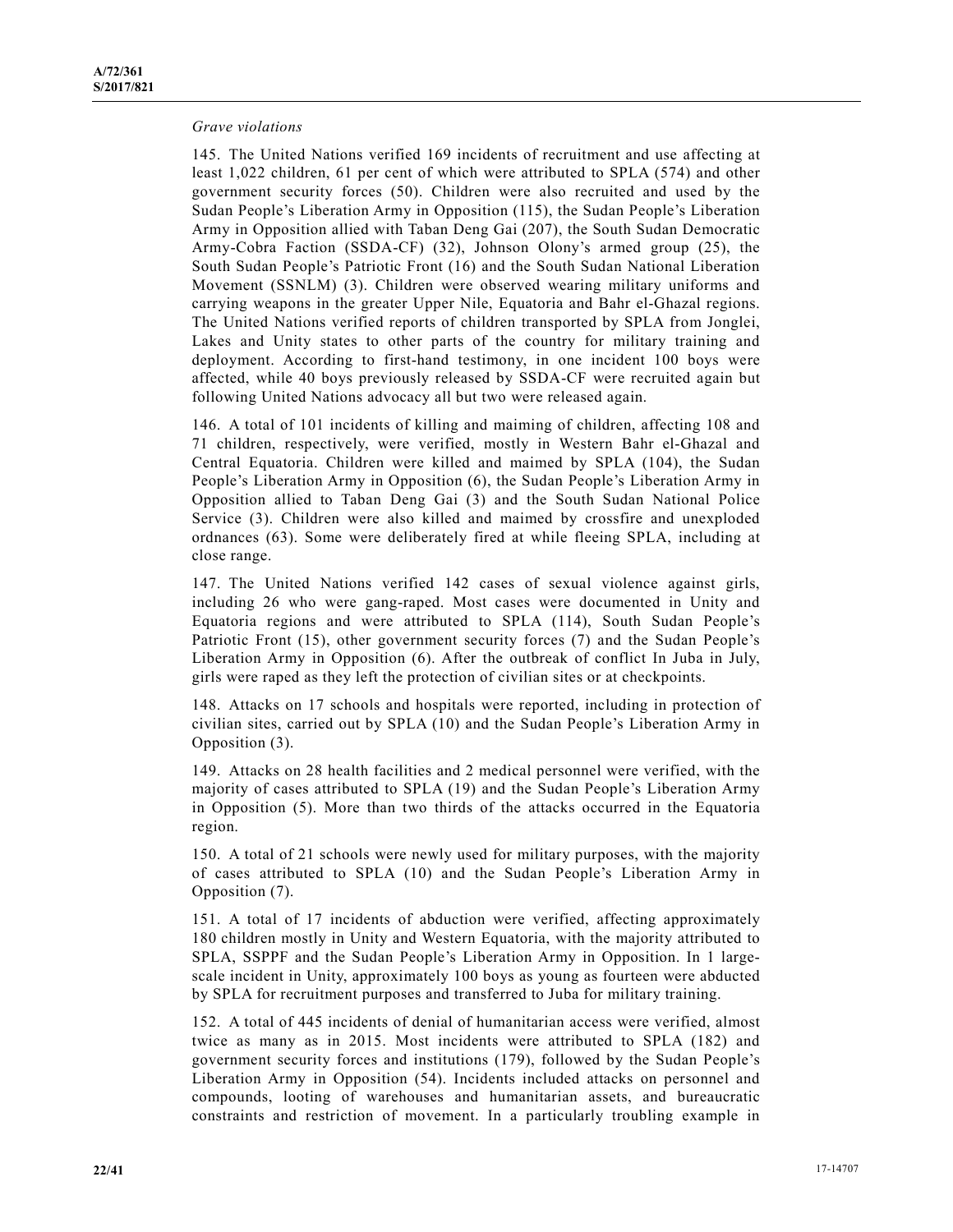*Grave violations*

145. The United Nations verified 169 incidents of recruitment and use affecting at least 1,022 children, 61 per cent of which were attributed to SPLA (574) and other government security forces (50). Children were also recruited and used by the Sudan People's Liberation Army in Opposition (115), the Sudan People's Liberation Army in Opposition allied with Taban Deng Gai (207), the South Sudan Democratic Army-Cobra Faction (SSDA-CF) (32), Johnson Olony's armed group (25), the South Sudan People's Patriotic Front (16) and the South Sudan National Liberation Movement (SSNLM) (3). Children were observed wearing military uniforms and carrying weapons in the greater Upper Nile, Equatoria and Bahr el-Ghazal regions. The United Nations verified reports of children transported by SPLA from Jonglei, Lakes and Unity states to other parts of the country for military training and deployment. According to first-hand testimony, in one incident 100 boys were affected, while 40 boys previously released by SSDA-CF were recruited again but following United Nations advocacy all but two were released again.

146. A total of 101 incidents of killing and maiming of children, affecting 108 and 71 children, respectively, were verified, mostly in Western Bahr el-Ghazal and Central Equatoria. Children were killed and maimed by SPLA (104), the Sudan People's Liberation Army in Opposition (6), the Sudan People's Liberation Army in Opposition allied to Taban Deng Gai (3) and the South Sudan National Police Service (3). Children were also killed and maimed by crossfire and unexploded ordnances (63). Some were deliberately fired at while fleeing SPLA, including at close range.

147. The United Nations verified 142 cases of sexual violence against girls, including 26 who were gang-raped. Most cases were documented in Unity and Equatoria regions and were attributed to SPLA (114), South Sudan People's Patriotic Front (15), other government security forces (7) and the Sudan People's Liberation Army in Opposition (6). After the outbreak of conflict In Juba in July, girls were raped as they left the protection of civilian sites or at checkpoints.

148. Attacks on 17 schools and hospitals were reported, including in protection of civilian sites, carried out by SPLA (10) and the Sudan People's Liberation Army in Opposition (3).

149. Attacks on 28 health facilities and 2 medical personnel were verified, with the majority of cases attributed to SPLA (19) and the Sudan People's Liberation Army in Opposition (5). More than two thirds of the attacks occurred in the Equatoria region.

150. A total of 21 schools were newly used for military purposes, with the majority of cases attributed to SPLA (10) and the Sudan People's Liberation Army in Opposition (7).

151. A total of 17 incidents of abduction were verified, affecting approximately 180 children mostly in Unity and Western Equatoria, with the majority attributed to SPLA, SSPPF and the Sudan People's Liberation Army in Opposition. In 1 large-scale incident in Unity, approximately 100 boys as young as fourteen were abducted by SPLA for recruitment purposes and transferred to Juba for military training.

152. A total of 445 incidents of denial of humanitarian access were verified, almost twice as many as in 2015. Most incidents were attributed to SPLA (182) and government security forces and institutions (179), followed by the Sudan People's Liberation Army in Opposition (54). Incidents included attacks on personnel and compounds, looting of warehouses and humanitarian assets, and bureaucratic constraints and restriction of movement. In a particularly troubling example in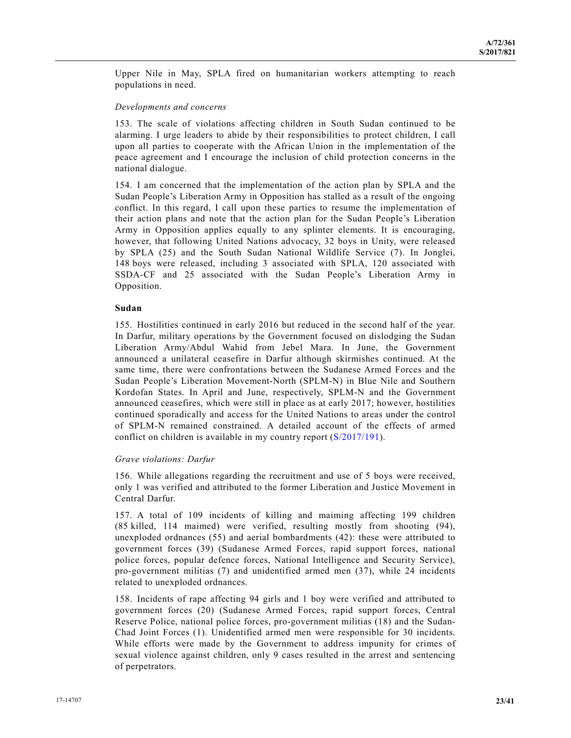Upper Nile in May, SPLA fired on humanitarian workers attempting to reach populations in need.

*Developments and concerns*

153. The scale of violations affecting children in South Sudan continued to be alarming. I urge leaders to abide by their responsibilities to protect children, I call upon all parties to cooperate with the African Union in the implementation of the peace agreement and I encourage the inclusion of child protection concerns in the national dialogue.

154. I am concerned that the implementation of the action plan by SPLA and the Sudan People's Liberation Army in Opposition has stalled as a result of the ongoing conflict. In this regard, I call upon these parties to resume the implementation of their action plans and note that the action plan for the Sudan People's Liberation Army in Opposition applies equally to any splinter elements. It is encouraging, however, that following United Nations advocacy, 32 boys in Unity, were released by SPLA (25) and the South Sudan National Wildlife Service (7). In Jonglei, 148 boys were released, including 3 associated with SPLA, 120 associated with SSDA-CF and 25 associated with the Sudan People's Liberation Army in Opposition.

**Sudan**

155. Hostilities continued in early 2016 but reduced in the second half of the year. In Darfur, military operations by the Government focused on dislodging the Sudan Liberation Army/Abdul Wahid from Jebel Mara. In June, the Government announced a unilateral ceasefire in Darfur although skirmishes continued. At the same time, there were confrontations between the Sudanese Armed Forces and the Sudan People's Liberation Movement-North (SPLM-N) in Blue Nile and Southern Kordofan States. In April and June, respectively, SPLM-N and the Government announced ceasefires, which were still in place as at early 2017; however, hostilities continued sporadically and access for the United Nations to areas under the control of SPLM-N remained constrained. A detailed account of the effects of armed conflict on children is available in my country report (S/2017/191).

*Grave violations: Darfur*

156. While allegations regarding the recruitment and use of 5 boys were received, only 1 was verified and attributed to the former Liberation and Justice Movement in Central Darfur.

157. A total of 109 incidents of killing and maiming affecting 199 children (85 killed, 114 maimed) were verified, resulting mostly from shooting (94), unexploded ordnances (55) and aerial bombardments (42): these were attributed to government forces (39) (Sudanese Armed Forces, rapid support forces, national police forces, popular defence forces, National Intelligence and Security Service), pro-government militias (7) and unidentified armed men (37), while 24 incidents related to unexploded ordnances.

158. Incidents of rape affecting 94 girls and 1 boy were verified and attributed to government forces (20) (Sudanese Armed Forces, rapid support forces, Central Reserve Police, national police forces, pro-government militias (18) and the Sudan-Chad Joint Forces (1). Unidentified armed men were responsible for 30 incidents. While efforts were made by the Government to address impunity for crimes of sexual violence against children, only 9 cases resulted in the arrest and sentencing of perpetrators.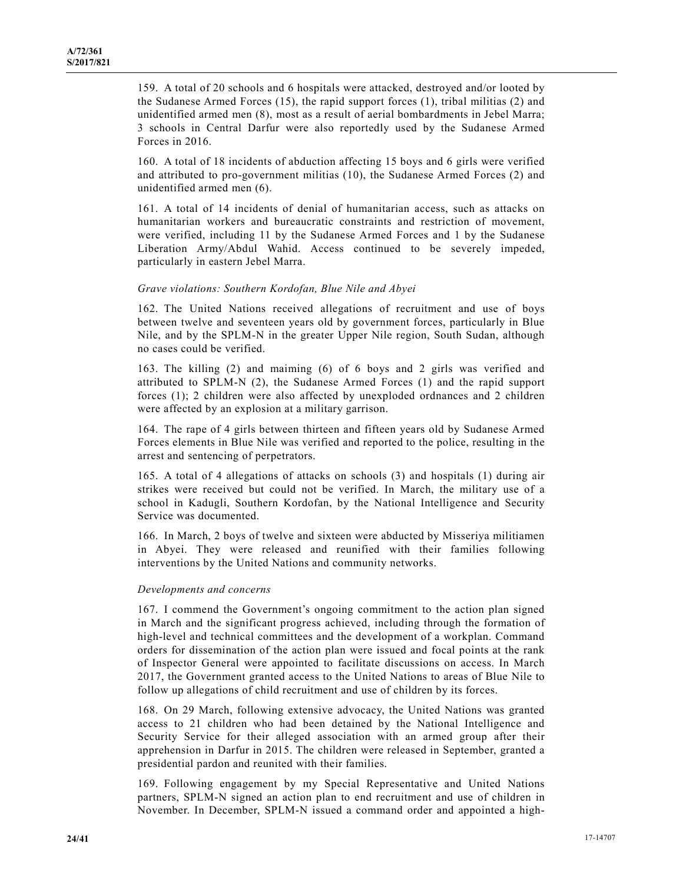159. A total of 20 schools and 6 hospitals were attacked, destroyed and/or looted by the Sudanese Armed Forces (15), the rapid support forces (1), tribal militias (2) and unidentified armed men (8), most as a result of aerial bombardments in Jebel Marra; 3 schools in Central Darfur were also reportedly used by the Sudanese Armed Forces in 2016.

160. A total of 18 incidents of abduction affecting 15 boys and 6 girls were verified and attributed to pro-government militias (10), the Sudanese Armed Forces (2) and unidentified armed men (6).

161. A total of 14 incidents of denial of humanitarian access, such as attacks on humanitarian workers and bureaucratic constraints and restriction of movement, were verified, including 11 by the Sudanese Armed Forces and 1 by the Sudanese Liberation Army/Abdul Wahid. Access continued to be severely impeded, particularly in eastern Jebel Marra.

*Grave violations: Southern Kordofan, Blue Nile and Abyei*

162. The United Nations received allegations of recruitment and use of boys between twelve and seventeen years old by government forces, particularly in Blue Nile, and by the SPLM-N in the greater Upper Nile region, South Sudan, although no cases could be verified.

163. The killing (2) and maiming (6) of 6 boys and 2 girls was verified and attributed to SPLM-N (2), the Sudanese Armed Forces (1) and the rapid support forces (1); 2 children were also affected by unexploded ordnances and 2 children were affected by an explosion at a military garrison.

164. The rape of 4 girls between thirteen and fifteen years old by Sudanese Armed Forces elements in Blue Nile was verified and reported to the police, resulting in the arrest and sentencing of perpetrators.

165. A total of 4 allegations of attacks on schools (3) and hospitals (1) during air strikes were received but could not be verified. In March, the military use of a school in Kadugli, Southern Kordofan, by the National Intelligence and Security Service was documented.

166. In March, 2 boys of twelve and sixteen were abducted by Misseriya militiamen in Abyei. They were released and reunified with their families following interventions by the United Nations and community networks.

*Developments and concerns*

167. I commend the Government's ongoing commitment to the action plan signed in March and the significant progress achieved, including through the formation of high-level and technical committees and the development of a workplan. Command orders for dissemination of the action plan were issued and focal points at the rank of Inspector General were appointed to facilitate discussions on access. In March 2017, the Government granted access to the United Nations to areas of Blue Nile to follow up allegations of child recruitment and use of children by its forces.

168. On 29 March, following extensive advocacy, the United Nations was granted access to 21 children who had been detained by the National Intelligence and Security Service for their alleged association with an armed group after their apprehension in Darfur in 2015. The children were released in September, granted a presidential pardon and reunited with their families.

169. Following engagement by my Special Representative and United Nations partners, SPLM-N signed an action plan to end recruitment and use of children in November. In December, SPLM-N issued a command order and appointed a high-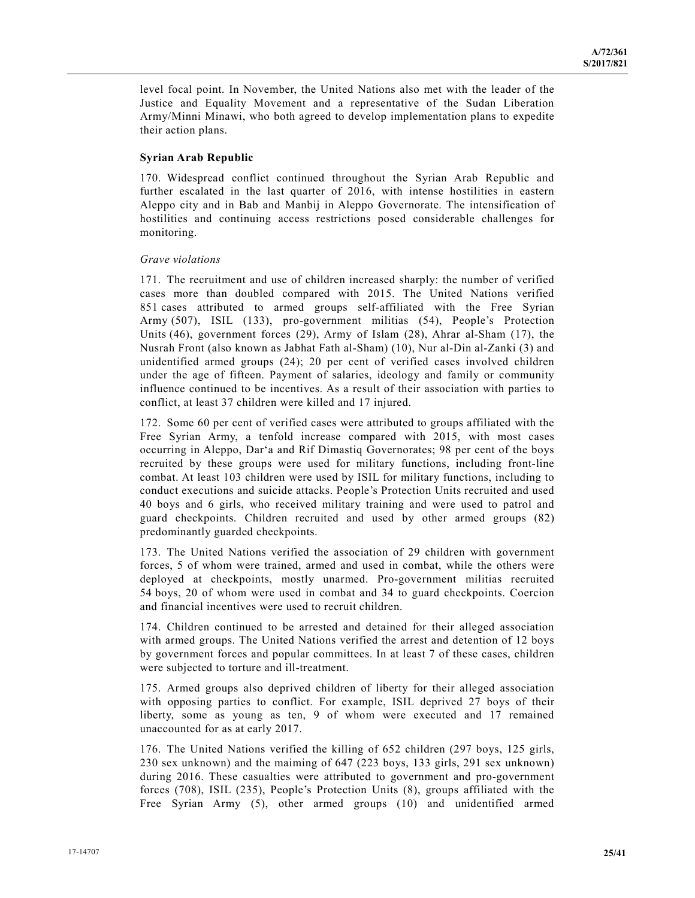level focal point. In November, the United Nations also met with the leader of the Justice and Equality Movement and a representative of the Sudan Liberation Army/Minni Minawi, who both agreed to develop implementation plans to expedite their action plans.

### Syrian Arab Republic

170. Widespread conflict continued throughout the Syrian Arab Republic and further escalated in the last quarter of 2016, with intense hostilities in eastern Aleppo city and in Bab and Manbij in Aleppo Governorate. The intensification of hostilities and continuing access restrictions posed considerable challenges for monitoring.

#### *Grave violations*

171. The recruitment and use of children increased sharply: the number of verified cases more than doubled compared with 2015. The United Nations verified 851 cases attributed to armed groups self-affiliated with the Free Syrian Army (507), ISIL (133), pro-government militias (54), People's Protection Units (46), government forces (29), Army of Islam (28), Ahrar al-Sham (17), the Nusrah Front (also known as Jabhat Fath al-Sham) (10), Nur al-Din al-Zanki (3) and unidentified armed groups (24); 20 per cent of verified cases involved children under the age of fifteen. Payment of salaries, ideology and family or community influence continued to be incentives. As a result of their association with parties to conflict, at least 37 children were killed and 17 injured.

172. Some 60 per cent of verified cases were attributed to groups affiliated with the Free Syrian Army, a tenfold increase compared with 2015, with most cases occurring in Aleppo, Dar'a and Rif Dimastiq Governorates; 98 per cent of the boys recruited by these groups were used for military functions, including front-line combat. At least 103 children were used by ISIL for military functions, including to conduct executions and suicide attacks. People's Protection Units recruited and used 40 boys and 6 girls, who received military training and were used to patrol and guard checkpoints. Children recruited and used by other armed groups (82) predominantly guarded checkpoints.

173. The United Nations verified the association of 29 children with government forces, 5 of whom were trained, armed and used in combat, while the others were deployed at checkpoints, mostly unarmed. Pro-government militias recruited 54 boys, 20 of whom were used in combat and 34 to guard checkpoints. Coercion and financial incentives were used to recruit children.

174. Children continued to be arrested and detained for their alleged association with armed groups. The United Nations verified the arrest and detention of 12 boys by government forces and popular committees. In at least 7 of these cases, children were subjected to torture and ill-treatment.

175. Armed groups also deprived children of liberty for their alleged association with opposing parties to conflict. For example, ISIL deprived 27 boys of their liberty, some as young as ten, 9 of whom were executed and 17 remained unaccounted for as at early 2017.

176. The United Nations verified the killing of 652 children (297 boys, 125 girls, 230 sex unknown) and the maiming of 647 (223 boys, 133 girls, 291 sex unknown) during 2016. These casualties were attributed to government and pro-government forces (708), ISIL (235), People's Protection Units (8), groups affiliated with the Free Syrian Army (5), other armed groups (10) and unidentified armed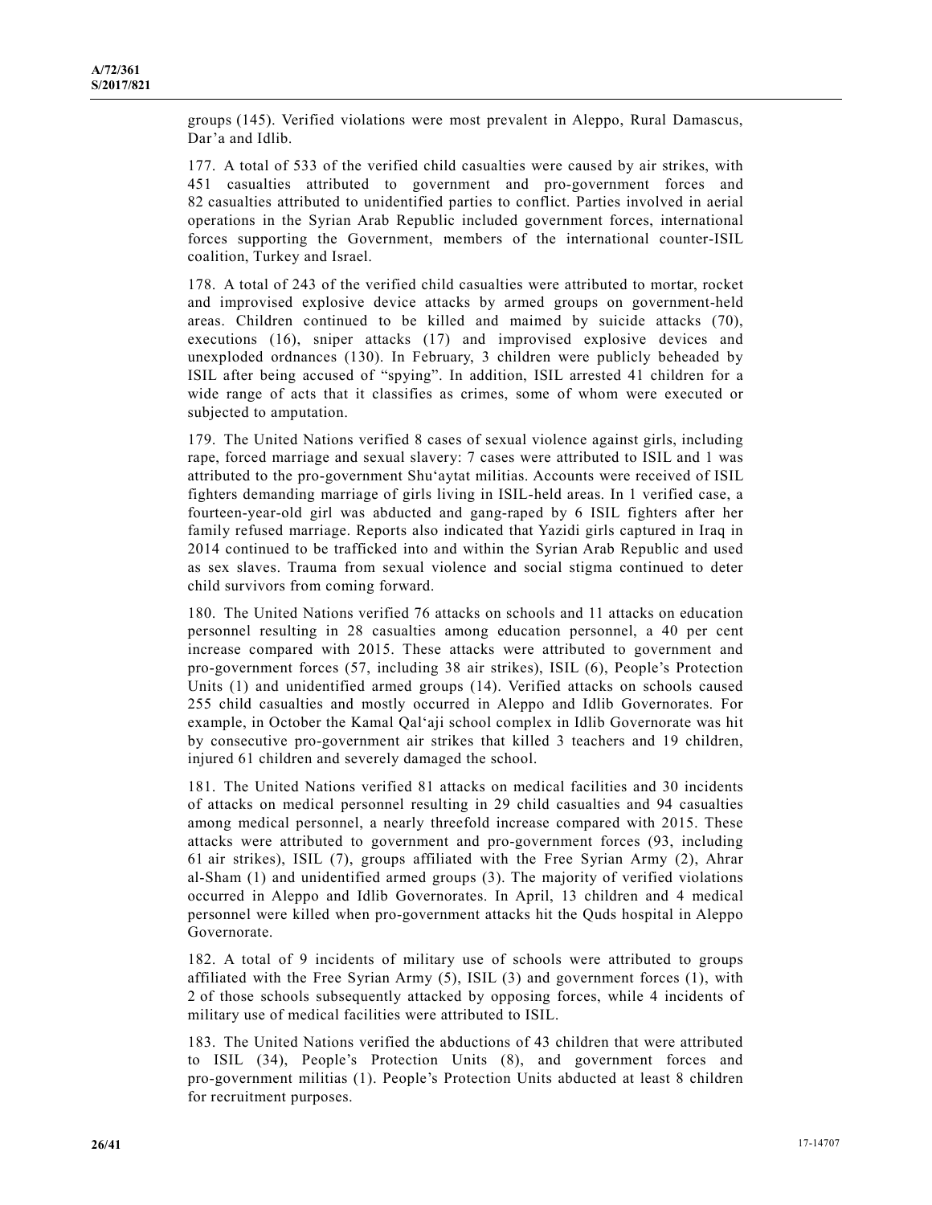groups (145). Verified violations were most prevalent in Aleppo, Rural Damascus, Dar'a and Idlib.

177. A total of 533 of the verified child casualties were caused by air strikes, with 451 casualties attributed to government and pro-government forces and 82 casualties attributed to unidentified parties to conflict. Parties involved in aerial operations in the Syrian Arab Republic included government forces, international forces supporting the Government, members of the international counter-ISIL coalition, Turkey and Israel.

178. A total of 243 of the verified child casualties were attributed to mortar, rocket and improvised explosive device attacks by armed groups on government-held areas. Children continued to be killed and maimed by suicide attacks (70), executions (16), sniper attacks (17) and improvised explosive devices and unexploded ordnances (130). In February, 3 children were publicly beheaded by ISIL after being accused of "spying". In addition, ISIL arrested 41 children for a wide range of acts that it classifies as crimes, some of whom were executed or subjected to amputation.

179. The United Nations verified 8 cases of sexual violence against girls, including rape, forced marriage and sexual slavery: 7 cases were attributed to ISIL and 1 was attributed to the pro-government Shu'aytat militias. Accounts were received of ISIL fighters demanding marriage of girls living in ISIL-held areas. In 1 verified case, a fourteen-year-old girl was abducted and gang-raped by 6 ISIL fighters after her family refused marriage. Reports also indicated that Yazidi girls captured in Iraq in 2014 continued to be trafficked into and within the Syrian Arab Republic and used as sex slaves. Trauma from sexual violence and social stigma continued to deter child survivors from coming forward.

180. The United Nations verified 76 attacks on schools and 11 attacks on education personnel resulting in 28 casualties among education personnel, a 40 per cent increase compared with 2015. These attacks were attributed to government and pro-government forces (57, including 38 air strikes), ISIL (6), People's Protection Units (1) and unidentified armed groups (14). Verified attacks on schools caused 255 child casualties and mostly occurred in Aleppo and Idlib Governorates. For example, in October the Kamal Qal'aji school complex in Idlib Governorate was hit by consecutive pro-government air strikes that killed 3 teachers and 19 children, injured 61 children and severely damaged the school.

181. The United Nations verified 81 attacks on medical facilities and 30 incidents of attacks on medical personnel resulting in 29 child casualties and 94 casualties among medical personnel, a nearly threefold increase compared with 2015. These attacks were attributed to government and pro-government forces (93, including 61 air strikes), ISIL (7), groups affiliated with the Free Syrian Army (2), Ahrar al-Sham (1) and unidentified armed groups (3). The majority of verified violations occurred in Aleppo and Idlib Governorates. In April, 13 children and 4 medical personnel were killed when pro-government attacks hit the Quds hospital in Aleppo Governorate.

182. A total of 9 incidents of military use of schools were attributed to groups affiliated with the Free Syrian Army (5), ISIL (3) and government forces (1), with 2 of those schools subsequently attacked by opposing forces, while 4 incidents of military use of medical facilities were attributed to ISIL.

183. The United Nations verified the abductions of 43 children that were attributed to ISIL (34), People's Protection Units (8), and government forces and pro-government militias (1). People's Protection Units abducted at least 8 children for recruitment purposes.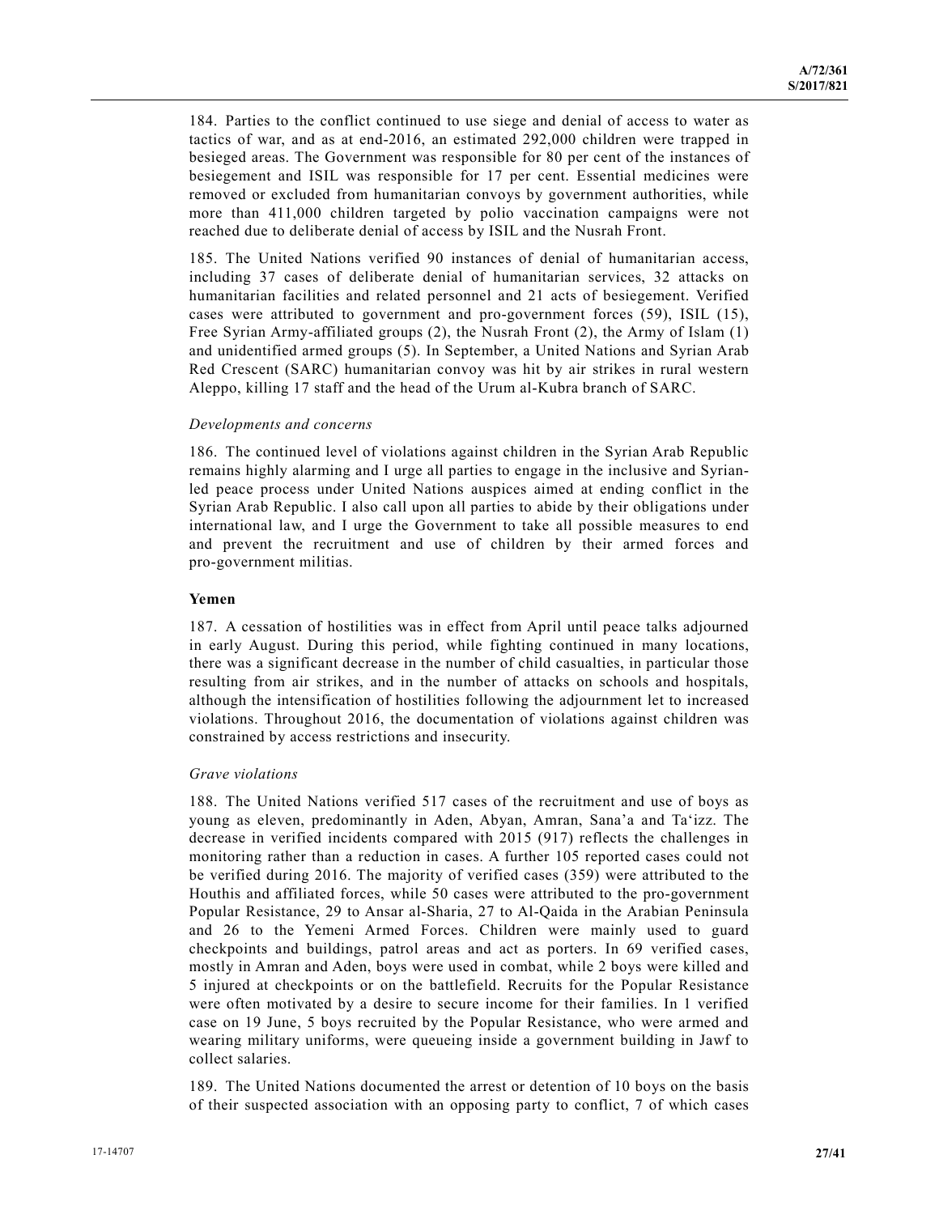184. Parties to the conflict continued to use siege and denial of access to water as tactics of war, and as at end-2016, an estimated 292,000 children were trapped in besieged areas. The Government was responsible for 80 per cent of the instances of besiegement and ISIL was responsible for 17 per cent. Essential medicines were removed or excluded from humanitarian convoys by government authorities, while more than 411,000 children targeted by polio vaccination campaigns were not reached due to deliberate denial of access by ISIL and the Nusrah Front.

185. The United Nations verified 90 instances of denial of humanitarian access, including 37 cases of deliberate denial of humanitarian services, 32 attacks on humanitarian facilities and related personnel and 21 acts of besiegement. Verified cases were attributed to government and pro-government forces (59), ISIL (15), Free Syrian Army-affiliated groups (2), the Nusrah Front (2), the Army of Islam (1) and unidentified armed groups (5). In September, a United Nations and Syrian Arab Red Crescent (SARC) humanitarian convoy was hit by air strikes in rural western Aleppo, killing 17 staff and the head of the Urum al-Kubra branch of SARC.

*Developments and concerns*

186. The continued level of violations against children in the Syrian Arab Republic remains highly alarming and I urge all parties to engage in the inclusive and Syrian-led peace process under United Nations auspices aimed at ending conflict in the Syrian Arab Republic. I also call upon all parties to abide by their obligations under international law, and I urge the Government to take all possible measures to end and prevent the recruitment and use of children by their armed forces and pro-government militias.

**Yemen**

187. A cessation of hostilities was in effect from April until peace talks adjourned in early August. During this period, while fighting continued in many locations, there was a significant decrease in the number of child casualties, in particular those resulting from air strikes, and in the number of attacks on schools and hospitals, although the intensification of hostilities following the adjournment let to increased violations. Throughout 2016, the documentation of violations against children was constrained by access restrictions and insecurity.

*Grave violations*

188. The United Nations verified 517 cases of the recruitment and use of boys as young as eleven, predominantly in Aden, Abyan, Amran, Sana'a and Ta'izz. The decrease in verified incidents compared with 2015 (917) reflects the challenges in monitoring rather than a reduction in cases. A further 105 reported cases could not be verified during 2016. The majority of verified cases (359) were attributed to the Houthis and affiliated forces, while 50 cases were attributed to the pro-government Popular Resistance, 29 to Ansar al-Sharia, 27 to Al-Qaida in the Arabian Peninsula and 26 to the Yemeni Armed Forces. Children were mainly used to guard checkpoints and buildings, patrol areas and act as porters. In 69 verified cases, mostly in Amran and Aden, boys were used in combat, while 2 boys were killed and 5 injured at checkpoints or on the battlefield. Recruits for the Popular Resistance were often motivated by a desire to secure income for their families. In 1 verified case on 19 June, 5 boys recruited by the Popular Resistance, who were armed and wearing military uniforms, were queueing inside a government building in Jawf to collect salaries.

189. The United Nations documented the arrest or detention of 10 boys on the basis of their suspected association with an opposing party to conflict, 7 of which cases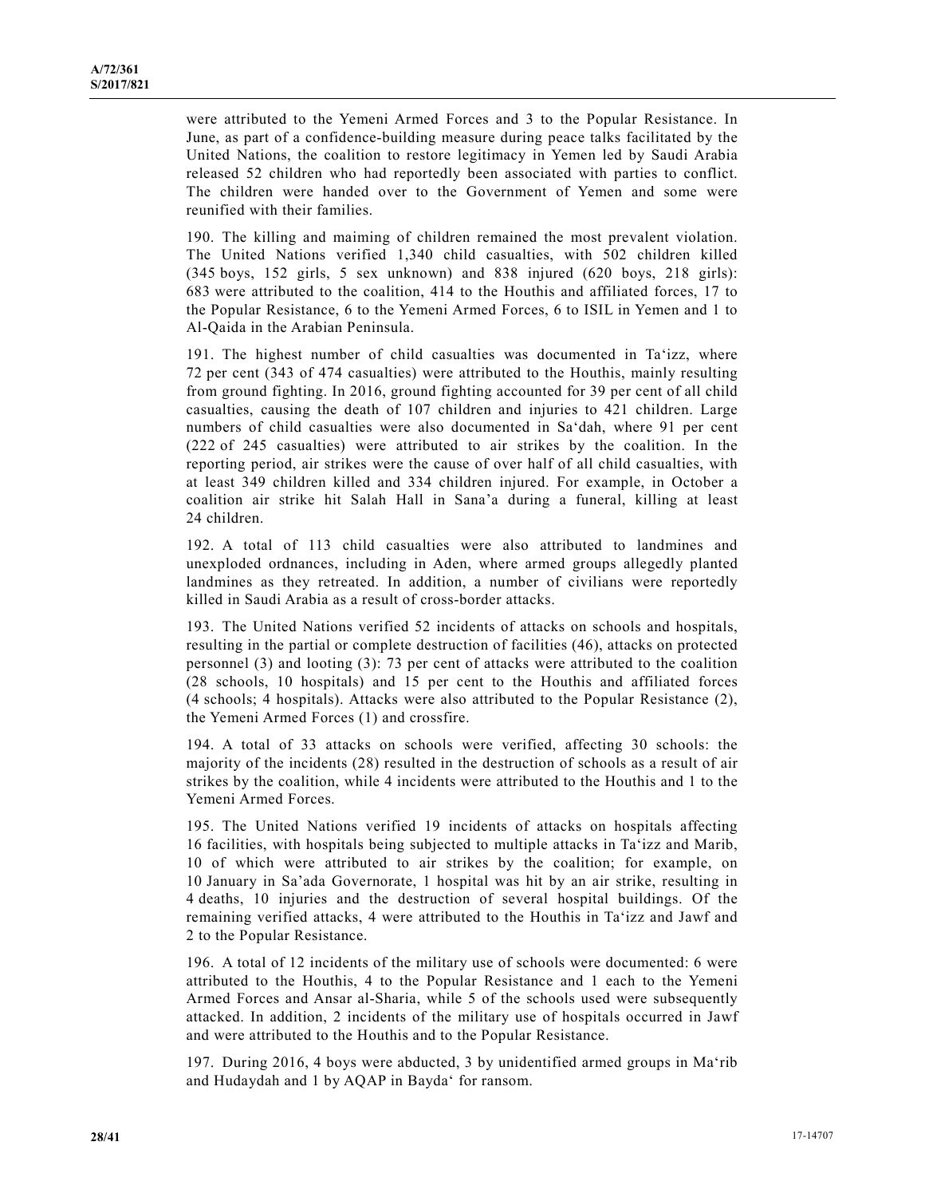were attributed to the Yemeni Armed Forces and 3 to the Popular Resistance. In June, as part of a confidence-building measure during peace talks facilitated by the United Nations, the coalition to restore legitimacy in Yemen led by Saudi Arabia released 52 children who had reportedly been associated with parties to conflict. The children were handed over to the Government of Yemen and some were reunified with their families.

190. The killing and maiming of children remained the most prevalent violation. The United Nations verified 1,340 child casualties, with 502 children killed (345 boys, 152 girls, 5 sex unknown) and 838 injured (620 boys, 218 girls): 683 were attributed to the coalition, 414 to the Houthis and affiliated forces, 17 to the Popular Resistance, 6 to the Yemeni Armed Forces, 6 to ISIL in Yemen and 1 to Al-Qaida in the Arabian Peninsula.

191. The highest number of child casualties was documented in Ta'izz, where 72 per cent (343 of 474 casualties) were attributed to the Houthis, mainly resulting from ground fighting. In 2016, ground fighting accounted for 39 per cent of all child casualties, causing the death of 107 children and injuries to 421 children. Large numbers of child casualties were also documented in Sa'dah, where 91 per cent (222 of 245 casualties) were attributed to air strikes by the coalition. In the reporting period, air strikes were the cause of over half of all child casualties, with at least 349 children killed and 334 children injured. For example, in October a coalition air strike hit Salah Hall in Sana'a during a funeral, killing at least 24 children.

192. A total of 113 child casualties were also attributed to landmines and unexploded ordnances, including in Aden, where armed groups allegedly planted landmines as they retreated. In addition, a number of civilians were reportedly killed in Saudi Arabia as a result of cross-border attacks.

193. The United Nations verified 52 incidents of attacks on schools and hospitals, resulting in the partial or complete destruction of facilities (46), attacks on protected personnel (3) and looting (3): 73 per cent of attacks were attributed to the coalition (28 schools, 10 hospitals) and 15 per cent to the Houthis and affiliated forces (4 schools; 4 hospitals). Attacks were also attributed to the Popular Resistance (2), the Yemeni Armed Forces (1) and crossfire.

194. A total of 33 attacks on schools were verified, affecting 30 schools: the majority of the incidents (28) resulted in the destruction of schools as a result of air strikes by the coalition, while 4 incidents were attributed to the Houthis and 1 to the Yemeni Armed Forces.

195. The United Nations verified 19 incidents of attacks on hospitals affecting 16 facilities, with hospitals being subjected to multiple attacks in Ta'izz and Marib, 10 of which were attributed to air strikes by the coalition; for example, on 10 January in Sa'ada Governorate, 1 hospital was hit by an air strike, resulting in 4 deaths, 10 injuries and the destruction of several hospital buildings. Of the remaining verified attacks, 4 were attributed to the Houthis in Ta'izz and Jawf and 2 to the Popular Resistance.

196. A total of 12 incidents of the military use of schools were documented: 6 were attributed to the Houthis, 4 to the Popular Resistance and 1 each to the Yemeni Armed Forces and Ansar al-Sharia, while 5 of the schools used were subsequently attacked. In addition, 2 incidents of the military use of hospitals occurred in Jawf and were attributed to the Houthis and to the Popular Resistance.

197. During 2016, 4 boys were abducted, 3 by unidentified armed groups in Ma'rib and Hudaydah and 1 by AQAP in Bayda' for ransom.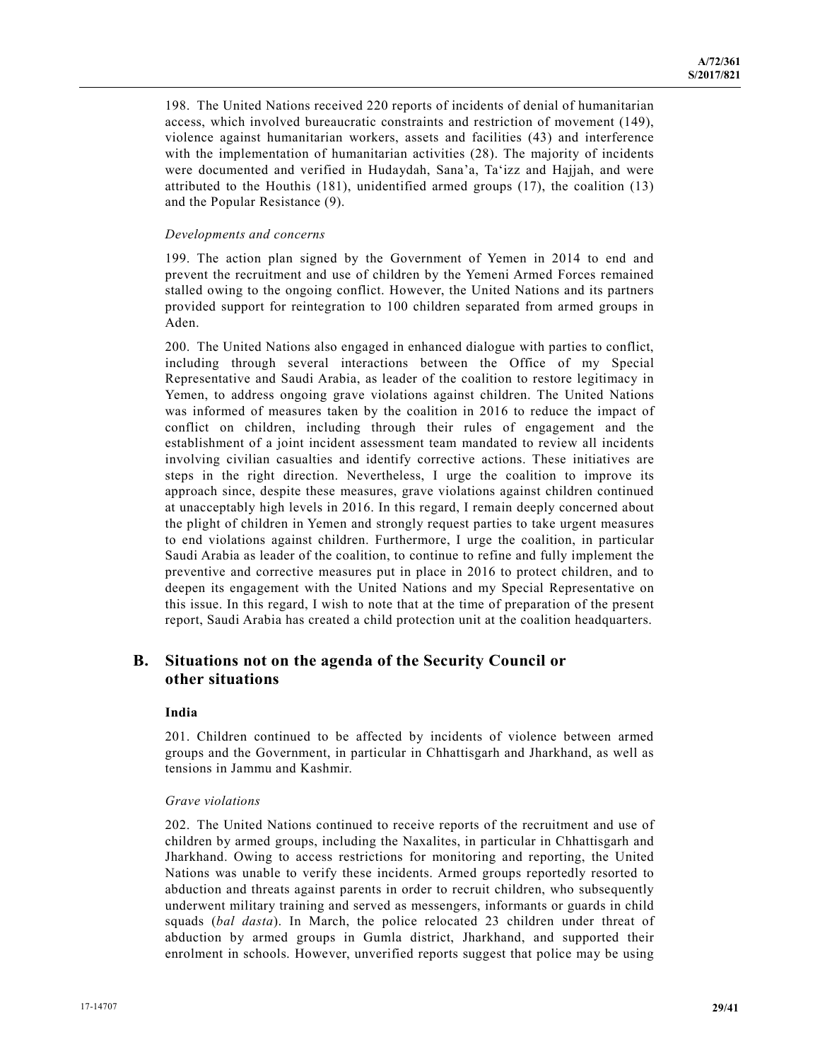198. The United Nations received 220 reports of incidents of denial of humanitarian access, which involved bureaucratic constraints and restriction of movement (149), violence against humanitarian workers, assets and facilities (43) and interference with the implementation of humanitarian activities (28). The majority of incidents were documented and verified in Hudaydah, Sana'a, Ta'izz and Hajjah, and were attributed to the Houthis (181), unidentified armed groups (17), the coalition (13) and the Popular Resistance (9).

*Developments and concerns*

199. The action plan signed by the Government of Yemen in 2014 to end and prevent the recruitment and use of children by the Yemeni Armed Forces remained stalled owing to the ongoing conflict. However, the United Nations and its partners provided support for reintegration to 100 children separated from armed groups in Aden.

200. The United Nations also engaged in enhanced dialogue with parties to conflict, including through several interactions between the Office of my Special Representative and Saudi Arabia, as leader of the coalition to restore legitimacy in Yemen, to address ongoing grave violations against children. The United Nations was informed of measures taken by the coalition in 2016 to reduce the impact of conflict on children, including through their rules of engagement and the establishment of a joint incident assessment team mandated to review all incidents involving civilian casualties and identify corrective actions. These initiatives are steps in the right direction. Nevertheless, I urge the coalition to improve its approach since, despite these measures, grave violations against children continued at unacceptably high levels in 2016. In this regard, I remain deeply concerned about the plight of children in Yemen and strongly request parties to take urgent measures to end violations against children. Furthermore, I urge the coalition, in particular Saudi Arabia as leader of the coalition, to continue to refine and fully implement the preventive and corrective measures put in place in 2016 to protect children, and to deepen its engagement with the United Nations and my Special Representative on this issue. In this regard, I wish to note that at the time of preparation of the present report, Saudi Arabia has created a child protection unit at the coalition headquarters.

## B. Situations not on the agenda of the Security Council or other situations

### India

201. Children continued to be affected by incidents of violence between armed groups and the Government, in particular in Chhattisgarh and Jharkhand, as well as tensions in Jammu and Kashmir.

*Grave violations*

202. The United Nations continued to receive reports of the recruitment and use of children by armed groups, including the Naxalites, in particular in Chhattisgarh and Jharkhand. Owing to access restrictions for monitoring and reporting, the United Nations was unable to verify these incidents. Armed groups reportedly resorted to abduction and threats against parents in order to recruit children, who subsequently underwent military training and served as messengers, informants or guards in child squads (*bal dasta*). In March, the police relocated 23 children under threat of abduction by armed groups in Gumla district, Jharkhand, and supported their enrolment in schools. However, unverified reports suggest that police may be using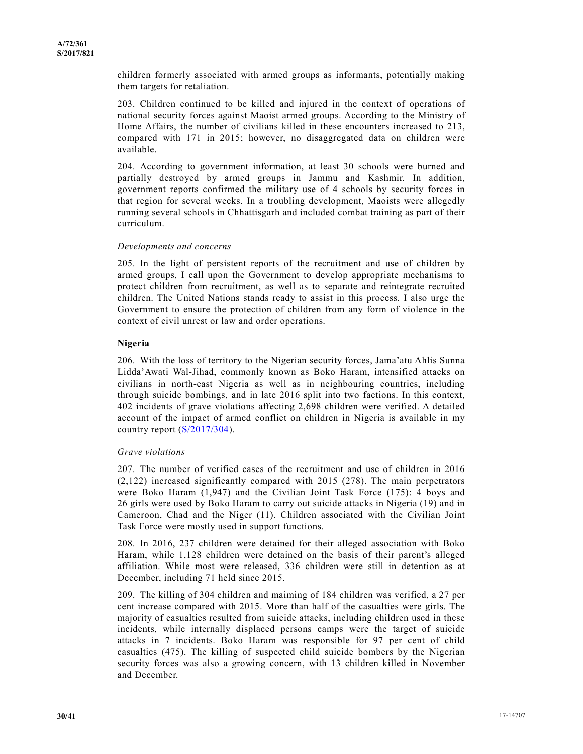children formerly associated with armed groups as informants, potentially making them targets for retaliation.

203. Children continued to be killed and injured in the context of operations of national security forces against Maoist armed groups. According to the Ministry of Home Affairs, the number of civilians killed in these encounters increased to 213, compared with 171 in 2015; however, no disaggregated data on children were available.

204. According to government information, at least 30 schools were burned and partially destroyed by armed groups in Jammu and Kashmir. In addition, government reports confirmed the military use of 4 schools by security forces in that region for several weeks. In a troubling development, Maoists were allegedly running several schools in Chhattisgarh and included combat training as part of their curriculum.

*Developments and concerns*

205. In the light of persistent reports of the recruitment and use of children by armed groups, I call upon the Government to develop appropriate mechanisms to protect children from recruitment, as well as to separate and reintegrate recruited children. The United Nations stands ready to assist in this process. I also urge the Government to ensure the protection of children from any form of violence in the context of civil unrest or law and order operations.

## Nigeria

206. With the loss of territory to the Nigerian security forces, Jama'atu Ahlis Sunna Lidda'Awati Wal-Jihad, commonly known as Boko Haram, intensified attacks on civilians in north-east Nigeria as well as in neighbouring countries, including through suicide bombings, and in late 2016 split into two factions. In this context, 402 incidents of grave violations affecting 2,698 children were verified. A detailed account of the impact of armed conflict on children in Nigeria is available in my country report (S/2017/304).

*Grave violations*

207. The number of verified cases of the recruitment and use of children in 2016 (2,122) increased significantly compared with 2015 (278). The main perpetrators were Boko Haram (1,947) and the Civilian Joint Task Force (175): 4 boys and 26 girls were used by Boko Haram to carry out suicide attacks in Nigeria (19) and in Cameroon, Chad and the Niger (11). Children associated with the Civilian Joint Task Force were mostly used in support functions.

208. In 2016, 237 children were detained for their alleged association with Boko Haram, while 1,128 children were detained on the basis of their parent's alleged affiliation. While most were released, 336 children were still in detention as at December, including 71 held since 2015.

209. The killing of 304 children and maiming of 184 children was verified, a 27 per cent increase compared with 2015. More than half of the casualties were girls. The majority of casualties resulted from suicide attacks, including children used in these incidents, while internally displaced persons camps were the target of suicide attacks in 7 incidents. Boko Haram was responsible for 97 per cent of child casualties (475). The killing of suspected child suicide bombers by the Nigerian security forces was also a growing concern, with 13 children killed in November and December.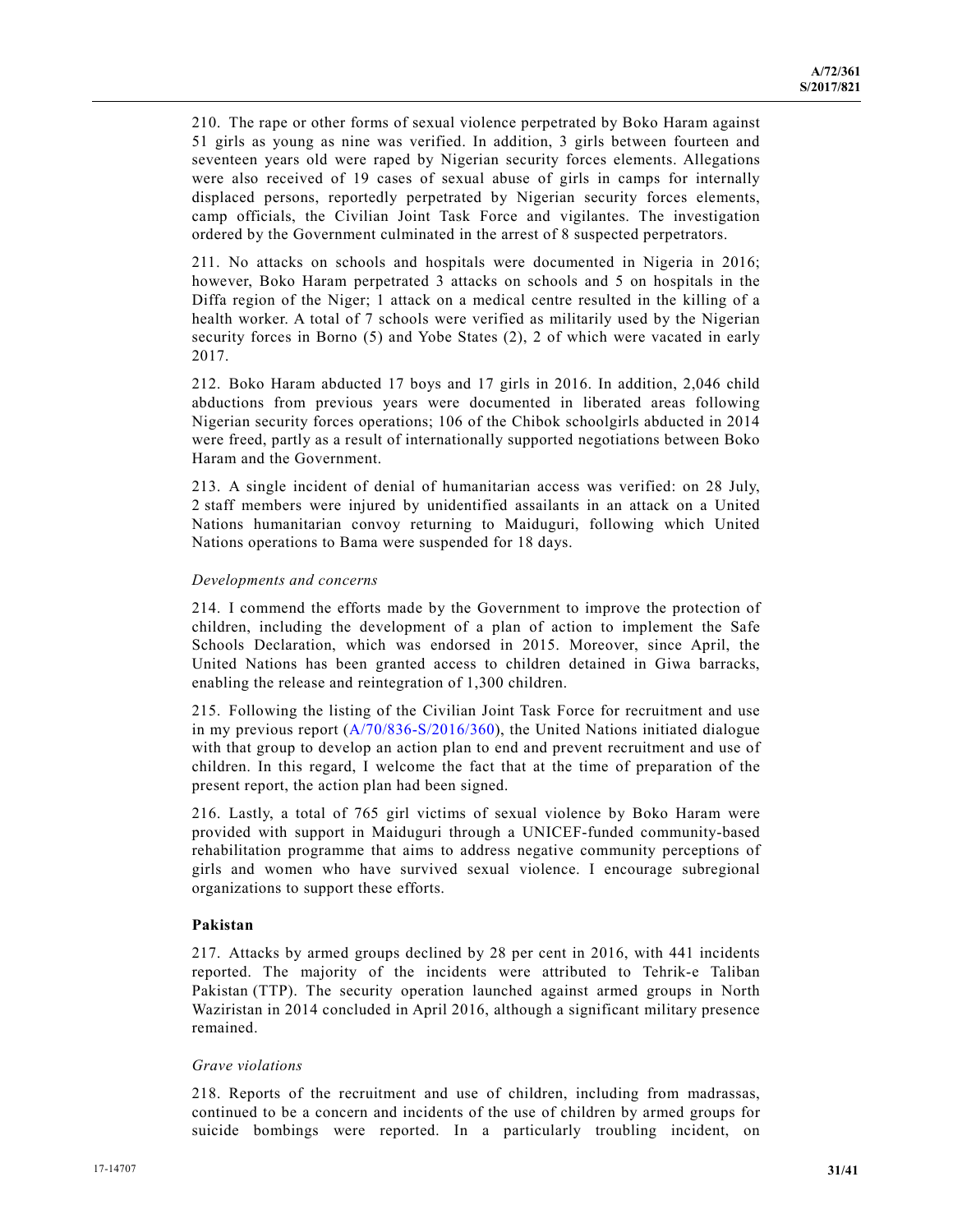210. The rape or other forms of sexual violence perpetrated by Boko Haram against 51 girls as young as nine was verified. In addition, 3 girls between fourteen and seventeen years old were raped by Nigerian security forces elements. Allegations were also received of 19 cases of sexual abuse of girls in camps for internally displaced persons, reportedly perpetrated by Nigerian security forces elements, camp officials, the Civilian Joint Task Force and vigilantes. The investigation ordered by the Government culminated in the arrest of 8 suspected perpetrators.

211. No attacks on schools and hospitals were documented in Nigeria in 2016; however, Boko Haram perpetrated 3 attacks on schools and 5 on hospitals in the Diffa region of the Niger; 1 attack on a medical centre resulted in the killing of a health worker. A total of 7 schools were verified as militarily used by the Nigerian security forces in Borno (5) and Yobe States (2), 2 of which were vacated in early 2017.

212. Boko Haram abducted 17 boys and 17 girls in 2016. In addition, 2,046 child abductions from previous years were documented in liberated areas following Nigerian security forces operations; 106 of the Chibok schoolgirls abducted in 2014 were freed, partly as a result of internationally supported negotiations between Boko Haram and the Government.

213. A single incident of denial of humanitarian access was verified: on 28 July, 2 staff members were injured by unidentified assailants in an attack on a United Nations humanitarian convoy returning to Maiduguri, following which United Nations operations to Bama were suspended for 18 days.

*Developments and concerns*

214. I commend the efforts made by the Government to improve the protection of children, including the development of a plan of action to implement the Safe Schools Declaration, which was endorsed in 2015. Moreover, since April, the United Nations has been granted access to children detained in Giwa barracks, enabling the release and reintegration of 1,300 children.

215. Following the listing of the Civilian Joint Task Force for recruitment and use in my previous report (A/70/836-S/2016/360), the United Nations initiated dialogue with that group to develop an action plan to end and prevent recruitment and use of children. In this regard, I welcome the fact that at the time of preparation of the present report, the action plan had been signed.

216. Lastly, a total of 765 girl victims of sexual violence by Boko Haram were provided with support in Maiduguri through a UNICEF-funded community-based rehabilitation programme that aims to address negative community perceptions of girls and women who have survived sexual violence. I encourage subregional organizations to support these efforts.

**Pakistan**

217. Attacks by armed groups declined by 28 per cent in 2016, with 441 incidents reported. The majority of the incidents were attributed to Tehrik-e Taliban Pakistan (TTP). The security operation launched against armed groups in North Waziristan in 2014 concluded in April 2016, although a significant military presence remained.

*Grave violations*

218. Reports of the recruitment and use of children, including from madrassas, continued to be a concern and incidents of the use of children by armed groups for suicide bombings were reported. In a particularly troubling incident, on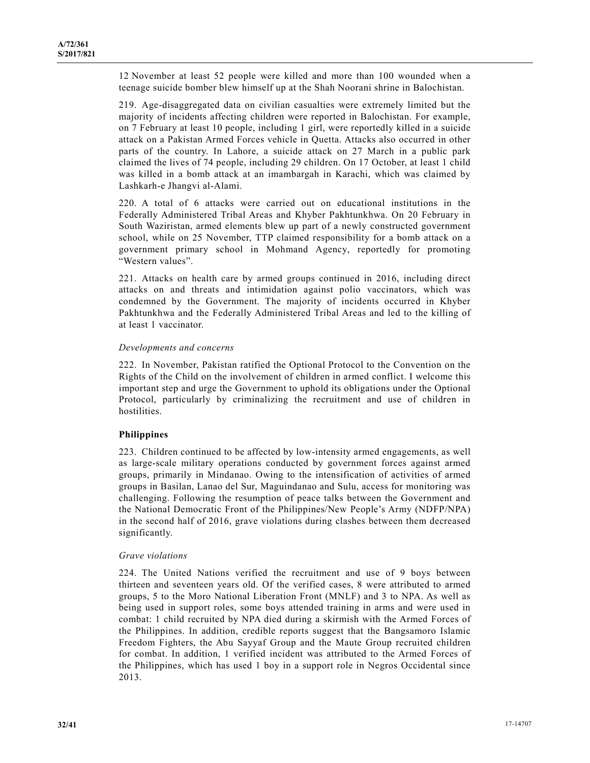12 November at least 52 people were killed and more than 100 wounded when a teenage suicide bomber blew himself up at the Shah Noorani shrine in Balochistan.

219. Age-disaggregated data on civilian casualties were extremely limited but the majority of incidents affecting children were reported in Balochistan. For example, on 7 February at least 10 people, including 1 girl, were reportedly killed in a suicide attack on a Pakistan Armed Forces vehicle in Quetta. Attacks also occurred in other parts of the country. In Lahore, a suicide attack on 27 March in a public park claimed the lives of 74 people, including 29 children. On 17 October, at least 1 child was killed in a bomb attack at an imambargah in Karachi, which was claimed by Lashkarh-e Jhangvi al-Alami.

220. A total of 6 attacks were carried out on educational institutions in the Federally Administered Tribal Areas and Khyber Pakhtunkhwa. On 20 February in South Waziristan, armed elements blew up part of a newly constructed government school, while on 25 November, TTP claimed responsibility for a bomb attack on a government primary school in Mohmand Agency, reportedly for promoting "Western values".

221. Attacks on health care by armed groups continued in 2016, including direct attacks on and threats and intimidation against polio vaccinators, which was condemned by the Government. The majority of incidents occurred in Khyber Pakhtunkhwa and the Federally Administered Tribal Areas and led to the killing of at least 1 vaccinator.

*Developments and concerns*

222. In November, Pakistan ratified the Optional Protocol to the Convention on the Rights of the Child on the involvement of children in armed conflict. I welcome this important step and urge the Government to uphold its obligations under the Optional Protocol, particularly by criminalizing the recruitment and use of children in hostilities.

## Philippines

223. Children continued to be affected by low-intensity armed engagements, as well as large-scale military operations conducted by government forces against armed groups, primarily in Mindanao. Owing to the intensification of activities of armed groups in Basilan, Lanao del Sur, Maguindanao and Sulu, access for monitoring was challenging. Following the resumption of peace talks between the Government and the National Democratic Front of the Philippines/New People's Army (NDFP/NPA) in the second half of 2016, grave violations during clashes between them decreased significantly.

*Grave violations*

224. The United Nations verified the recruitment and use of 9 boys between thirteen and seventeen years old. Of the verified cases, 8 were attributed to armed groups, 5 to the Moro National Liberation Front (MNLF) and 3 to NPA. As well as being used in support roles, some boys attended training in arms and were used in combat: 1 child recruited by NPA died during a skirmish with the Armed Forces of the Philippines. In addition, credible reports suggest that the Bangsamoro Islamic Freedom Fighters, the Abu Sayyaf Group and the Maute Group recruited children for combat. In addition, 1 verified incident was attributed to the Armed Forces of the Philippines, which has used 1 boy in a support role in Negros Occidental since 2013.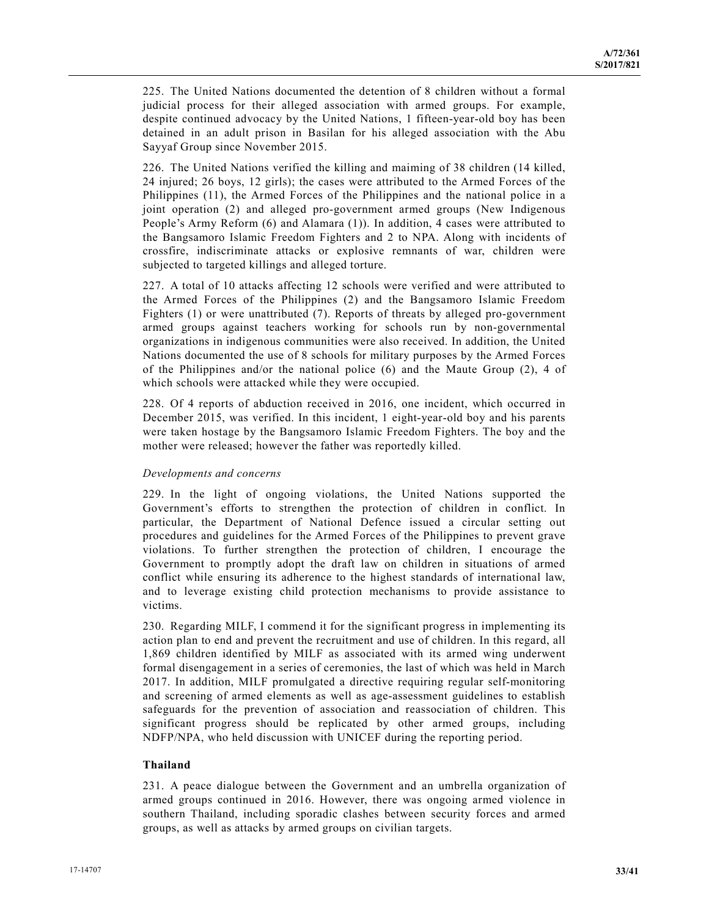225. The United Nations documented the detention of 8 children without a formal judicial process for their alleged association with armed groups. For example, despite continued advocacy by the United Nations, 1 fifteen-year-old boy has been detained in an adult prison in Basilan for his alleged association with the Abu Sayyaf Group since November 2015.

226. The United Nations verified the killing and maiming of 38 children (14 killed, 24 injured; 26 boys, 12 girls); the cases were attributed to the Armed Forces of the Philippines (11), the Armed Forces of the Philippines and the national police in a joint operation (2) and alleged pro-government armed groups (New Indigenous People's Army Reform (6) and Alamara (1)). In addition, 4 cases were attributed to the Bangsamoro Islamic Freedom Fighters and 2 to NPA. Along with incidents of crossfire, indiscriminate attacks or explosive remnants of war, children were subjected to targeted killings and alleged torture.

227. A total of 10 attacks affecting 12 schools were verified and were attributed to the Armed Forces of the Philippines (2) and the Bangsamoro Islamic Freedom Fighters (1) or were unattributed (7). Reports of threats by alleged pro-government armed groups against teachers working for schools run by non-governmental organizations in indigenous communities were also received. In addition, the United Nations documented the use of 8 schools for military purposes by the Armed Forces of the Philippines and/or the national police (6) and the Maute Group (2), 4 of which schools were attacked while they were occupied.

228. Of 4 reports of abduction received in 2016, one incident, which occurred in December 2015, was verified. In this incident, 1 eight-year-old boy and his parents were taken hostage by the Bangsamoro Islamic Freedom Fighters. The boy and the mother were released; however the father was reportedly killed.

*Developments and concerns*

229. In the light of ongoing violations, the United Nations supported the Government's efforts to strengthen the protection of children in conflict. In particular, the Department of National Defence issued a circular setting out procedures and guidelines for the Armed Forces of the Philippines to prevent grave violations. To further strengthen the protection of children, I encourage the Government to promptly adopt the draft law on children in situations of armed conflict while ensuring its adherence to the highest standards of international law, and to leverage existing child protection mechanisms to provide assistance to victims.

230. Regarding MILF, I commend it for the significant progress in implementing its action plan to end and prevent the recruitment and use of children. In this regard, all 1,869 children identified by MILF as associated with its armed wing underwent formal disengagement in a series of ceremonies, the last of which was held in March 2017. In addition, MILF promulgated a directive requiring regular self-monitoring and screening of armed elements as well as age-assessment guidelines to establish safeguards for the prevention of association and reassociation of children. This significant progress should be replicated by other armed groups, including NDFP/NPA, who held discussion with UNICEF during the reporting period.

**Thailand**

231. A peace dialogue between the Government and an umbrella organization of armed groups continued in 2016. However, there was ongoing armed violence in southern Thailand, including sporadic clashes between security forces and armed groups, as well as attacks by armed groups on civilian targets.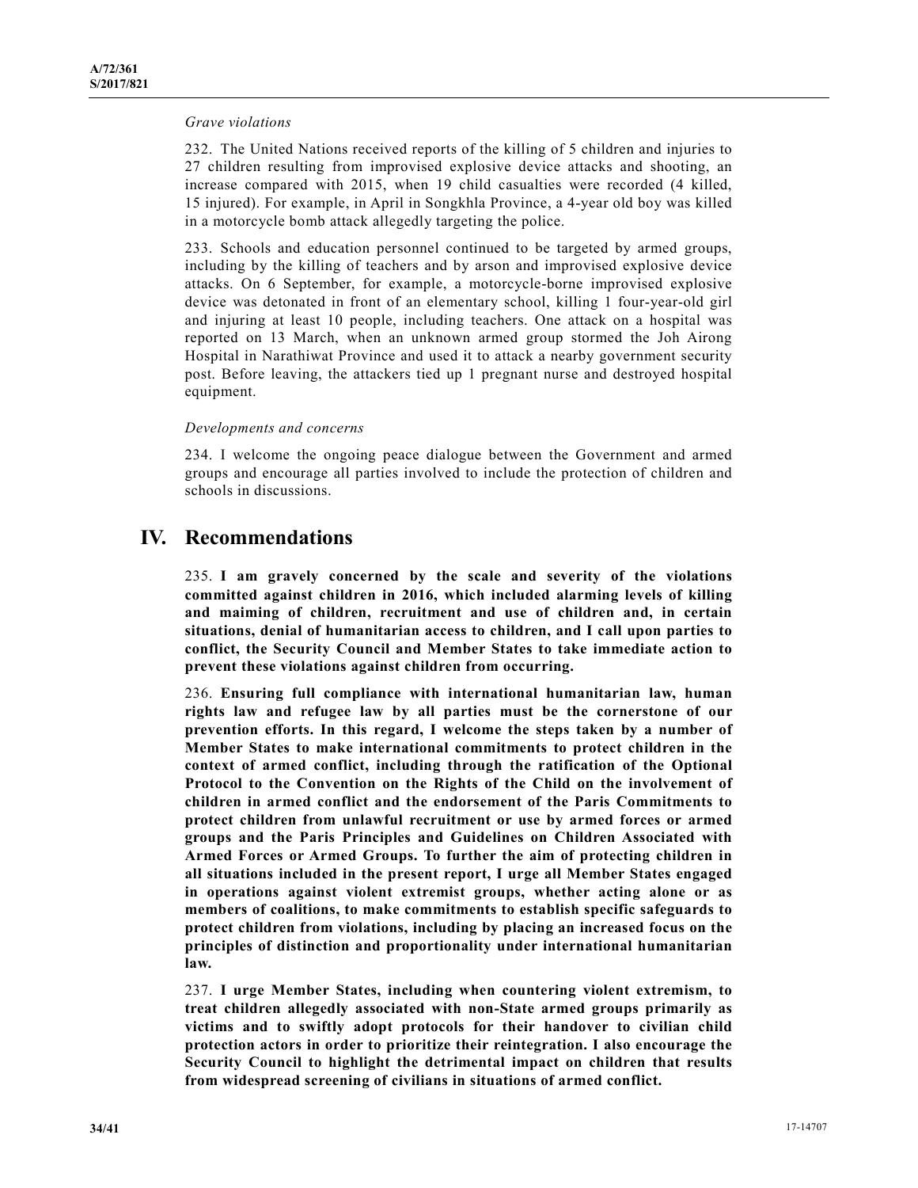*Grave violations*

232. The United Nations received reports of the killing of 5 children and injuries to 27 children resulting from improvised explosive device attacks and shooting, an increase compared with 2015, when 19 child casualties were recorded (4 killed, 15 injured). For example, in April in Songkhla Province, a 4-year old boy was killed in a motorcycle bomb attack allegedly targeting the police.

233. Schools and education personnel continued to be targeted by armed groups, including by the killing of teachers and by arson and improvised explosive device attacks. On 6 September, for example, a motorcycle-borne improvised explosive device was detonated in front of an elementary school, killing 1 four-year-old girl and injuring at least 10 people, including teachers. One attack on a hospital was reported on 13 March, when an unknown armed group stormed the Joh Airong Hospital in Narathiwat Province and used it to attack a nearby government security post. Before leaving, the attackers tied up 1 pregnant nurse and destroyed hospital equipment.

*Developments and concerns*

234. I welcome the ongoing peace dialogue between the Government and armed groups and encourage all parties involved to include the protection of children and schools in discussions.

# IV. Recommendations

235. **I am gravely concerned by the scale and severity of the violations committed against children in 2016, which included alarming levels of killing and maiming of children, recruitment and use of children and, in certain situations, denial of humanitarian access to children, and I call upon parties to conflict, the Security Council and Member States to take immediate action to prevent these violations against children from occurring.**

236. **Ensuring full compliance with international humanitarian law, human rights law and refugee law by all parties must be the cornerstone of our prevention efforts. In this regard, I welcome the steps taken by a number of Member States to make international commitments to protect children in the context of armed conflict, including through the ratification of the Optional Protocol to the Convention on the Rights of the Child on the involvement of children in armed conflict and the endorsement of the Paris Commitments to protect children from unlawful recruitment or use by armed forces or armed groups and the Paris Principles and Guidelines on Children Associated with Armed Forces or Armed Groups. To further the aim of protecting children in all situations included in the present report, I urge all Member States engaged in operations against violent extremist groups, whether acting alone or as members of coalitions, to make commitments to establish specific safeguards to protect children from violations, including by placing an increased focus on the principles of distinction and proportionality under international humanitarian law.**

237. **I urge Member States, including when countering violent extremism, to treat children allegedly associated with non-State armed groups primarily as victims and to swiftly adopt protocols for their handover to civilian child protection actors in order to prioritize their reintegration. I also encourage the Security Council to highlight the detrimental impact on children that results from widespread screening of civilians in situations of armed conflict.**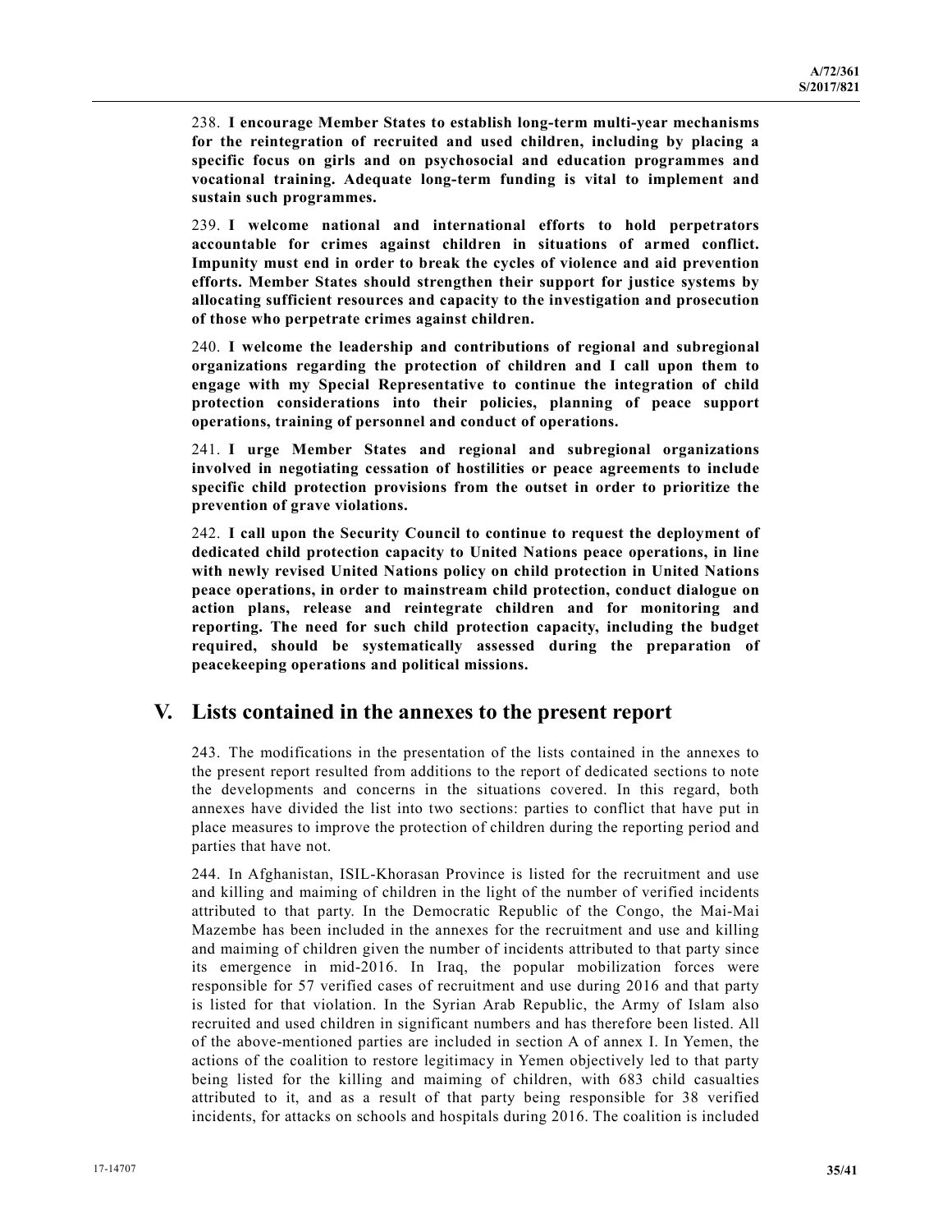238. **I encourage Member States to establish long-term multi-year mechanisms for the reintegration of recruited and used children, including by placing a specific focus on girls and on psychosocial and education programmes and vocational training. Adequate long-term funding is vital to implement and sustain such programmes.**

239. **I welcome national and international efforts to hold perpetrators accountable for crimes against children in situations of armed conflict. Impunity must end in order to break the cycles of violence and aid prevention efforts. Member States should strengthen their support for justice systems by allocating sufficient resources and capacity to the investigation and prosecution of those who perpetrate crimes against children.**

240. **I welcome the leadership and contributions of regional and subregional organizations regarding the protection of children and I call upon them to engage with my Special Representative to continue the integration of child protection considerations into their policies, planning of peace support operations, training of personnel and conduct of operations.**

241. **I urge Member States and regional and subregional organizations involved in negotiating cessation of hostilities or peace agreements to include specific child protection provisions from the outset in order to prioritize the prevention of grave violations.**

242. **I call upon the Security Council to continue to request the deployment of dedicated child protection capacity to United Nations peace operations, in line with newly revised United Nations policy on child protection in United Nations peace operations, in order to mainstream child protection, conduct dialogue on action plans, release and reintegrate children and for monitoring and reporting. The need for such child protection capacity, including the budget required, should be systematically assessed during the preparation of peacekeeping operations and political missions.**

## V. Lists contained in the annexes to the present report

243. The modifications in the presentation of the lists contained in the annexes to the present report resulted from additions to the report of dedicated sections to note the developments and concerns in the situations covered. In this regard, both annexes have divided the list into two sections: parties to conflict that have put in place measures to improve the protection of children during the reporting period and parties that have not.

244. In Afghanistan, ISIL-Khorasan Province is listed for the recruitment and use and killing and maiming of children in the light of the number of verified incidents attributed to that party. In the Democratic Republic of the Congo, the Mai-Mai Mazembe has been included in the annexes for the recruitment and use and killing and maiming of children given the number of incidents attributed to that party since its emergence in mid-2016. In Iraq, the popular mobilization forces were responsible for 57 verified cases of recruitment and use during 2016 and that party is listed for that violation. In the Syrian Arab Republic, the Army of Islam also recruited and used children in significant numbers and has therefore been listed. All of the above-mentioned parties are included in section A of annex I. In Yemen, the actions of the coalition to restore legitimacy in Yemen objectively led to that party being listed for the killing and maiming of children, with 683 child casualties attributed to it, and as a result of that party being responsible for 38 verified incidents, for attacks on schools and hospitals during 2016. The coalition is included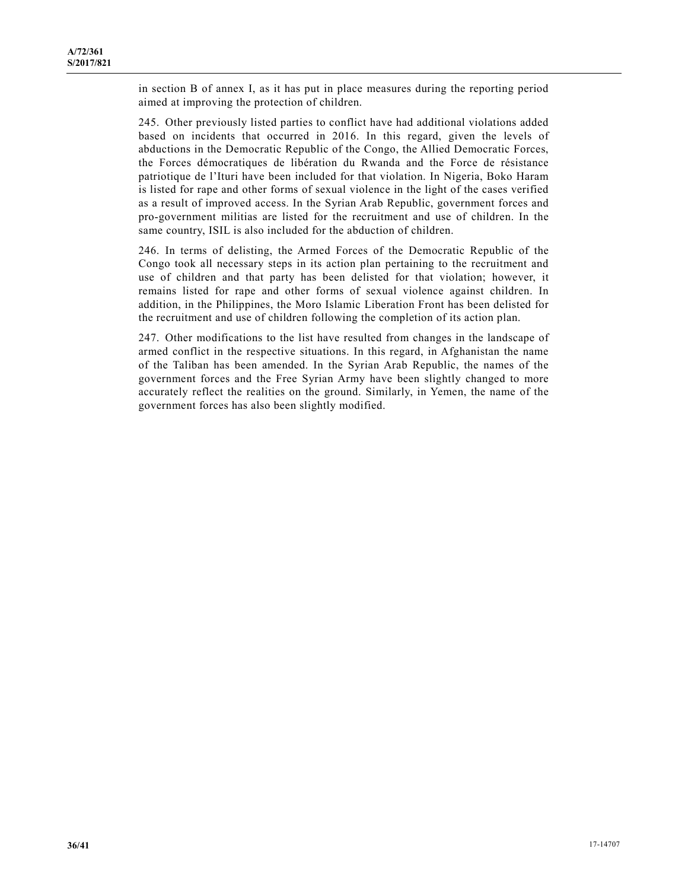in section B of annex I, as it has put in place measures during the reporting period aimed at improving the protection of children.

245. Other previously listed parties to conflict have had additional violations added based on incidents that occurred in 2016. In this regard, given the levels of abductions in the Democratic Republic of the Congo, the Allied Democratic Forces, the Forces démocratiques de libération du Rwanda and the Force de résistance patriotique de l'Ituri have been included for that violation. In Nigeria, Boko Haram is listed for rape and other forms of sexual violence in the light of the cases verified as a result of improved access. In the Syrian Arab Republic, government forces and pro-government militias are listed for the recruitment and use of children. In the same country, ISIL is also included for the abduction of children.

246. In terms of delisting, the Armed Forces of the Democratic Republic of the Congo took all necessary steps in its action plan pertaining to the recruitment and use of children and that party has been delisted for that violation; however, it remains listed for rape and other forms of sexual violence against children. In addition, in the Philippines, the Moro Islamic Liberation Front has been delisted for the recruitment and use of children following the completion of its action plan.

247. Other modifications to the list have resulted from changes in the landscape of armed conflict in the respective situations. In this regard, in Afghanistan the name of the Taliban has been amended. In the Syrian Arab Republic, the names of the government forces and the Free Syrian Army have been slightly changed to more accurately reflect the realities on the ground. Similarly, in Yemen, the name of the government forces has also been slightly modified.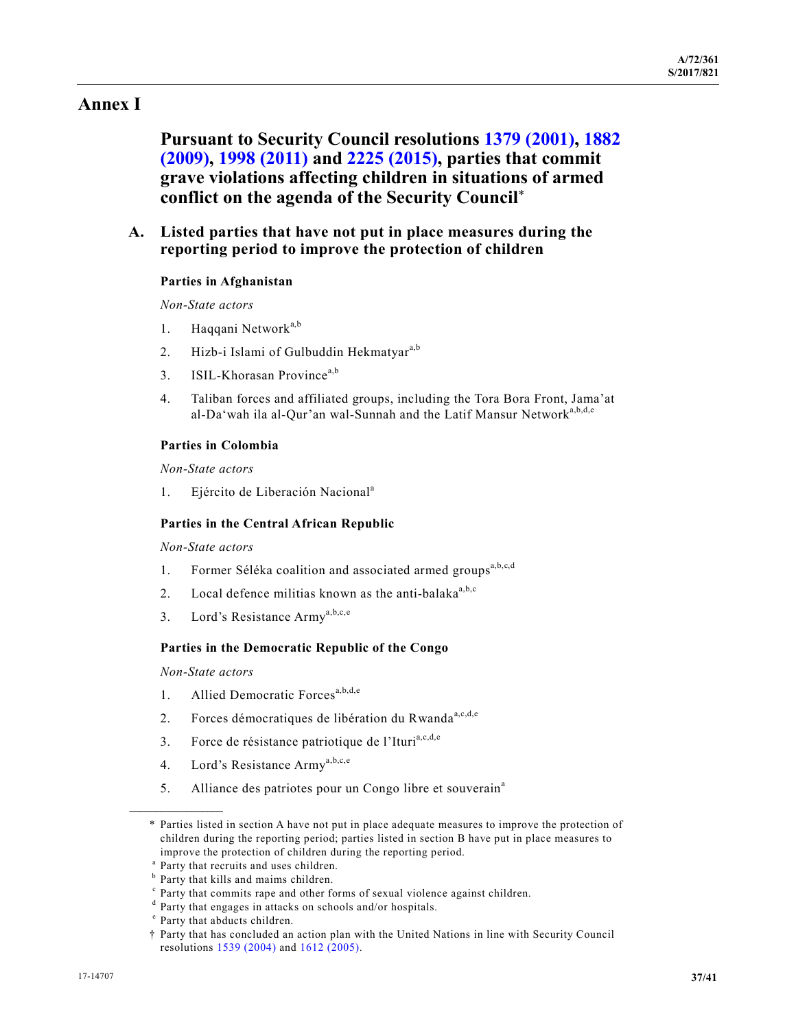# Annex I

## Pursuant to Security Council resolutions 1379 (2001), 1882 (2009), 1998 (2011) and 2225 (2015), parties that commit grave violations affecting children in situations of armed conflict on the agenda of the Security Council*

### A. Listed parties that have not put in place measures during the reporting period to improve the protection of children

#### Parties in Afghanistan

*Non-State actors*

1. Haqqani Network[a,b]
2. Hizb-i Islami of Gulbuddin Hekmatyar[a,b]
3. ISIL-Khorasan Province[a,b]
4. Taliban forces and affiliated groups, including the Tora Bora Front, Jama'at al-Da'wah ila al-Qur'an wal-Sunnah and the Latif Mansur Network[a,b,d,e]

#### Parties in Colombia

*Non-State actors*

1. Ejército de Liberación Nacional[a]

#### Parties in the Central African Republic

*Non-State actors*

1. Former Séléka coalition and associated armed groups[a,b,c,d]
2. Local defence militias known as the anti-balaka[a,b,c]
3. Lord's Resistance Army[a,b,c,e]

#### Parties in the Democratic Republic of the Congo

*Non-State actors*

1. Allied Democratic Forces[a,b,d,e]
2. Forces démocratiques de libération du Rwanda[a,c,d,e]
3. Force de résistance patriotique de l'Ituri[a,c,d,e]
4. Lord's Resistance Army[a,b,c,e]
5. Alliance des patriotes pour un Congo libre et souverain[a]

---

\* Parties listed in section A have not put in place adequate measures to improve the protection of children during the reporting period; parties listed in section B have put in place measures to improve the protection of children during the reporting period.

[a] Party that recruits and uses children.

[b] Party that kills and maims children.

[c] Party that commits rape and other forms of sexual violence against children.

[d] Party that engages in attacks on schools and/or hospitals.

[e] Party that abducts children.

† Party that has concluded an action plan with the United Nations in line with Security Council resolutions 1539 (2004) and 1612 (2005).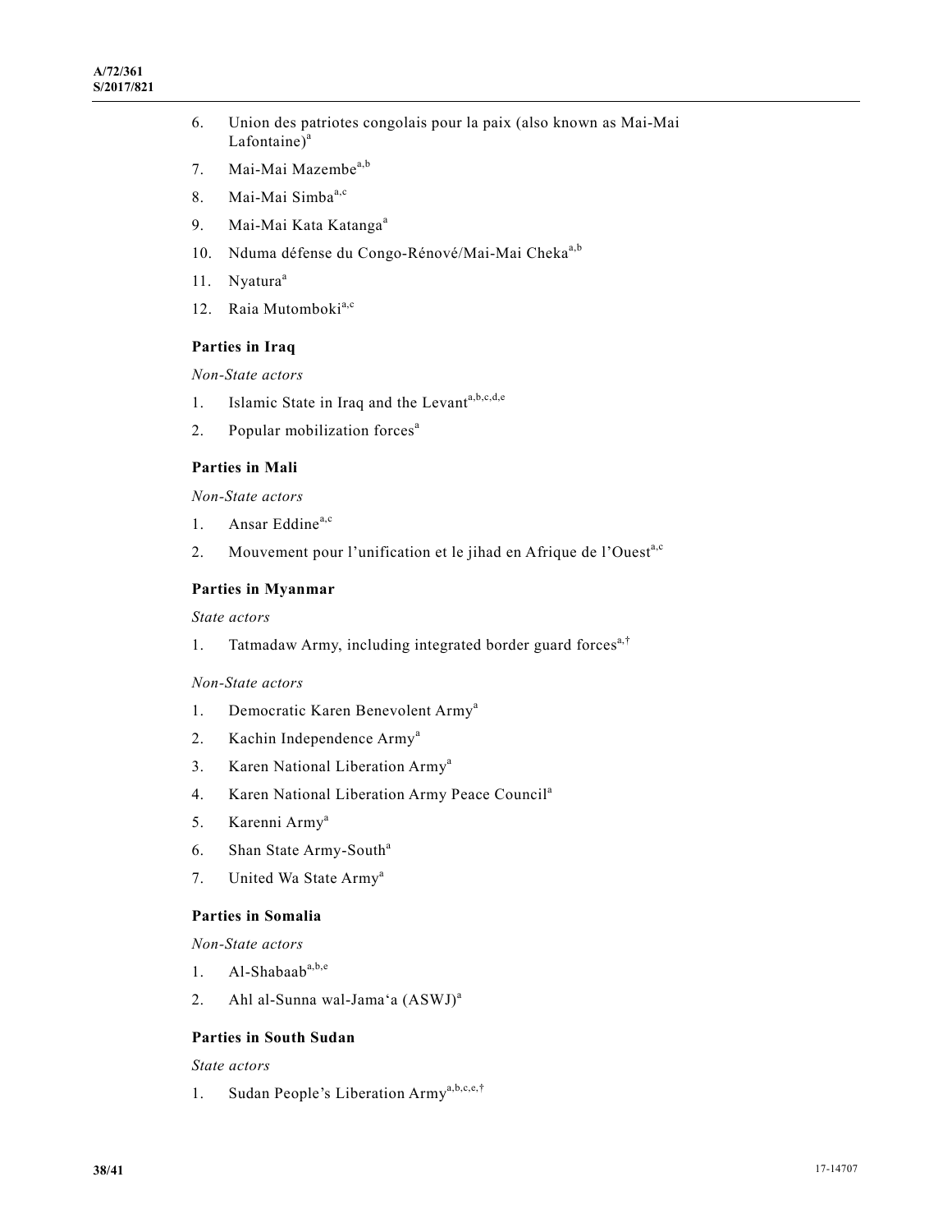6. Union des patriotes congolais pour la paix (also known as Mai-Mai Lafontaine)[a]
7. Mai-Mai Mazembe[a,b]
8. Mai-Mai Simba[a,c]
9. Mai-Mai Kata Katanga[a]
10. Nduma défense du Congo-Rénové/Mai-Mai Cheka[a,b]
11. Nyatura[a]
12. Raia Mutomboki[a,c]

**Parties in Iraq**

*Non-State actors*

1. Islamic State in Iraq and the Levant[a,b,c,d,e]
2. Popular mobilization forces[a]

**Parties in Mali**

*Non-State actors*

1. Ansar Eddine[a,c]
2. Mouvement pour l'unification et le jihad en Afrique de l'Ouest[a,c]

**Parties in Myanmar**

*State actors*

1. Tatmadaw Army, including integrated border guard forces[a,†]

*Non-State actors*

1. Democratic Karen Benevolent Army[a]
2. Kachin Independence Army[a]
3. Karen National Liberation Army[a]
4. Karen National Liberation Army Peace Council[a]
5. Karenni Army[a]
6. Shan State Army-South[a]
7. United Wa State Army[a]

**Parties in Somalia**

*Non-State actors*

1. Al-Shabaab[a,b,e]
2. Ahl al-Sunna wal-Jama'a (ASWJ)[a]

**Parties in South Sudan**

*State actors*

1. Sudan People's Liberation Army[a,b,c,e,†]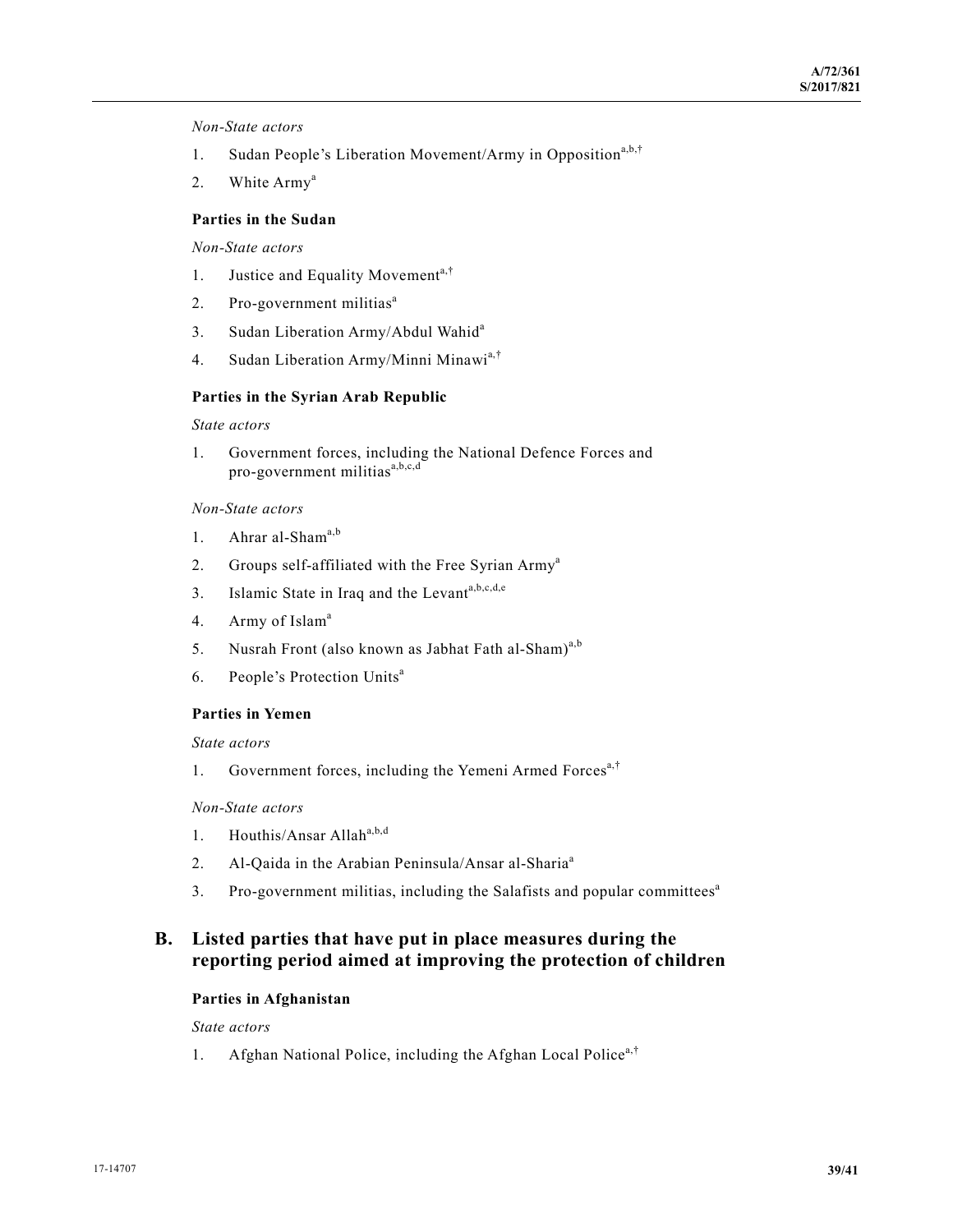*Non-State actors*

1. Sudan People's Liberation Movement/Army in Opposition[a,b,†]
2. White Army[a]

**Parties in the Sudan**

*Non-State actors*

1. Justice and Equality Movement[a,†]
2. Pro-government militias[a]
3. Sudan Liberation Army/Abdul Wahid[a]
4. Sudan Liberation Army/Minni Minawi[a,†]

**Parties in the Syrian Arab Republic**

*State actors*

1. Government forces, including the National Defence Forces and pro-government militias[a,b,c,d]

*Non-State actors*

1. Ahrar al-Sham[a,b]
2. Groups self-affiliated with the Free Syrian Army[a]
3. Islamic State in Iraq and the Levant[a,b,c,d,e]
4. Army of Islam[a]
5. Nusrah Front (also known as Jabhat Fath al-Sham)[a,b]
6. People's Protection Units[a]

**Parties in Yemen**

*State actors*

1. Government forces, including the Yemeni Armed Forces[a,†]

*Non-State actors*

1. Houthis/Ansar Allah[a,b,d]
2. Al-Qaida in the Arabian Peninsula/Ansar al-Sharia[a]
3. Pro-government militias, including the Salafists and popular committees[a]

## B. Listed parties that have put in place measures during the reporting period aimed at improving the protection of children

**Parties in Afghanistan**

*State actors*

1. Afghan National Police, including the Afghan Local Police[a,†]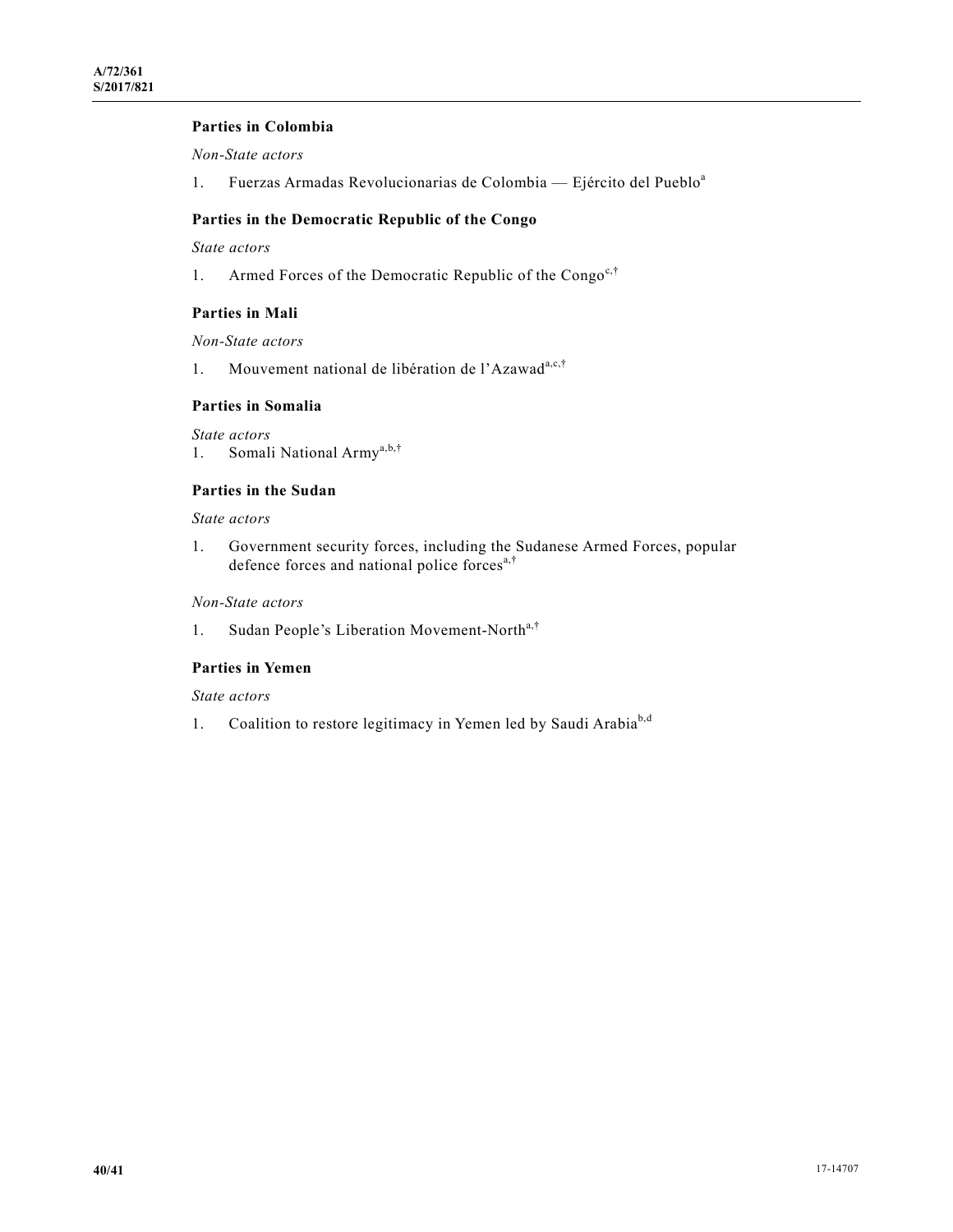**Parties in Colombia**

*Non-State actors*

1. Fuerzas Armadas Revolucionarias de Colombia — Ejército del Pueblo[a]

**Parties in the Democratic Republic of the Congo**

*State actors*

1. Armed Forces of the Democratic Republic of the Congo[c,†]

**Parties in Mali**

*Non-State actors*

1. Mouvement national de libération de l'Azawad[a,c,†]

**Parties in Somalia**

*State actors*

1. Somali National Army[a,b,†]

**Parties in the Sudan**

*State actors*

1. Government security forces, including the Sudanese Armed Forces, popular defence forces and national police forces[a,†]

*Non-State actors*

1. Sudan People's Liberation Movement-North[a,†]

**Parties in Yemen**

*State actors*

1. Coalition to restore legitimacy in Yemen led by Saudi Arabia[b,d]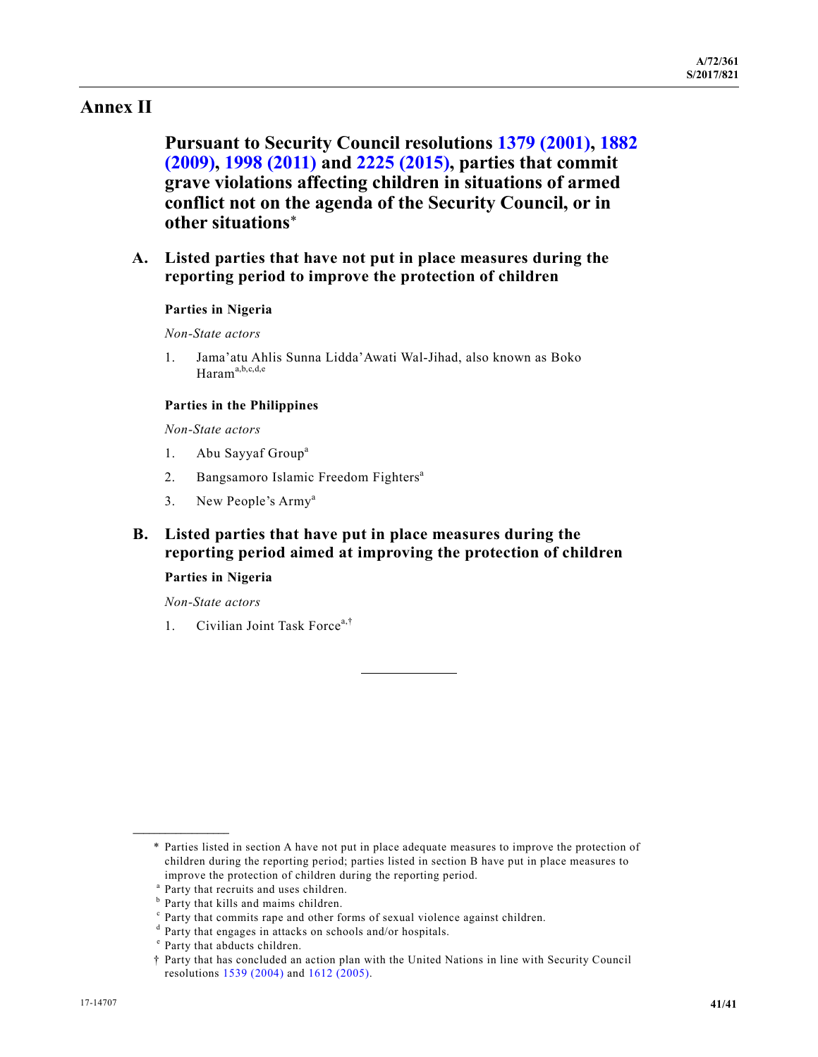# Annex II

## Pursuant to Security Council resolutions 1379 (2001), 1882 (2009), 1998 (2011) and 2225 (2015), parties that commit grave violations affecting children in situations of armed conflict not on the agenda of the Security Council, or in other situations*

### A. Listed parties that have not put in place measures during the reporting period to improve the protection of children

**Parties in Nigeria**

*Non-State actors*

1. Jama'atu Ahlis Sunna Lidda'Awati Wal-Jihad, also known as Boko Haram[a,b,c,d,e]

**Parties in the Philippines**

*Non-State actors*

1. Abu Sayyaf Group[a]
2. Bangsamoro Islamic Freedom Fighters[a]
3. New People's Army[a]

### B. Listed parties that have put in place measures during the reporting period aimed at improving the protection of children

**Parties in Nigeria**

*Non-State actors*

1. Civilian Joint Task Force[a,†]

---

\* Parties listed in section A have not put in place adequate measures to improve the protection of children during the reporting period; parties listed in section B have put in place measures to improve the protection of children during the reporting period.

[a] Party that recruits and uses children.

[b] Party that kills and maims children.

[c] Party that commits rape and other forms of sexual violence against children.

[d] Party that engages in attacks on schools and/or hospitals.

[e] Party that abducts children.

† Party that has concluded an action plan with the United Nations in line with Security Council resolutions 1539 (2004) and 1612 (2005).